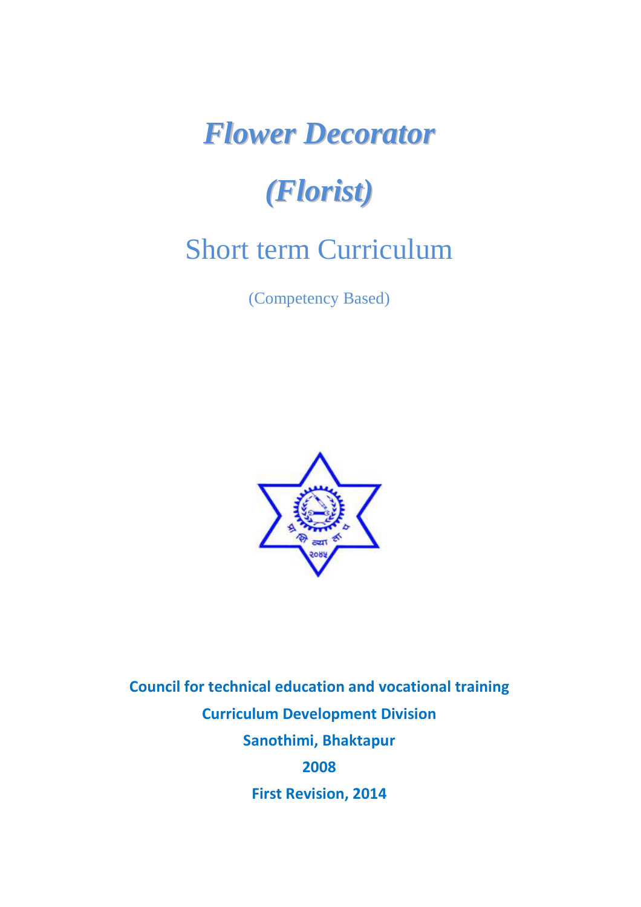# *Flower Decorator*

# *(Florist)*

## Short term Curriculum

(Competency Based)

**Council for technical education and vocational training**

**Curriculum Development Division**

**Sanothimi, Bhaktapur**

**2008**

**First Revision, 2014**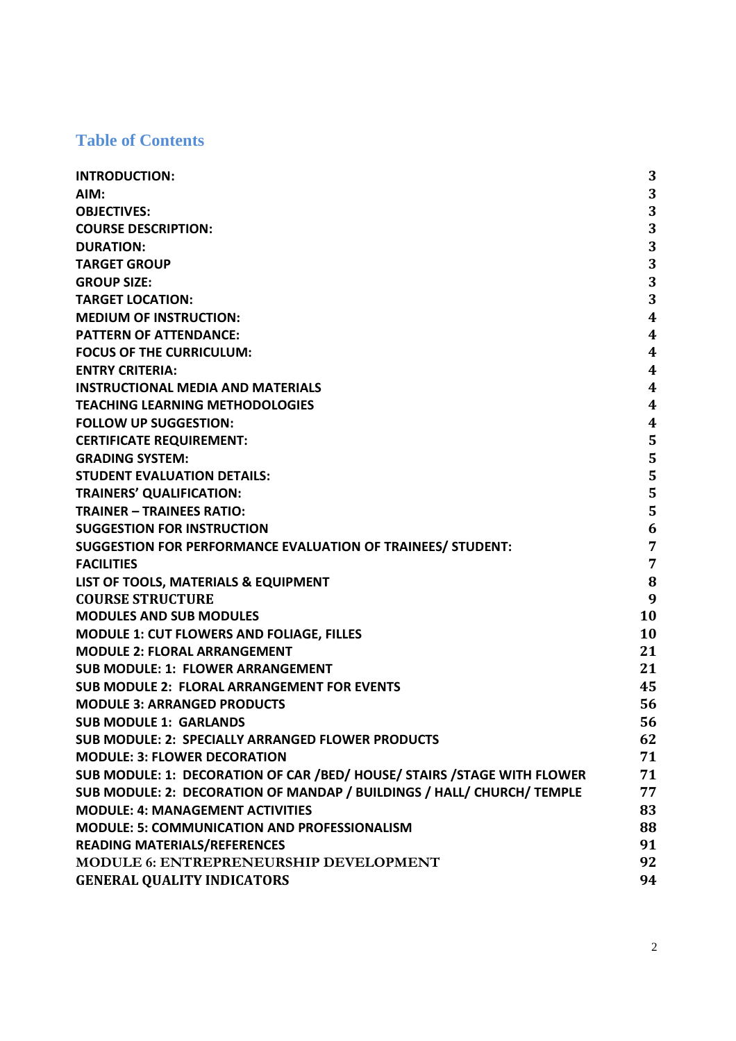## Table of Contents

| | |
|---|---|
| **INTRODUCTION:** | 3 |
| **AIM:** | 3 |
| **OBJECTIVES:** | 3 |
| **COURSE DESCRIPTION:** | 3 |
| **DURATION:** | 3 |
| **TARGET GROUP** | 3 |
| **GROUP SIZE:** | 3 |
| **TARGET LOCATION:** | 3 |
| **MEDIUM OF INSTRUCTION:** | 4 |
| **PATTERN OF ATTENDANCE:** | 4 |
| **FOCUS OF THE CURRICULUM:** | 4 |
| **ENTRY CRITERIA:** | 4 |
| **INSTRUCTIONAL MEDIA AND MATERIALS** | 4 |
| **TEACHING LEARNING METHODOLOGIES** | 4 |
| **FOLLOW UP SUGGESTION:** | 4 |
| **CERTIFICATE REQUIREMENT:** | 5 |
| **GRADING SYSTEM:** | 5 |
| **STUDENT EVALUATION DETAILS:** | 5 |
| **TRAINERS' QUALIFICATION:** | 5 |
| **TRAINER – TRAINEES RATIO:** | 5 |
| **SUGGESTION FOR INSTRUCTION** | 6 |
| **SUGGESTION FOR PERFORMANCE EVALUATION OF TRAINEES/ STUDENT:** | 7 |
| **FACILITIES** | 7 |
| **LIST OF TOOLS, MATERIALS & EQUIPMENT** | 8 |
| **COURSE STRUCTURE** | 9 |
| **MODULES AND SUB MODULES** | 10 |
| **MODULE 1: CUT FLOWERS AND FOLIAGE, FILLES** | 10 |
| **MODULE 2: FLORAL ARRANGEMENT** | 21 |
| **SUB MODULE: 1: FLOWER ARRANGEMENT** | 21 |
| **SUB MODULE 2: FLORAL ARRANGEMENT FOR EVENTS** | 45 |
| **MODULE 3: ARRANGED PRODUCTS** | 56 |
| **SUB MODULE 1: GARLANDS** | 56 |
| **SUB MODULE: 2: SPECIALLY ARRANGED FLOWER PRODUCTS** | 62 |
| **MODULE: 3: FLOWER DECORATION** | 71 |
| **SUB MODULE: 1: DECORATION OF CAR /BED/ HOUSE/ STAIRS /STAGE WITH FLOWER** | 71 |
| **SUB MODULE: 2: DECORATION OF MANDAP / BUILDINGS / HALL/ CHURCH/ TEMPLE** | 77 |
| **MODULE: 4: MANAGEMENT ACTIVITIES** | 83 |
| **MODULE: 5: COMMUNICATION AND PROFESSIONALISM** | 88 |
| **READING MATERIALS/REFERENCES** | 91 |
| **MODULE 6: ENTREPRENEURSHIP DEVELOPMENT** | 92 |
| **GENERAL QUALITY INDICATORS** | 94 |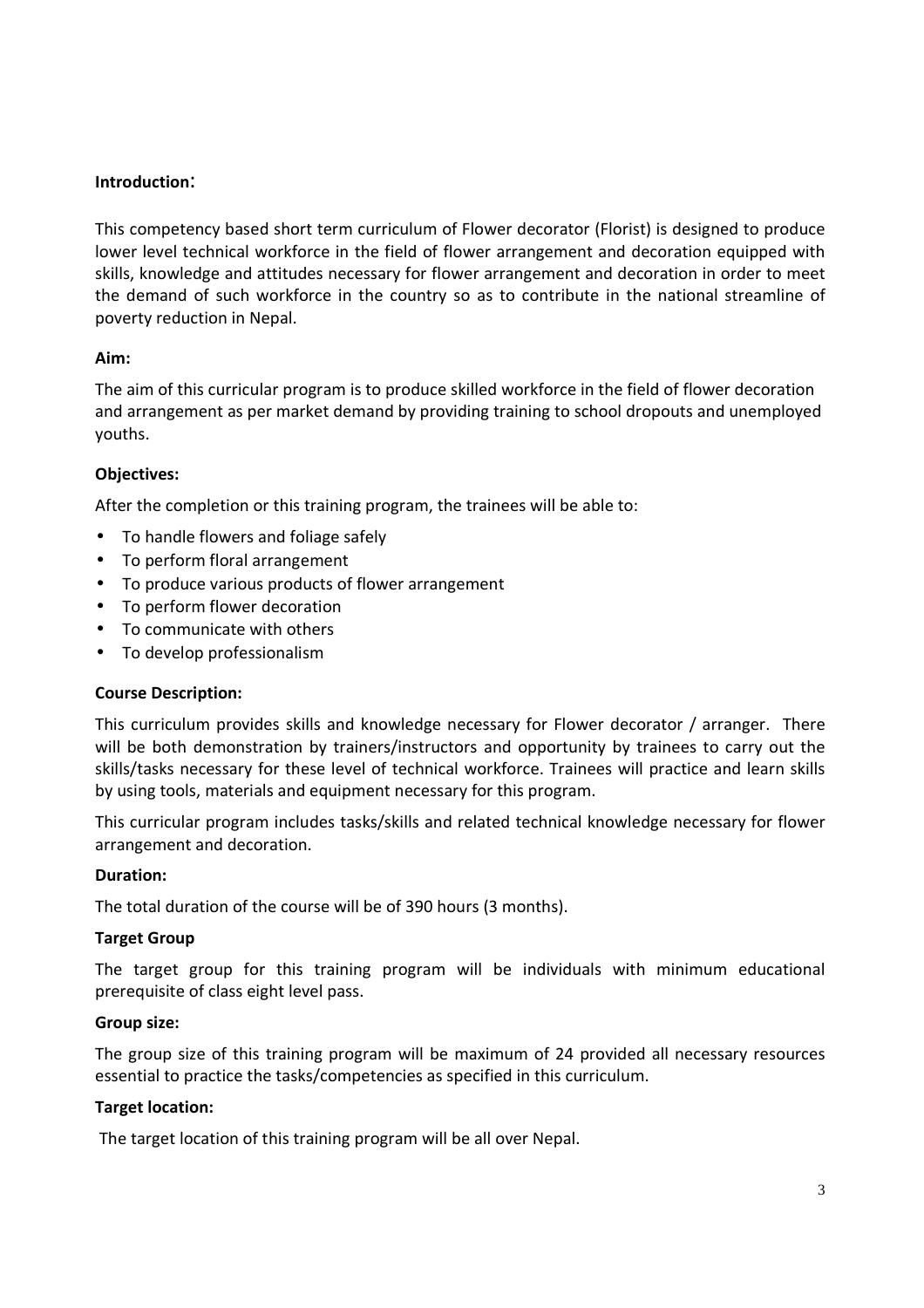**Introduction**:

This competency based short term curriculum of Flower decorator (Florist) is designed to produce lower level technical workforce in the field of flower arrangement and decoration equipped with skills, knowledge and attitudes necessary for flower arrangement and decoration in order to meet the demand of such workforce in the country so as to contribute in the national streamline of poverty reduction in Nepal.

**Aim:**

The aim of this curricular program is to produce skilled workforce in the field of flower decoration and arrangement as per market demand by providing training to school dropouts and unemployed youths.

**Objectives:**

After the completion or this training program, the trainees will be able to:

- To handle flowers and foliage safely
- To perform floral arrangement
- To produce various products of flower arrangement
- To perform flower decoration
- To communicate with others
- To develop professionalism

**Course Description:**

This curriculum provides skills and knowledge necessary for Flower decorator / arranger. There will be both demonstration by trainers/instructors and opportunity by trainees to carry out the skills/tasks necessary for these level of technical workforce. Trainees will practice and learn skills by using tools, materials and equipment necessary for this program.

This curricular program includes tasks/skills and related technical knowledge necessary for flower arrangement and decoration.

**Duration:**

The total duration of the course will be of 390 hours (3 months).

**Target Group**

The target group for this training program will be individuals with minimum educational prerequisite of class eight level pass.

**Group size:**

The group size of this training program will be maximum of 24 provided all necessary resources essential to practice the tasks/competencies as specified in this curriculum.

**Target location:**

The target location of this training program will be all over Nepal.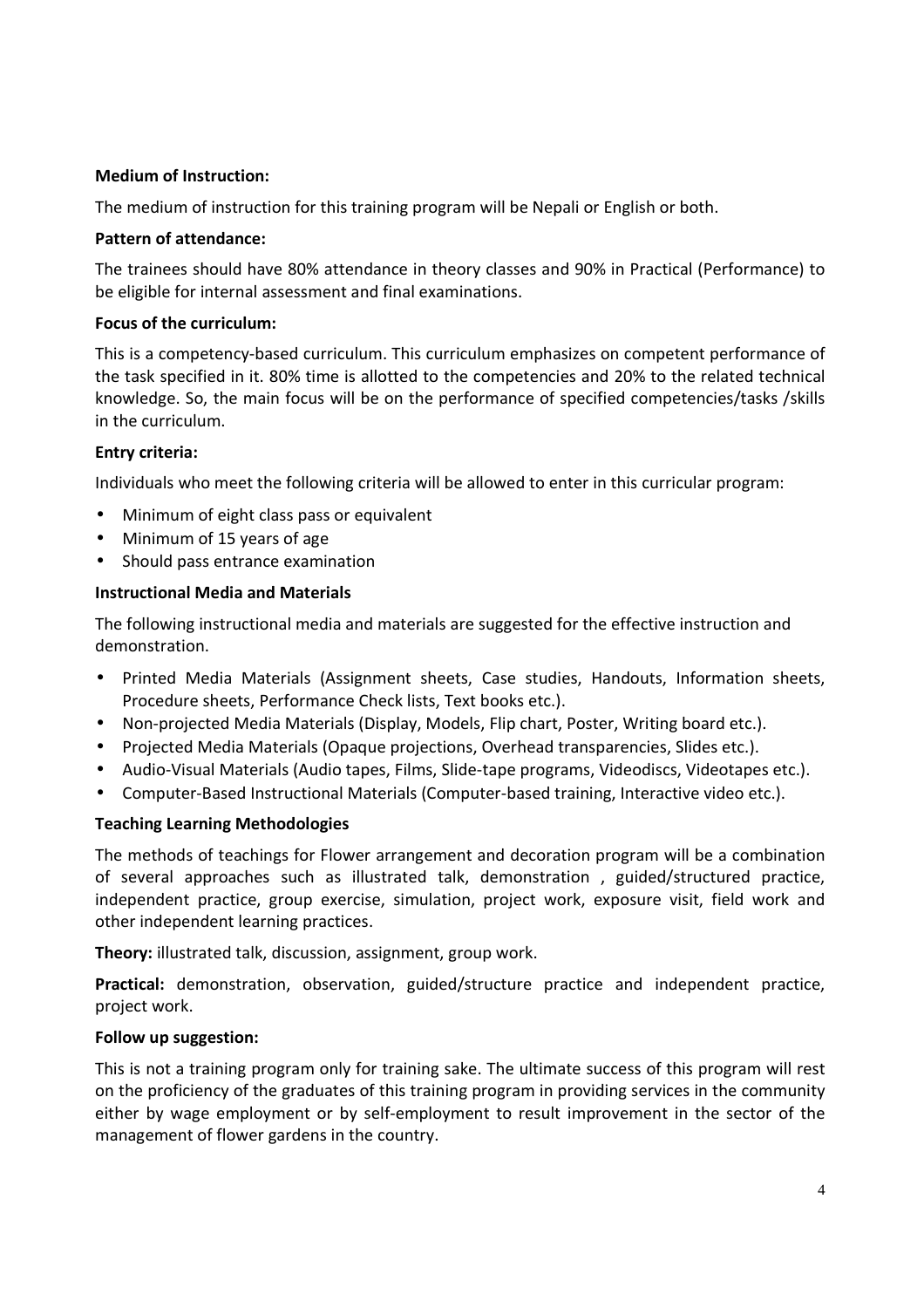**Medium of Instruction:**

The medium of instruction for this training program will be Nepali or English or both.

**Pattern of attendance:**

The trainees should have 80% attendance in theory classes and 90% in Practical (Performance) to be eligible for internal assessment and final examinations.

**Focus of the curriculum:**

This is a competency-based curriculum. This curriculum emphasizes on competent performance of the task specified in it. 80% time is allotted to the competencies and 20% to the related technical knowledge. So, the main focus will be on the performance of specified competencies/tasks /skills in the curriculum.

**Entry criteria:**

Individuals who meet the following criteria will be allowed to enter in this curricular program:

- Minimum of eight class pass or equivalent
- Minimum of 15 years of age
- Should pass entrance examination

**Instructional Media and Materials**

The following instructional media and materials are suggested for the effective instruction and demonstration.

- Printed Media Materials (Assignment sheets, Case studies, Handouts, Information sheets, Procedure sheets, Performance Check lists, Text books etc.).
- Non-projected Media Materials (Display, Models, Flip chart, Poster, Writing board etc.).
- Projected Media Materials (Opaque projections, Overhead transparencies, Slides etc.).
- Audio-Visual Materials (Audio tapes, Films, Slide-tape programs, Videodiscs, Videotapes etc.).
- Computer-Based Instructional Materials (Computer-based training, Interactive video etc.).

**Teaching Learning Methodologies**

The methods of teachings for Flower arrangement and decoration program will be a combination of several approaches such as illustrated talk, demonstration , guided/structured practice, independent practice, group exercise, simulation, project work, exposure visit, field work and other independent learning practices.

**Theory:** illustrated talk, discussion, assignment, group work.

**Practical:** demonstration, observation, guided/structure practice and independent practice, project work.

**Follow up suggestion:**

This is not a training program only for training sake. The ultimate success of this program will rest on the proficiency of the graduates of this training program in providing services in the community either by wage employment or by self-employment to result improvement in the sector of the management of flower gardens in the country.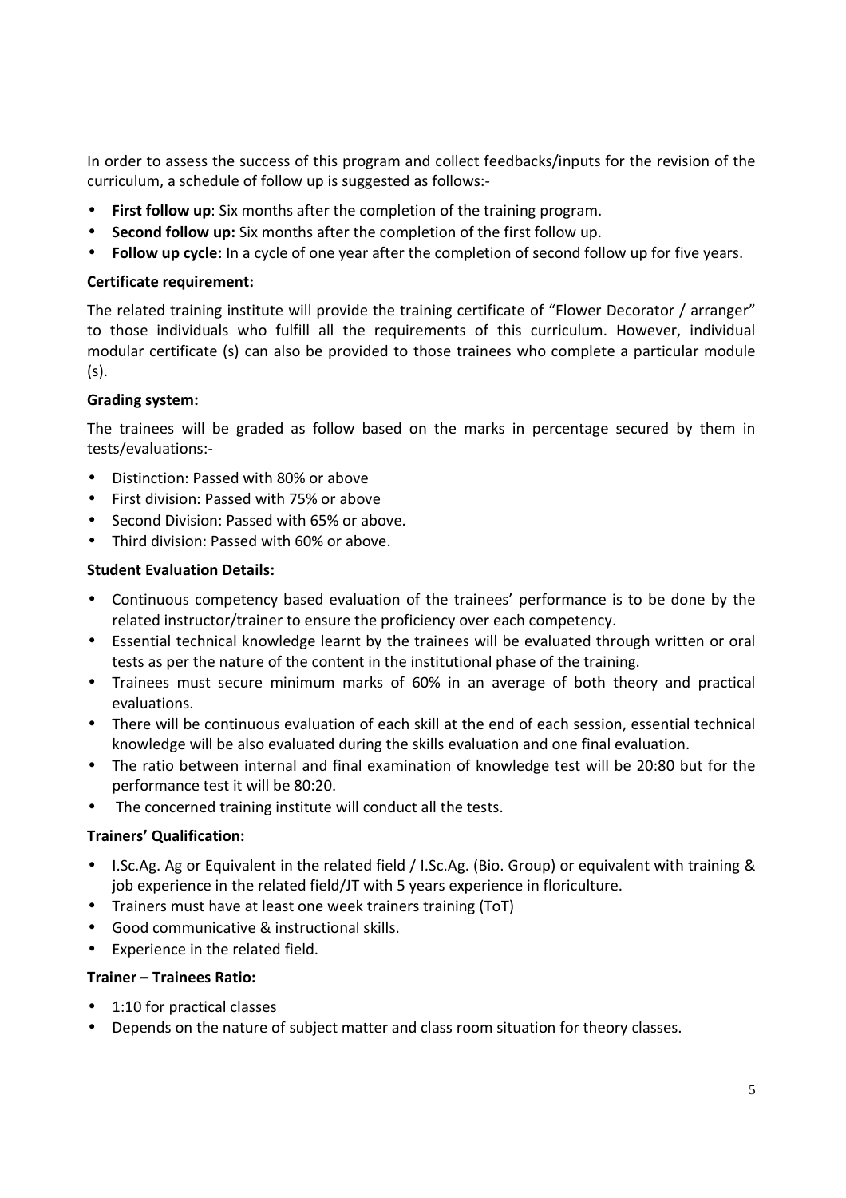In order to assess the success of this program and collect feedbacks/inputs for the revision of the curriculum, a schedule of follow up is suggested as follows:-

- **First follow up**: Six months after the completion of the training program.
- **Second follow up:** Six months after the completion of the first follow up.
- **Follow up cycle:** In a cycle of one year after the completion of second follow up for five years.

**Certificate requirement:**

The related training institute will provide the training certificate of "Flower Decorator / arranger" to those individuals who fulfill all the requirements of this curriculum. However, individual modular certificate (s) can also be provided to those trainees who complete a particular module (s).

**Grading system:**

The trainees will be graded as follow based on the marks in percentage secured by them in tests/evaluations:-

- Distinction: Passed with 80% or above
- First division: Passed with 75% or above
- Second Division: Passed with 65% or above.
- Third division: Passed with 60% or above.

**Student Evaluation Details:**

- Continuous competency based evaluation of the trainees' performance is to be done by the related instructor/trainer to ensure the proficiency over each competency.
- Essential technical knowledge learnt by the trainees will be evaluated through written or oral tests as per the nature of the content in the institutional phase of the training.
- Trainees must secure minimum marks of 60% in an average of both theory and practical evaluations.
- There will be continuous evaluation of each skill at the end of each session, essential technical knowledge will be also evaluated during the skills evaluation and one final evaluation.
- The ratio between internal and final examination of knowledge test will be 20:80 but for the performance test it will be 80:20.
- The concerned training institute will conduct all the tests.

**Trainers' Qualification:**

- I.Sc.Ag. Ag or Equivalent in the related field / I.Sc.Ag. (Bio. Group) or equivalent with training & job experience in the related field/JT with 5 years experience in floriculture.
- Trainers must have at least one week trainers training (ToT)
- Good communicative & instructional skills.
- Experience in the related field.

**Trainer – Trainees Ratio:**

- 1:10 for practical classes
- Depends on the nature of subject matter and class room situation for theory classes.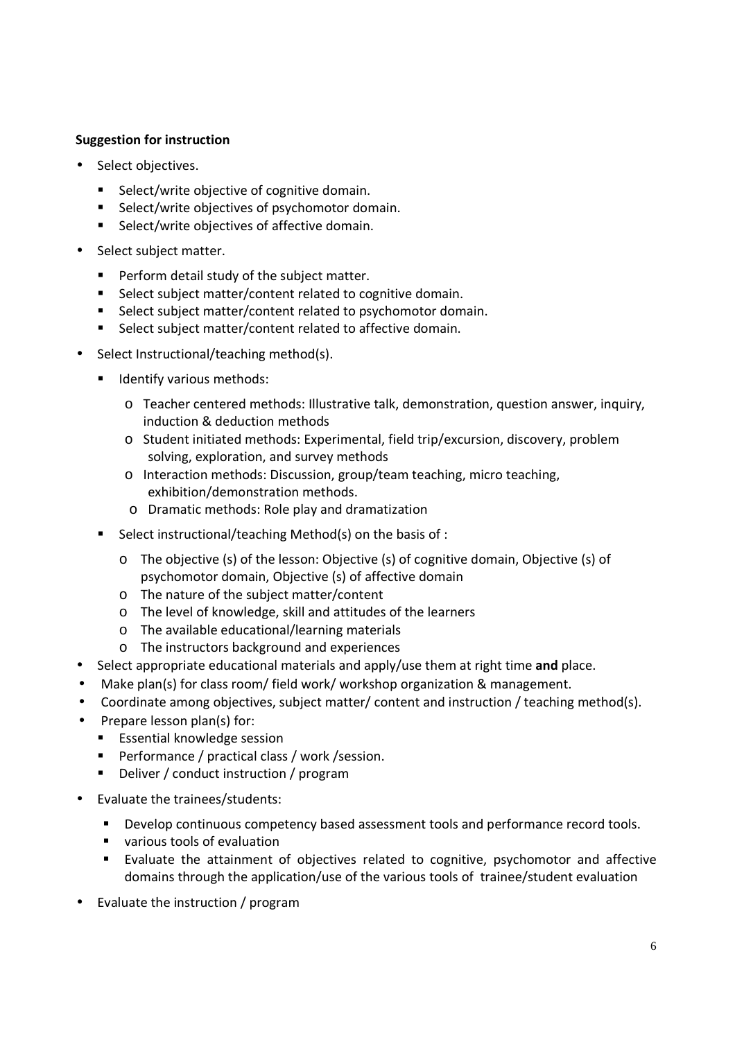**Suggestion for instruction**

- Select objectives.
  - Select/write objective of cognitive domain.
  - Select/write objectives of psychomotor domain.
  - Select/write objectives of affective domain.
- Select subject matter.
  - Perform detail study of the subject matter.
  - Select subject matter/content related to cognitive domain.
  - Select subject matter/content related to psychomotor domain.
  - Select subject matter/content related to affective domain.
- Select Instructional/teaching method(s).
  - Identify various methods:
    - Teacher centered methods: Illustrative talk, demonstration, question answer, inquiry, induction & deduction methods
    - Student initiated methods: Experimental, field trip/excursion, discovery, problem solving, exploration, and survey methods
    - Interaction methods: Discussion, group/team teaching, micro teaching, exhibition/demonstration methods.
    - Dramatic methods: Role play and dramatization
  - Select instructional/teaching Method(s) on the basis of :
    - The objective (s) of the lesson: Objective (s) of cognitive domain, Objective (s) of psychomotor domain, Objective (s) of affective domain
    - The nature of the subject matter/content
    - The level of knowledge, skill and attitudes of the learners
    - The available educational/learning materials
    - The instructors background and experiences
- Select appropriate educational materials and apply/use them at right time **and** place.
- Make plan(s) for class room/ field work/ workshop organization & management.
- Coordinate among objectives, subject matter/ content and instruction / teaching method(s).
- Prepare lesson plan(s) for:
  - Essential knowledge session
  - Performance / practical class / work /session.
  - Deliver / conduct instruction / program
- Evaluate the trainees/students:
  - Develop continuous competency based assessment tools and performance record tools.
  - various tools of evaluation
  - Evaluate the attainment of objectives related to cognitive, psychomotor and affective domains through the application/use of the various tools of trainee/student evaluation
- Evaluate the instruction / program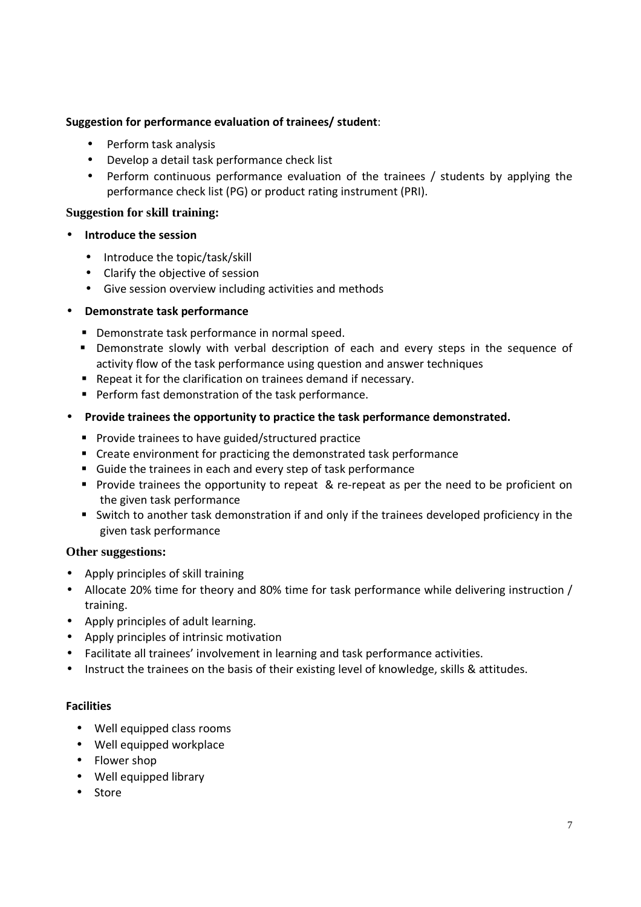**Suggestion for performance evaluation of trainees/ student**:

- Perform task analysis
- Develop a detail task performance check list
- Perform continuous performance evaluation of the trainees / students by applying the performance check list (PG) or product rating instrument (PRI).

**Suggestion for skill training:**

- **Introduce the session**
  - Introduce the topic/task/skill
  - Clarify the objective of session
  - Give session overview including activities and methods
- **Demonstrate task performance**
  - Demonstrate task performance in normal speed.
  - Demonstrate slowly with verbal description of each and every steps in the sequence of activity flow of the task performance using question and answer techniques
  - Repeat it for the clarification on trainees demand if necessary.
  - Perform fast demonstration of the task performance.
- **Provide trainees the opportunity to practice the task performance demonstrated.**
  - Provide trainees to have guided/structured practice
  - Create environment for practicing the demonstrated task performance
  - Guide the trainees in each and every step of task performance
  - Provide trainees the opportunity to repeat & re-repeat as per the need to be proficient on the given task performance
  - Switch to another task demonstration if and only if the trainees developed proficiency in the given task performance

**Other suggestions:**

- Apply principles of skill training
- Allocate 20% time for theory and 80% time for task performance while delivering instruction / training.
- Apply principles of adult learning.
- Apply principles of intrinsic motivation
- Facilitate all trainees' involvement in learning and task performance activities.
- Instruct the trainees on the basis of their existing level of knowledge, skills & attitudes.

**Facilities**

- Well equipped class rooms
- Well equipped workplace
- Flower shop
- Well equipped library
- Store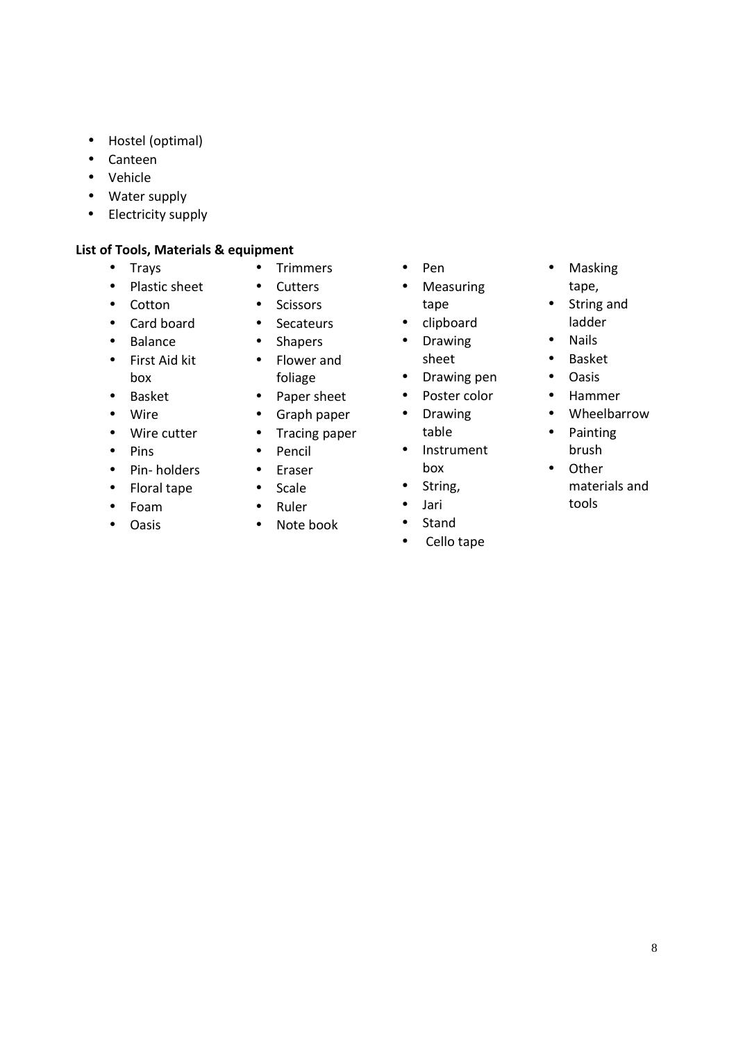- Hostel (optimal)
- Canteen
- Vehicle
- Water supply
- Electricity supply

**List of Tools, Materials & equipment**

- Trays
- Plastic sheet
- Cotton
- Card board
- Balance
- First Aid kit box
- Basket
- Wire
- Wire cutter
- Pins
- Pin- holders
- Floral tape
- Foam
- Oasis
- Trimmers
- Cutters
- Scissors
- Secateurs
- Shapers
- Flower and foliage
- Paper sheet
- Graph paper
- Tracing paper
- Pencil
- Eraser
- Scale
- Ruler
- Note book
- Pen
- Measuring tape
- clipboard
- Drawing sheet
- Drawing pen
- Poster color
- Drawing table
- Instrument box
- String,
- Jari
- Stand
- Cello tape
- Masking tape,
- String and ladder
- Nails
- Basket
- Oasis
- Hammer
- Wheelbarrow
- Painting brush
- Other materials and tools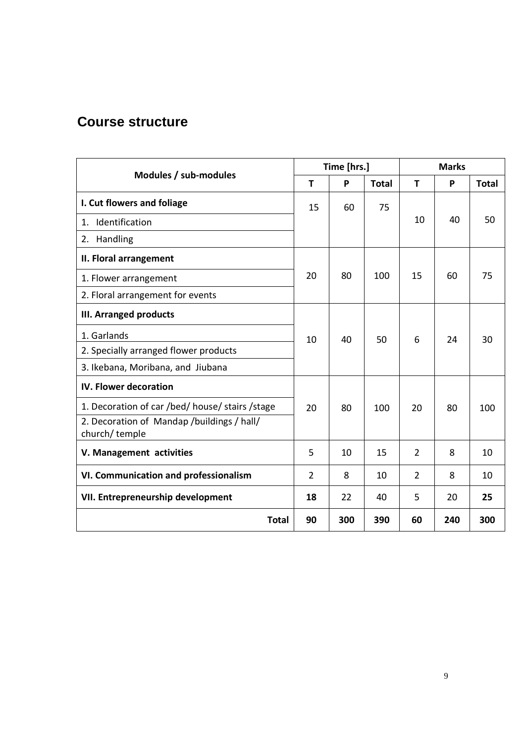## Course structure

| Modules / sub-modules | Time [hrs.] | | | Marks | | |
|---|---|---|---|---|---|---|
| | T | P | Total | T | P | Total |
| **I. Cut flowers and foliage** | 15 | 60 | 75 | 10 | 40 | 50 |
| 1. Identification | | | | | | |
| 2. Handling | | | | | | |
| **II. Floral arrangement** | 20 | 80 | 100 | 15 | 60 | 75 |
| 1. Flower arrangement | | | | | | |
| 2. Floral arrangement for events | | | | | | |
| **III. Arranged products** | 10 | 40 | 50 | 6 | 24 | 30 |
| 1. Garlands | | | | | | |
| 2. Specially arranged flower products | | | | | | |
| 3. Ikebana, Moribana, and Jiubana | | | | | | |
| **IV. Flower decoration** | 20 | 80 | 100 | 20 | 80 | 100 |
| 1. Decoration of car /bed/ house/ stairs /stage | | | | | | |
| 2. Decoration of Mandap /buildings / hall/ church/ temple | | | | | | |
| **V. Management activities** | 5 | 10 | 15 | 2 | 8 | 10 |
| **VI. Communication and professionalism** | 2 | 8 | 10 | 2 | 8 | 10 |
| **VII. Entrepreneurship development** | **18** | 22 | 40 | 5 | 20 | **25** |
| **Total** | **90** | **300** | **390** | **60** | **240** | **300** |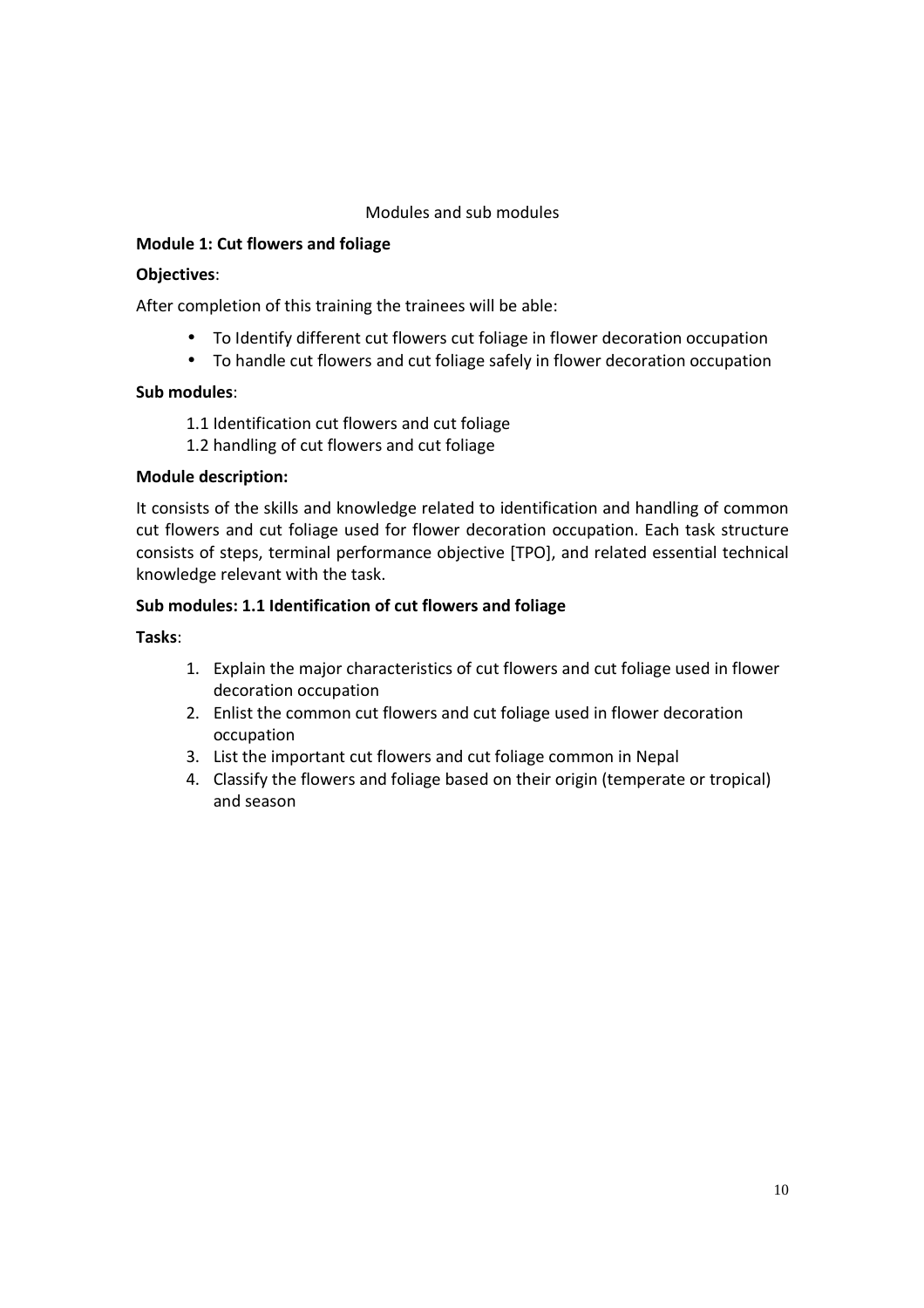Modules and sub modules

**Module 1: Cut flowers and foliage**

**Objectives**:

After completion of this training the trainees will be able:

- To Identify different cut flowers cut foliage in flower decoration occupation
- To handle cut flowers and cut foliage safely in flower decoration occupation

**Sub modules**:

1.1 Identification cut flowers and cut foliage
1.2 handling of cut flowers and cut foliage

**Module description:**

It consists of the skills and knowledge related to identification and handling of common cut flowers and cut foliage used for flower decoration occupation. Each task structure consists of steps, terminal performance objective [TPO], and related essential technical knowledge relevant with the task.

**Sub modules: 1.1 Identification of cut flowers and foliage**

**Tasks**:

1. Explain the major characteristics of cut flowers and cut foliage used in flower decoration occupation
2. Enlist the common cut flowers and cut foliage used in flower decoration occupation
3. List the important cut flowers and cut foliage common in Nepal
4. Classify the flowers and foliage based on their origin (temperate or tropical) and season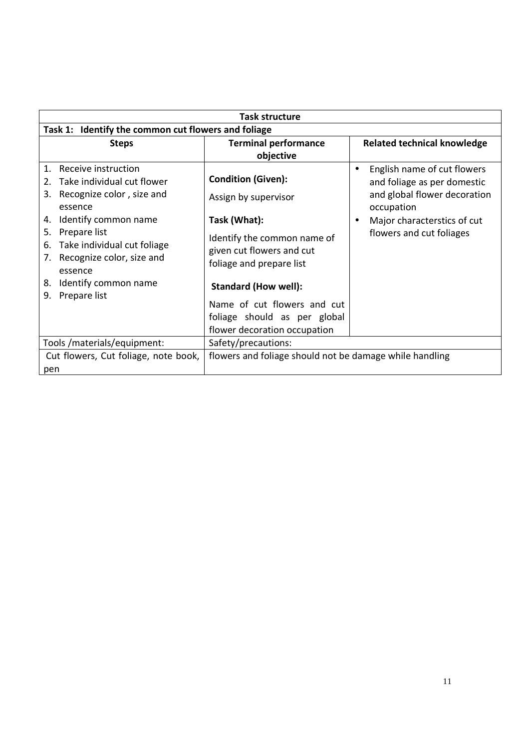| Task structure | | |
|---|---|---|
| **Task 1: Identify the common cut flowers and foliage** | | |
| **Steps** | **Terminal performance objective** | **Related technical knowledge** |
| 1. Receive instruction<br>2. Take individual cut flower<br>3. Recognize color , size and essence<br>4. Identify common name<br>5. Prepare list<br>6. Take individual cut foliage<br>7. Recognize color, size and essence<br>8. Identify common name<br>9. Prepare list | **Condition (Given):**<br>Assign by supervisor<br>**Task (What):**<br>Identify the common name of given cut flowers and cut foliage and prepare list<br>**Standard (How well):**<br>Name of cut flowers and cut foliage should as per global flower decoration occupation | • English name of cut flowers and foliage as per domestic and global flower decoration occupation<br>• Major characterstics of cut flowers and cut foliages |
| Tools /materials/equipment: | Safety/precautions: | |
| Cut flowers, Cut foliage, note book, pen | flowers and foliage should not be damage while handling | |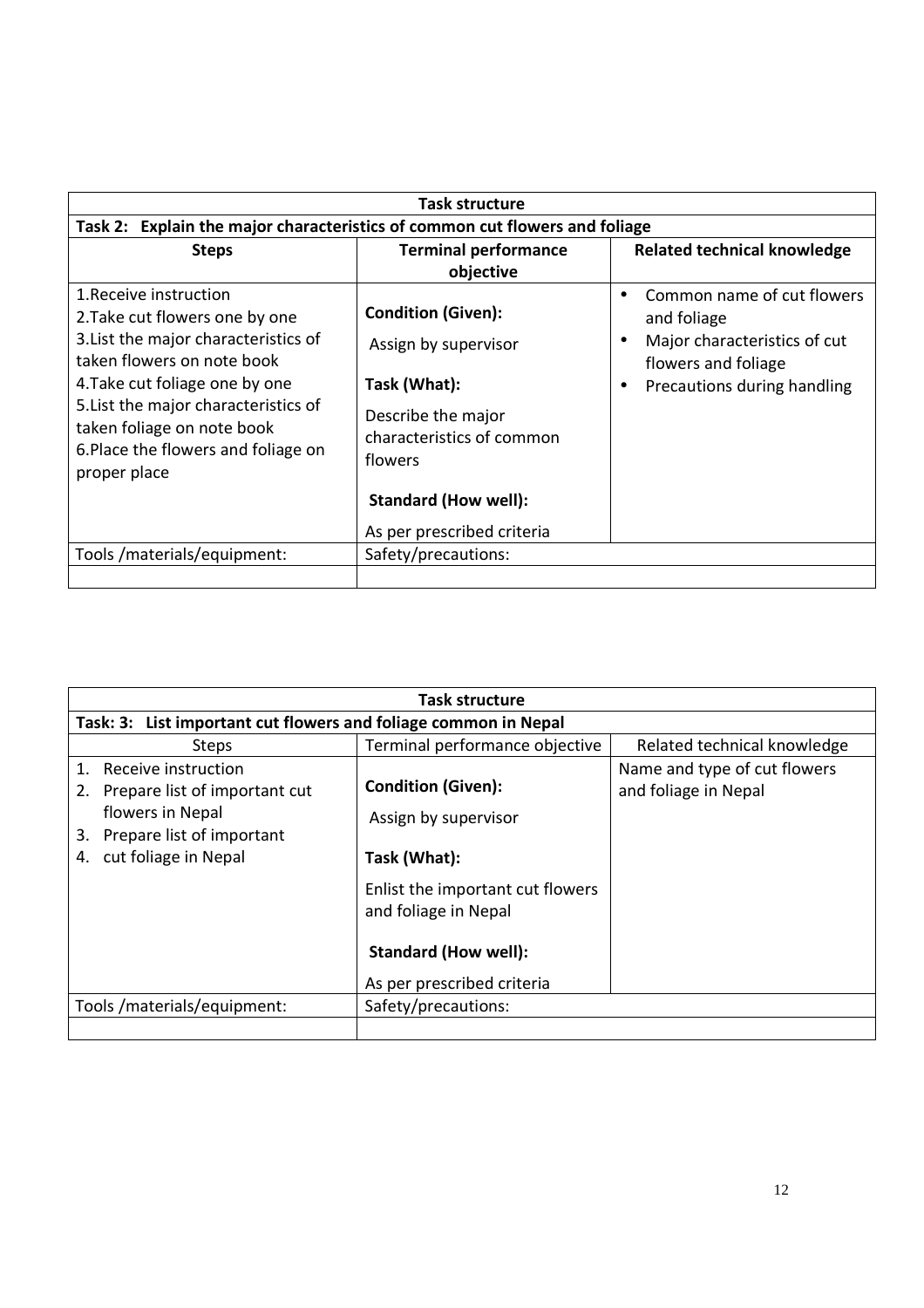| Task structure | | |
|---|---|---|
| **Task 2: Explain the major characteristics of common cut flowers and foliage** | | |
| **Steps** | **Terminal performance objective** | **Related technical knowledge** |
| 1.Receive instruction<br>2.Take cut flowers one by one<br>3.List the major characteristics of taken flowers on note book<br>4.Take cut foliage one by one<br>5.List the major characteristics of taken foliage on note book<br>6.Place the flowers and foliage on proper place | **Condition (Given):**<br>Assign by supervisor<br>**Task (What):**<br>Describe the major characteristics of common flowers<br>**Standard (How well):**<br>As per prescribed criteria | • Common name of cut flowers and foliage<br>• Major characteristics of cut flowers and foliage<br>• Precautions during handling |
| Tools /materials/equipment: | Safety/precautions: | |
| | | |

| Task structure | | |
|---|---|---|
| **Task: 3: List important cut flowers and foliage common in Nepal** | | |
| Steps | Terminal performance objective | Related technical knowledge |
| 1. Receive instruction<br>2. Prepare list of important cut flowers in Nepal<br>3. Prepare list of important<br>4. cut foliage in Nepal | **Condition (Given):**<br>Assign by supervisor<br>**Task (What):**<br>Enlist the important cut flowers and foliage in Nepal<br>**Standard (How well):**<br>As per prescribed criteria | Name and type of cut flowers and foliage in Nepal |
| Tools /materials/equipment: | Safety/precautions: | |
| | | |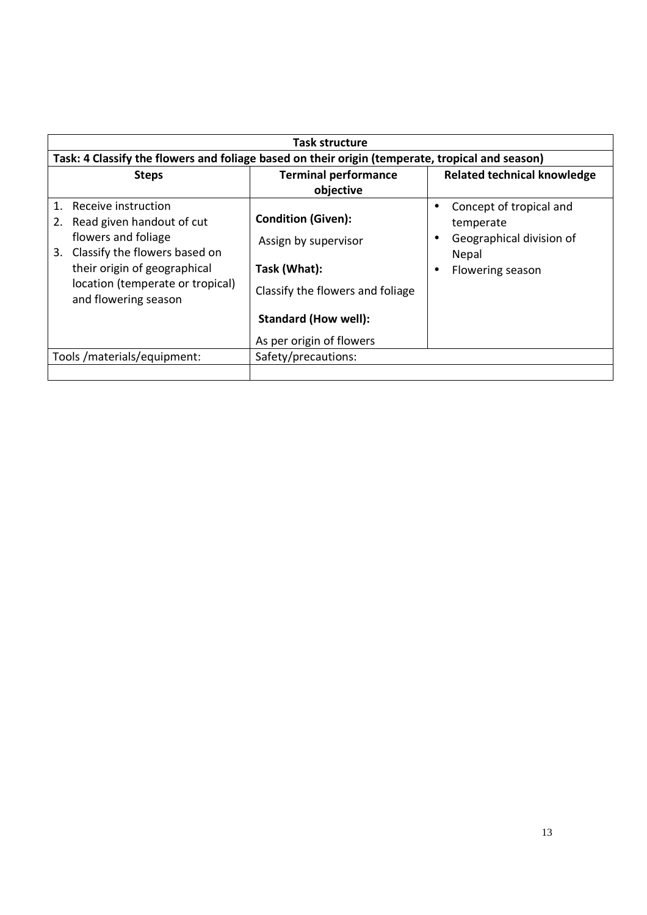| Task structure | | |
|---|---|---|
| **Task: 4 Classify the flowers and foliage based on their origin (temperate, tropical and season)** | | |
| **Steps** | **Terminal performance objective** | **Related technical knowledge** |
| 1. Receive instruction<br>2. Read given handout of cut flowers and foliage<br>3. Classify the flowers based on their origin of geographical location (temperate or tropical) and flowering season | **Condition (Given):**<br>Assign by supervisor<br>**Task (What):**<br>Classify the flowers and foliage<br>**Standard (How well):**<br>As per origin of flowers | • Concept of tropical and temperate<br>• Geographical division of Nepal<br>• Flowering season |
| Tools /materials/equipment: | Safety/precautions: | |
| | | |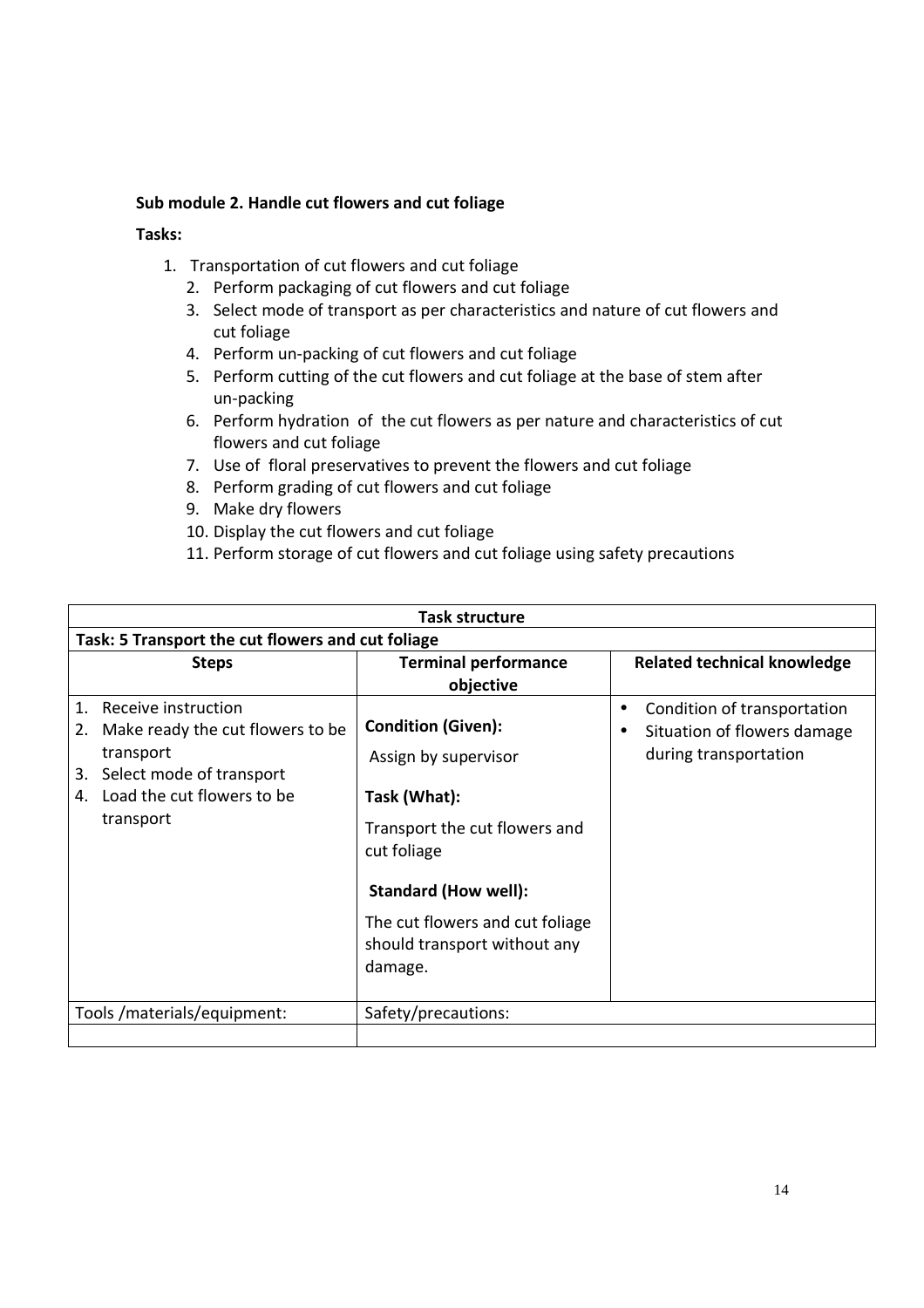**Sub module 2. Handle cut flowers and cut foliage**

**Tasks:**

1. Transportation of cut flowers and cut foliage
2. Perform packaging of cut flowers and cut foliage
3. Select mode of transport as per characteristics and nature of cut flowers and cut foliage
4. Perform un-packing of cut flowers and cut foliage
5. Perform cutting of the cut flowers and cut foliage at the base of stem after un-packing
6. Perform hydration of the cut flowers as per nature and characteristics of cut flowers and cut foliage
7. Use of floral preservatives to prevent the flowers and cut foliage
8. Perform grading of cut flowers and cut foliage
9. Make dry flowers
10. Display the cut flowers and cut foliage
11. Perform storage of cut flowers and cut foliage using safety precautions

| Task structure | | |
|---|---|---|
| **Task: 5 Transport the cut flowers and cut foliage** | | |
| **Steps** | **Terminal performance objective** | **Related technical knowledge** |
| 1. Receive instruction<br>2. Make ready the cut flowers to be transport<br>3. Select mode of transport<br>4. Load the cut flowers to be transport | **Condition (Given):**<br>Assign by supervisor<br>**Task (What):**<br>Transport the cut flowers and cut foliage<br>**Standard (How well):**<br>The cut flowers and cut foliage should transport without any damage. | • Condition of transportation<br>• Situation of flowers damage during transportation |
| Tools /materials/equipment: | Safety/precautions: | |
| | | |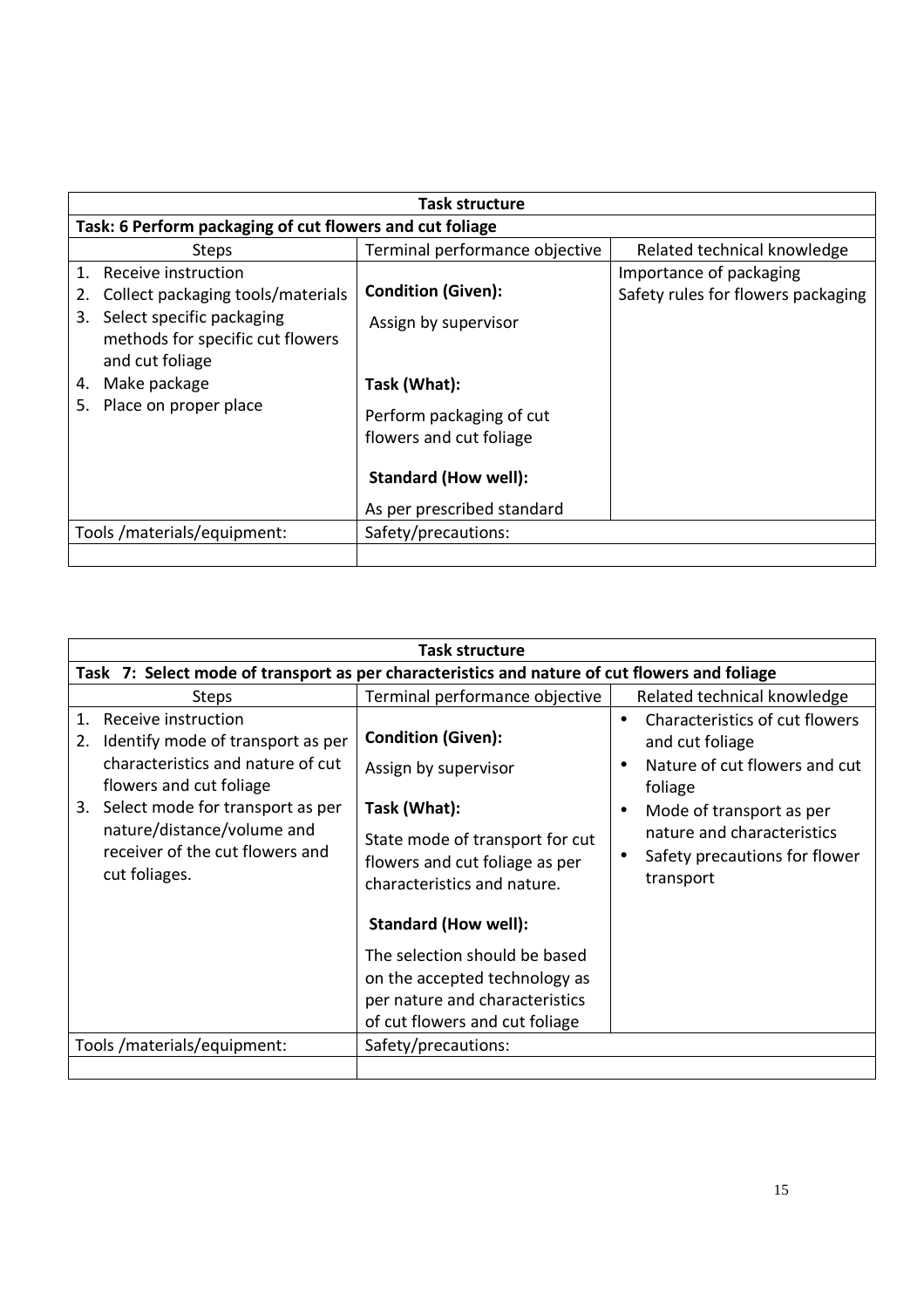| Task structure | | |
|---|---|---|
| **Task: 6 Perform packaging of cut flowers and cut foliage** | | |
| Steps | Terminal performance objective | Related technical knowledge |
| 1. Receive instruction<br>2. Collect packaging tools/materials<br>3. Select specific packaging methods for specific cut flowers and cut foliage<br>4. Make package<br>5. Place on proper place | **Condition (Given):**<br>Assign by supervisor<br><br>**Task (What):**<br>Perform packaging of cut flowers and cut foliage<br><br>**Standard (How well):**<br>As per prescribed standard | Importance of packaging<br>Safety rules for flowers packaging |
| Tools /materials/equipment: | Safety/precautions: | |
| | | |

| Task structure | | |
|---|---|---|
| **Task 7: Select mode of transport as per characteristics and nature of cut flowers and foliage** | | |
| Steps | Terminal performance objective | Related technical knowledge |
| 1. Receive instruction<br>2. Identify mode of transport as per characteristics and nature of cut flowers and cut foliage<br>3. Select mode for transport as per nature/distance/volume and receiver of the cut flowers and cut foliages. | **Condition (Given):**<br>Assign by supervisor<br><br>**Task (What):**<br>State mode of transport for cut flowers and cut foliage as per characteristics and nature.<br><br>**Standard (How well):**<br>The selection should be based on the accepted technology as per nature and characteristics of cut flowers and cut foliage | • Characteristics of cut flowers and cut foliage<br>• Nature of cut flowers and cut foliage<br>• Mode of transport as per nature and characteristics<br>• Safety precautions for flower transport |
| Tools /materials/equipment: | Safety/precautions: | |
| | | |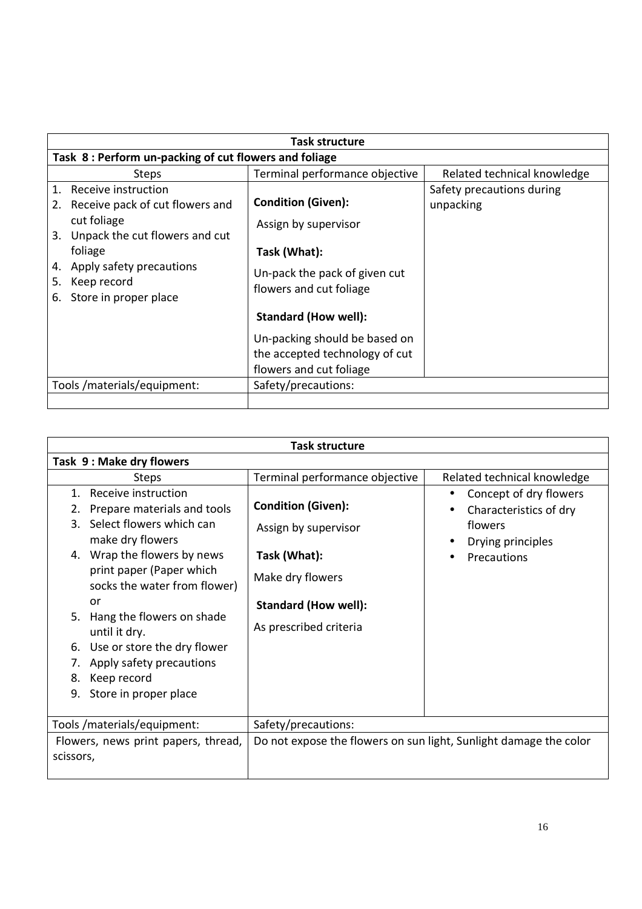| Task structure | | |
|---|---|---|
| **Task 8 : Perform un-packing of cut flowers and foliage** | | |
| Steps | Terminal performance objective | Related technical knowledge |
| 1. Receive instruction<br>2. Receive pack of cut flowers and cut foliage<br>3. Unpack the cut flowers and cut foliage<br>4. Apply safety precautions<br>5. Keep record<br>6. Store in proper place | **Condition (Given):**<br>Assign by supervisor<br>**Task (What):**<br>Un-pack the pack of given cut flowers and cut foliage<br>**Standard (How well):**<br>Un-packing should be based on the accepted technology of cut flowers and cut foliage | Safety precautions during unpacking |
| Tools /materials/equipment: | Safety/precautions: | |
| | | |

| Task structure | | |
|---|---|---|
| **Task 9 : Make dry flowers** | | |
| Steps | Terminal performance objective | Related technical knowledge |
| 1. Receive instruction<br>2. Prepare materials and tools<br>3. Select flowers which can make dry flowers<br>4. Wrap the flowers by news print paper (Paper which socks the water from flower) or<br>5. Hang the flowers on shade until it dry.<br>6. Use or store the dry flower<br>7. Apply safety precautions<br>8. Keep record<br>9. Store in proper place | **Condition (Given):**<br>Assign by supervisor<br>**Task (What):**<br>Make dry flowers<br>**Standard (How well):**<br>As prescribed criteria | • Concept of dry flowers<br>• Characteristics of dry flowers<br>• Drying principles<br>• Precautions |
| Tools /materials/equipment: | Safety/precautions: | |
| Flowers, news print papers, thread, scissors, | Do not expose the flowers on sun light, Sunlight damage the color | |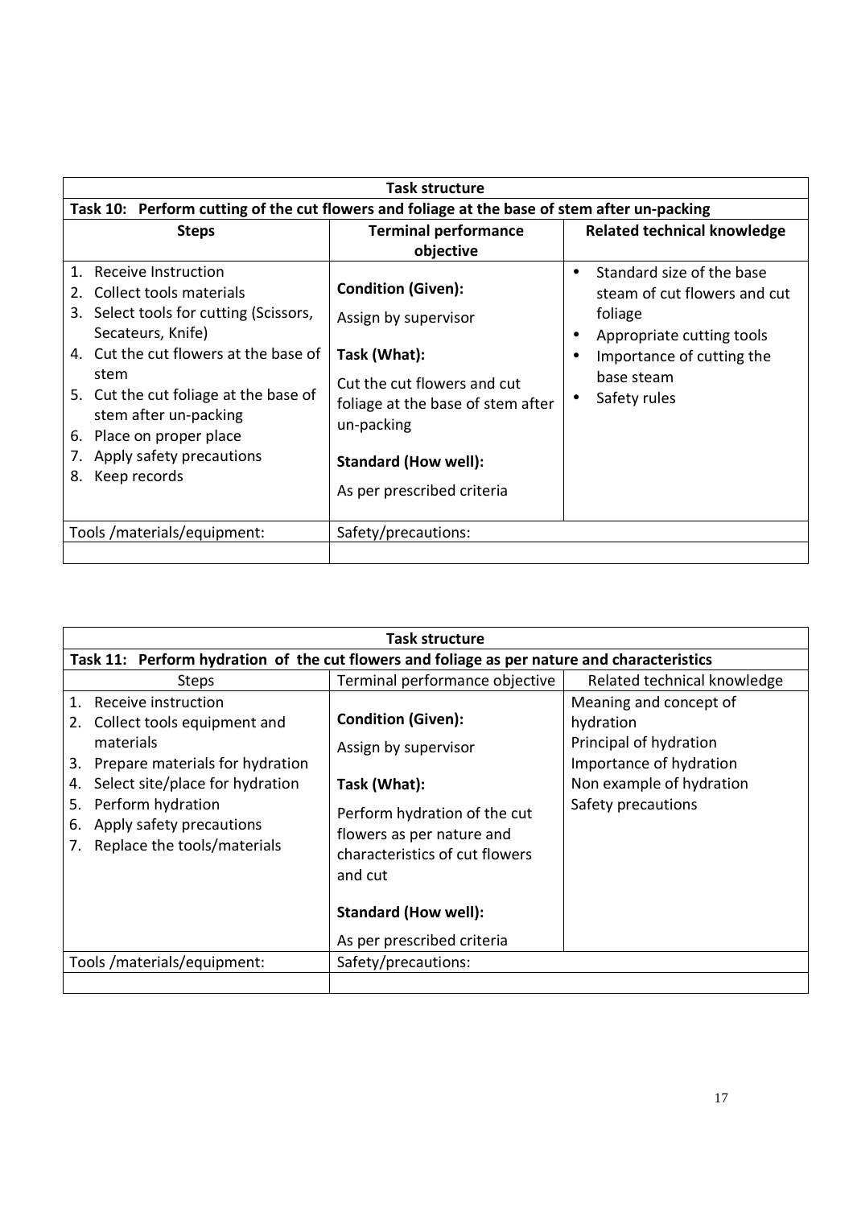| Task structure | | |
|---|---|---|
| **Task 10: Perform cutting of the cut flowers and foliage at the base of stem after un-packing** | | |
| **Steps** | **Terminal performance objective** | **Related technical knowledge** |
| 1. Receive Instruction<br>2. Collect tools materials<br>3. Select tools for cutting (Scissors, Secateurs, Knife)<br>4. Cut the cut flowers at the base of stem<br>5. Cut the cut foliage at the base of stem after un-packing<br>6. Place on proper place<br>7. Apply safety precautions<br>8. Keep records | **Condition (Given):**<br>Assign by supervisor<br>**Task (What):**<br>Cut the cut flowers and cut foliage at the base of stem after un-packing<br>**Standard (How well):**<br>As per prescribed criteria | • Standard size of the base steam of cut flowers and cut foliage<br>• Appropriate cutting tools<br>• Importance of cutting the base steam<br>• Safety rules |
| Tools /materials/equipment: | Safety/precautions: | |
| | | |

| Task structure | | |
|---|---|---|
| **Task 11: Perform hydration of the cut flowers and foliage as per nature and characteristics** | | |
| Steps | Terminal performance objective | Related technical knowledge |
| 1. Receive instruction<br>2. Collect tools equipment and materials<br>3. Prepare materials for hydration<br>4. Select site/place for hydration<br>5. Perform hydration<br>6. Apply safety precautions<br>7. Replace the tools/materials | **Condition (Given):**<br>Assign by supervisor<br>**Task (What):**<br>Perform hydration of the cut flowers as per nature and characteristics of cut flowers and cut<br>**Standard (How well):**<br>As per prescribed criteria | Meaning and concept of hydration<br>Principal of hydration<br>Importance of hydration<br>Non example of hydration<br>Safety precautions |
| Tools /materials/equipment: | Safety/precautions: | |
| | | |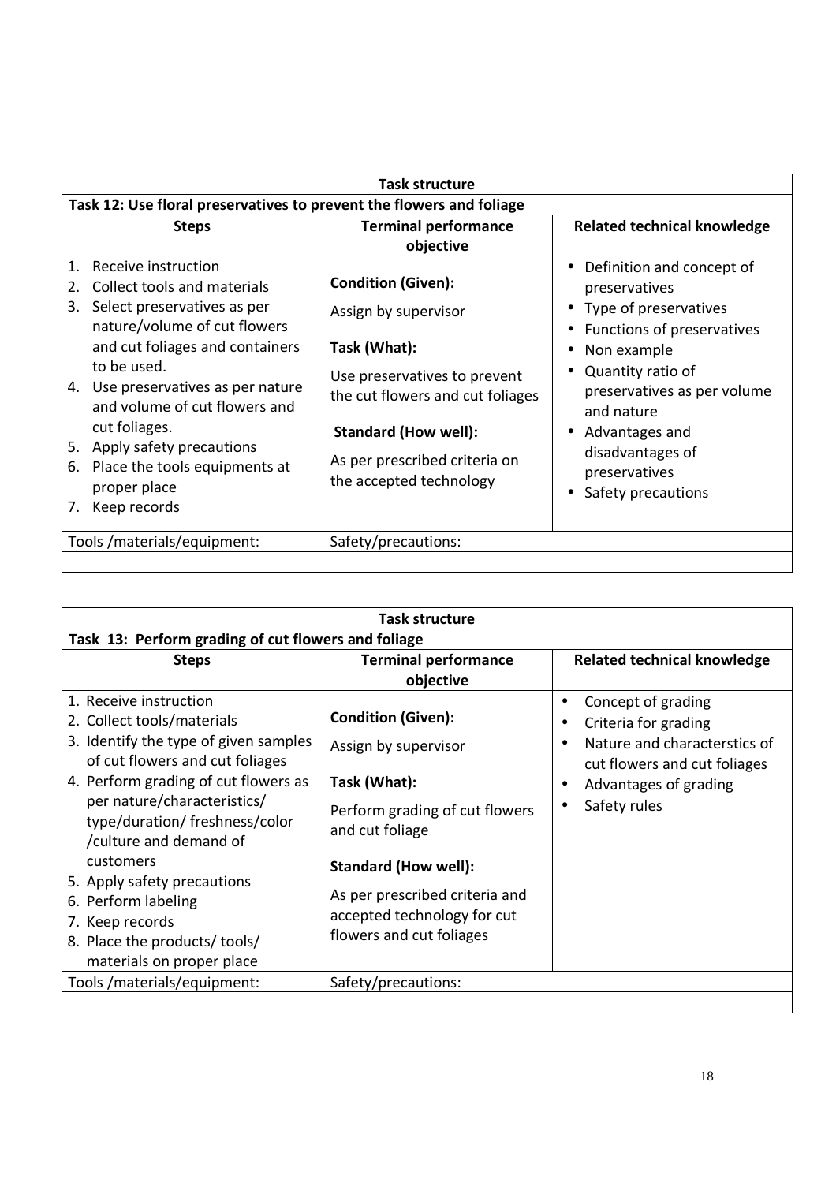| Task structure | | |
|---|---|---|
| **Task 12: Use floral preservatives to prevent the flowers and foliage** | | |
| **Steps** | **Terminal performance objective** | **Related technical knowledge** |
| 1. Receive instruction<br>2. Collect tools and materials<br>3. Select preservatives as per nature/volume of cut flowers and cut foliages and containers to be used.<br>4. Use preservatives as per nature and volume of cut flowers and cut foliages.<br>5. Apply safety precautions<br>6. Place the tools equipments at proper place<br>7. Keep records | **Condition (Given):**<br>Assign by supervisor<br>**Task (What):**<br>Use preservatives to prevent the cut flowers and cut foliages<br>**Standard (How well):**<br>As per prescribed criteria on the accepted technology | • Definition and concept of preservatives<br>• Type of preservatives<br>• Functions of preservatives<br>• Non example<br>• Quantity ratio of preservatives as per volume and nature<br>• Advantages and disadvantages of preservatives<br>• Safety precautions |
| Tools /materials/equipment: | Safety/precautions: | |
| | | |

| Task structure | | |
|---|---|---|
| **Task 13: Perform grading of cut flowers and foliage** | | |
| **Steps** | **Terminal performance objective** | **Related technical knowledge** |
| 1. Receive instruction<br>2. Collect tools/materials<br>3. Identify the type of given samples of cut flowers and cut foliages<br>4. Perform grading of cut flowers as per nature/characteristics/ type/duration/ freshness/color /culture and demand of customers<br>5. Apply safety precautions<br>6. Perform labeling<br>7. Keep records<br>8. Place the products/ tools/ materials on proper place | **Condition (Given):**<br>Assign by supervisor<br>**Task (What):**<br>Perform grading of cut flowers and cut foliage<br>**Standard (How well):**<br>As per prescribed criteria and accepted technology for cut flowers and cut foliages | • Concept of grading<br>• Criteria for grading<br>• Nature and characterstics of cut flowers and cut foliages<br>• Advantages of grading<br>• Safety rules |
| Tools /materials/equipment: | Safety/precautions: | |
| | | |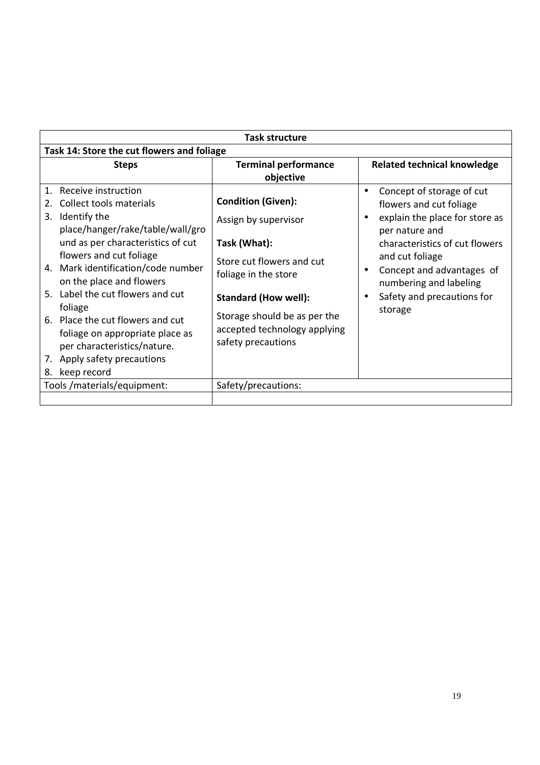| Task structure | | |
|---|---|---|
| **Task 14: Store the cut flowers and foliage** | | |
| **Steps** | **Terminal performance objective** | **Related technical knowledge** |
| 1. Receive instruction<br>2. Collect tools materials<br>3. Identify the place/hanger/rake/table/wall/ground as per characteristics of cut flowers and cut foliage<br>4. Mark identification/code number on the place and flowers<br>5. Label the cut flowers and cut foliage<br>6. Place the cut flowers and cut foliage on appropriate place as per characteristics/nature.<br>7. Apply safety precautions<br>8. keep record | **Condition (Given):**<br>Assign by supervisor<br><br>**Task (What):**<br>Store cut flowers and cut foliage in the store<br><br>**Standard (How well):**<br>Storage should be as per the accepted technology applying safety precautions | • Concept of storage of cut flowers and cut foliage<br>• explain the place for store as per nature and characteristics of cut flowers and cut foliage<br>• Concept and advantages of numbering and labeling<br>• Safety and precautions for storage |
| Tools /materials/equipment: | Safety/precautions: | |
| | | |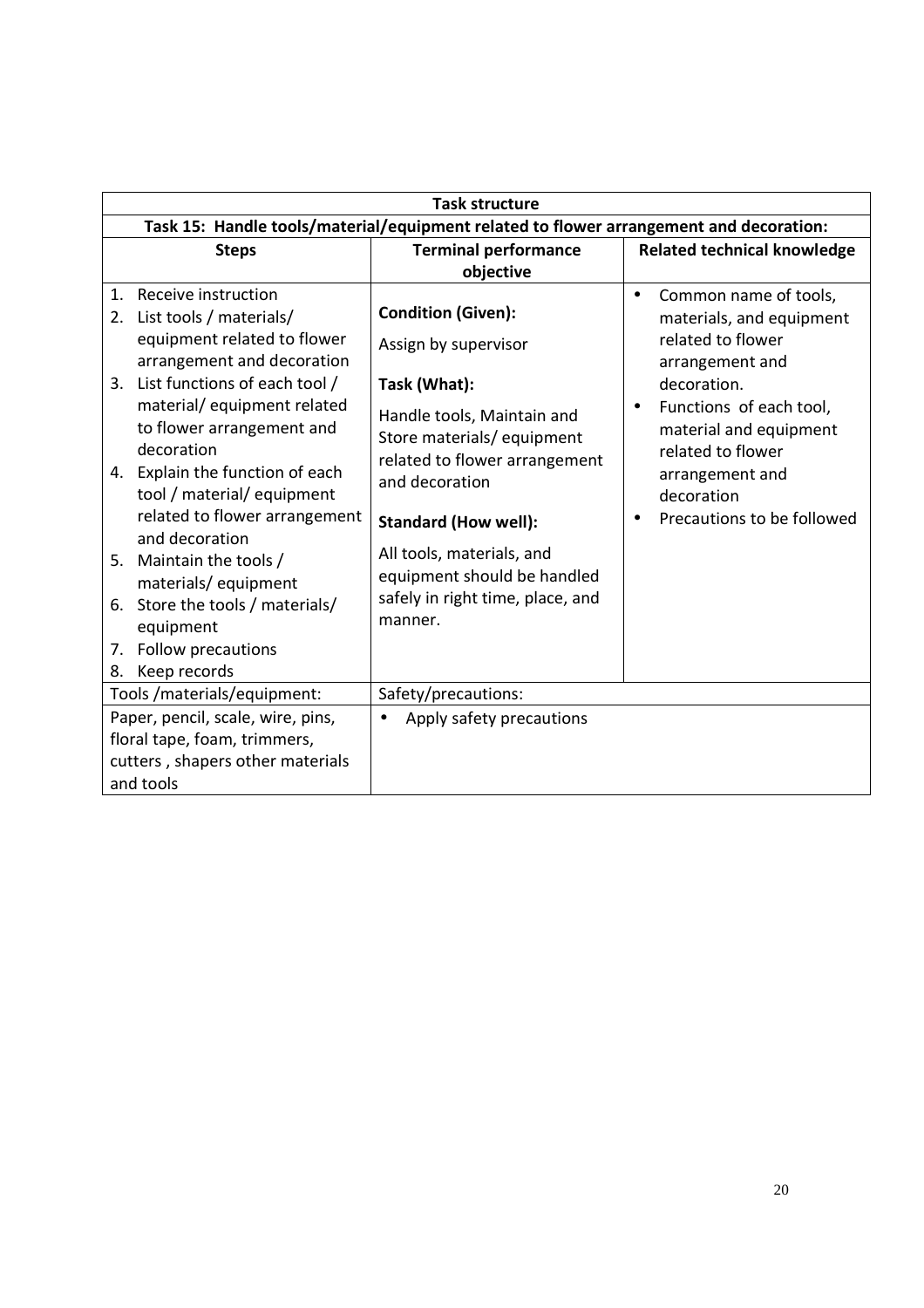| Task structure | | |
|---|---|---|
| **Task 15: Handle tools/material/equipment related to flower arrangement and decoration:** | | |
| **Steps** | **Terminal performance objective** | **Related technical knowledge** |
| 1. Receive instruction<br>2. List tools / materials/ equipment related to flower arrangement and decoration<br>3. List functions of each tool / material/ equipment related to flower arrangement and decoration<br>4. Explain the function of each tool / material/ equipment related to flower arrangement and decoration<br>5. Maintain the tools / materials/ equipment<br>6. Store the tools / materials/ equipment<br>7. Follow precautions<br>8. Keep records | **Condition (Given):**<br>Assign by supervisor<br><br>**Task (What):**<br>Handle tools, Maintain and Store materials/ equipment related to flower arrangement and decoration<br><br>**Standard (How well):**<br>All tools, materials, and equipment should be handled safely in right time, place, and manner. | • Common name of tools, materials, and equipment related to flower arrangement and decoration.<br>• Functions of each tool, material and equipment related to flower arrangement and decoration<br>• Precautions to be followed |
| Tools /materials/equipment: | Safety/precautions: | |
| Paper, pencil, scale, wire, pins, floral tape, foam, trimmers, cutters , shapers other materials and tools | • Apply safety precautions | |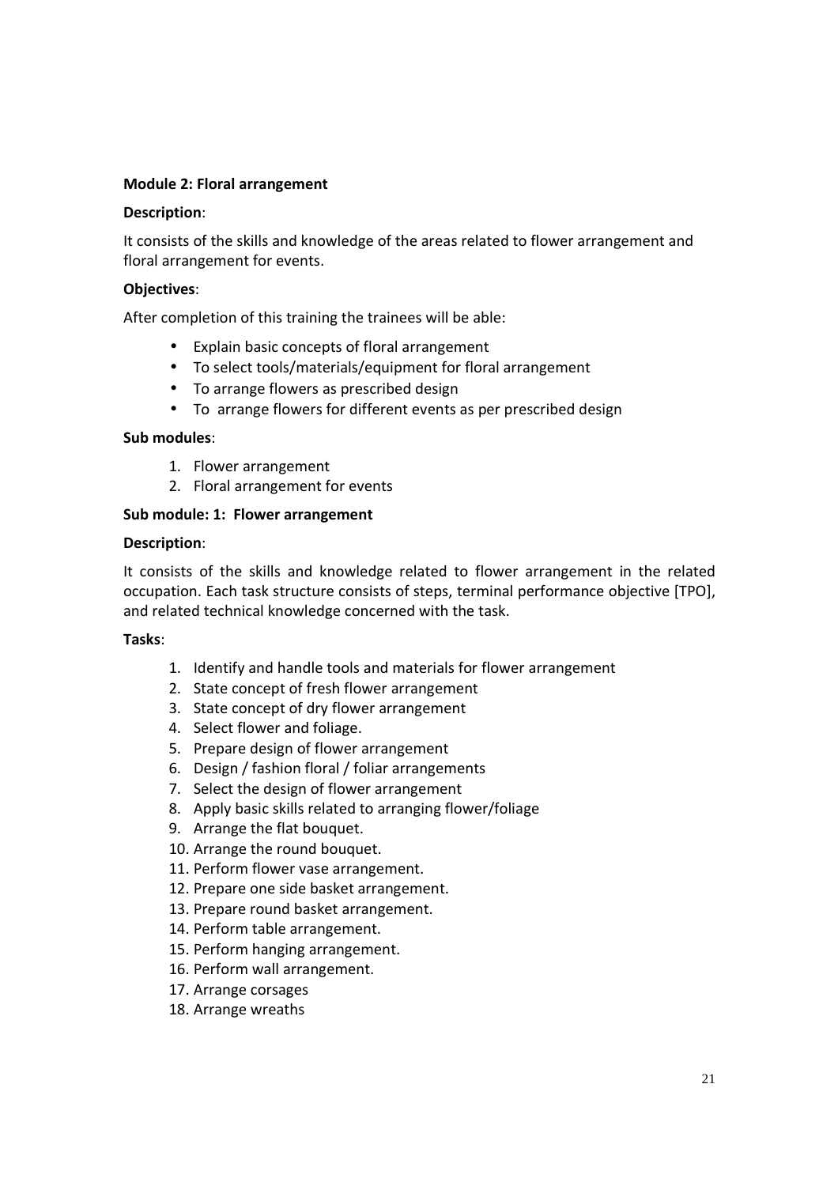**Module 2: Floral arrangement**

**Description**:

It consists of the skills and knowledge of the areas related to flower arrangement and floral arrangement for events.

**Objectives**:

After completion of this training the trainees will be able:

- Explain basic concepts of floral arrangement
- To select tools/materials/equipment for floral arrangement
- To arrange flowers as prescribed design
- To arrange flowers for different events as per prescribed design

**Sub modules**:

1. Flower arrangement
2. Floral arrangement for events

**Sub module: 1: Flower arrangement**

**Description**:

It consists of the skills and knowledge related to flower arrangement in the related occupation. Each task structure consists of steps, terminal performance objective [TPO], and related technical knowledge concerned with the task.

**Tasks**:

1. Identify and handle tools and materials for flower arrangement
2. State concept of fresh flower arrangement
3. State concept of dry flower arrangement
4. Select flower and foliage.
5. Prepare design of flower arrangement
6. Design / fashion floral / foliar arrangements
7. Select the design of flower arrangement
8. Apply basic skills related to arranging flower/foliage
9. Arrange the flat bouquet.
10. Arrange the round bouquet.
11. Perform flower vase arrangement.
12. Prepare one side basket arrangement.
13. Prepare round basket arrangement.
14. Perform table arrangement.
15. Perform hanging arrangement.
16. Perform wall arrangement.
17. Arrange corsages
18. Arrange wreaths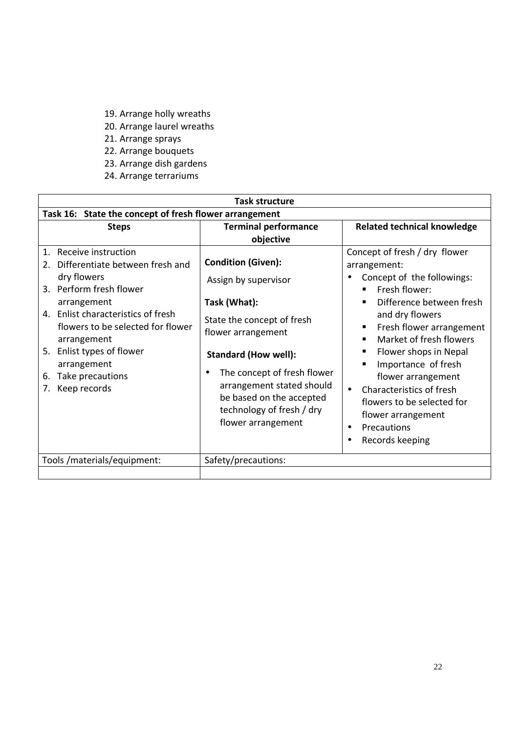19. Arrange holly wreaths
20. Arrange laurel wreaths
21. Arrange sprays
22. Arrange bouquets
23. Arrange dish gardens
24. Arrange terrariums

| **Task structure** | | |
|---|---|---|
| **Task 16: State the concept of fresh flower arrangement** | | |
| **Steps** | **Terminal performance objective** | **Related technical knowledge** |
| 1. Receive instruction<br>2. Differentiate between fresh and dry flowers<br>3. Perform fresh flower arrangement<br>4. Enlist characteristics of fresh flowers to be selected for flower arrangement<br>5. Enlist types of flower arrangement<br>6. Take precautions<br>7. Keep records | **Condition (Given):**<br>Assign by supervisor<br><br>**Task (What):**<br>State the concept of fresh flower arrangement<br><br>**Standard (How well):**<br>• The concept of fresh flower arrangement stated should be based on the accepted technology of fresh / dry flower arrangement | Concept of fresh / dry flower arrangement:<br>• Concept of the followings:<br>▪ Fresh flower:<br>▪ Difference between fresh and dry flowers<br>▪ Fresh flower arrangement<br>▪ Market of fresh flowers<br>▪ Flower shops in Nepal<br>▪ Importance of fresh flower arrangement<br>• Characteristics of fresh flowers to be selected for flower arrangement<br>• Precautions<br>• Records keeping |
| Tools /materials/equipment: | Safety/precautions: | |
| | | |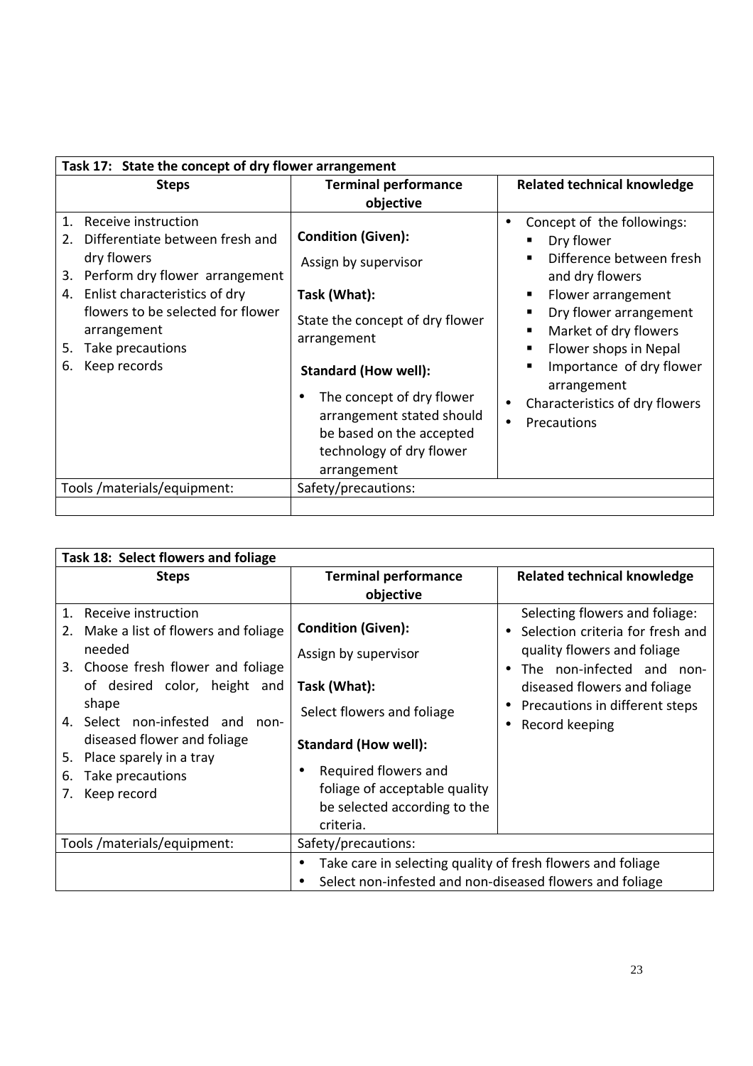| Task 17: State the concept of dry flower arrangement | | |
|---|---|---|
| **Steps** | **Terminal performance objective** | **Related technical knowledge** |
| 1. Receive instruction<br>2. Differentiate between fresh and dry flowers<br>3. Perform dry flower arrangement<br>4. Enlist characteristics of dry flowers to be selected for flower arrangement<br>5. Take precautions<br>6. Keep records | **Condition (Given):**<br>Assign by supervisor<br>**Task (What):**<br>State the concept of dry flower arrangement<br>**Standard (How well):**<br>• The concept of dry flower arrangement stated should be based on the accepted technology of dry flower arrangement | • Concept of the followings:<br>▪ Dry flower<br>▪ Difference between fresh and dry flowers<br>▪ Flower arrangement<br>▪ Dry flower arrangement<br>▪ Market of dry flowers<br>▪ Flower shops in Nepal<br>▪ Importance of dry flower arrangement<br>• Characteristics of dry flowers<br>• Precautions |
| Tools /materials/equipment: | Safety/precautions: | |
| | | |

| Task 18: Select flowers and foliage | | |
|---|---|---|
| **Steps** | **Terminal performance objective** | **Related technical knowledge** |
| 1. Receive instruction<br>2. Make a list of flowers and foliage needed<br>3. Choose fresh flower and foliage of desired color, height and shape<br>4. Select non-infested and non-diseased flower and foliage<br>5. Place sparely in a tray<br>6. Take precautions<br>7. Keep record | **Condition (Given):**<br>Assign by supervisor<br>**Task (What):**<br>Select flowers and foliage<br>**Standard (How well):**<br>• Required flowers and foliage of acceptable quality be selected according to the criteria. | Selecting flowers and foliage:<br>• Selection criteria for fresh and quality flowers and foliage<br>• The non-infected and non-diseased flowers and foliage<br>• Precautions in different steps<br>• Record keeping |
| Tools /materials/equipment: | Safety/precautions: | |
| | • Take care in selecting quality of fresh flowers and foliage<br>• Select non-infested and non-diseased flowers and foliage | |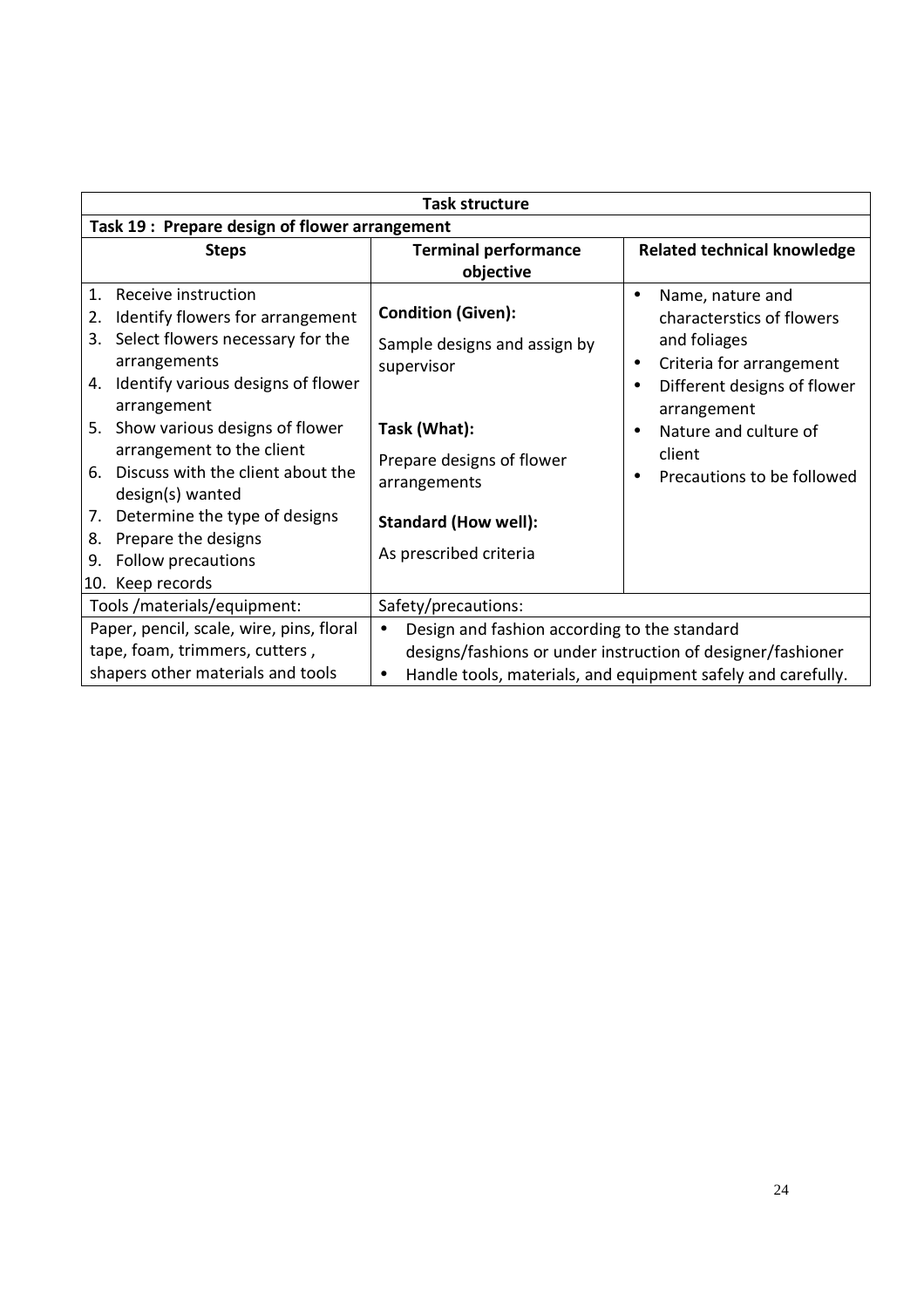| Task structure | | |
|---|---|---|
| **Task 19 : Prepare design of flower arrangement** | | |
| **Steps** | **Terminal performance objective** | **Related technical knowledge** |
| 1. Receive instruction<br>2. Identify flowers for arrangement<br>3. Select flowers necessary for the arrangements<br>4. Identify various designs of flower arrangement<br>5. Show various designs of flower arrangement to the client<br>6. Discuss with the client about the design(s) wanted<br>7. Determine the type of designs<br>8. Prepare the designs<br>9. Follow precautions<br>10. Keep records | **Condition (Given):**<br>Sample designs and assign by supervisor<br><br>**Task (What):**<br>Prepare designs of flower arrangements<br><br>**Standard (How well):**<br>As prescribed criteria | • Name, nature and characterstics of flowers and foliages<br>• Criteria for arrangement<br>• Different designs of flower arrangement<br>• Nature and culture of client<br>• Precautions to be followed |
| Tools /materials/equipment: | Safety/precautions: | |
| Paper, pencil, scale, wire, pins, floral tape, foam, trimmers, cutters , shapers other materials and tools | • Design and fashion according to the standard designs/fashions or under instruction of designer/fashioner<br>• Handle tools, materials, and equipment safely and carefully. | |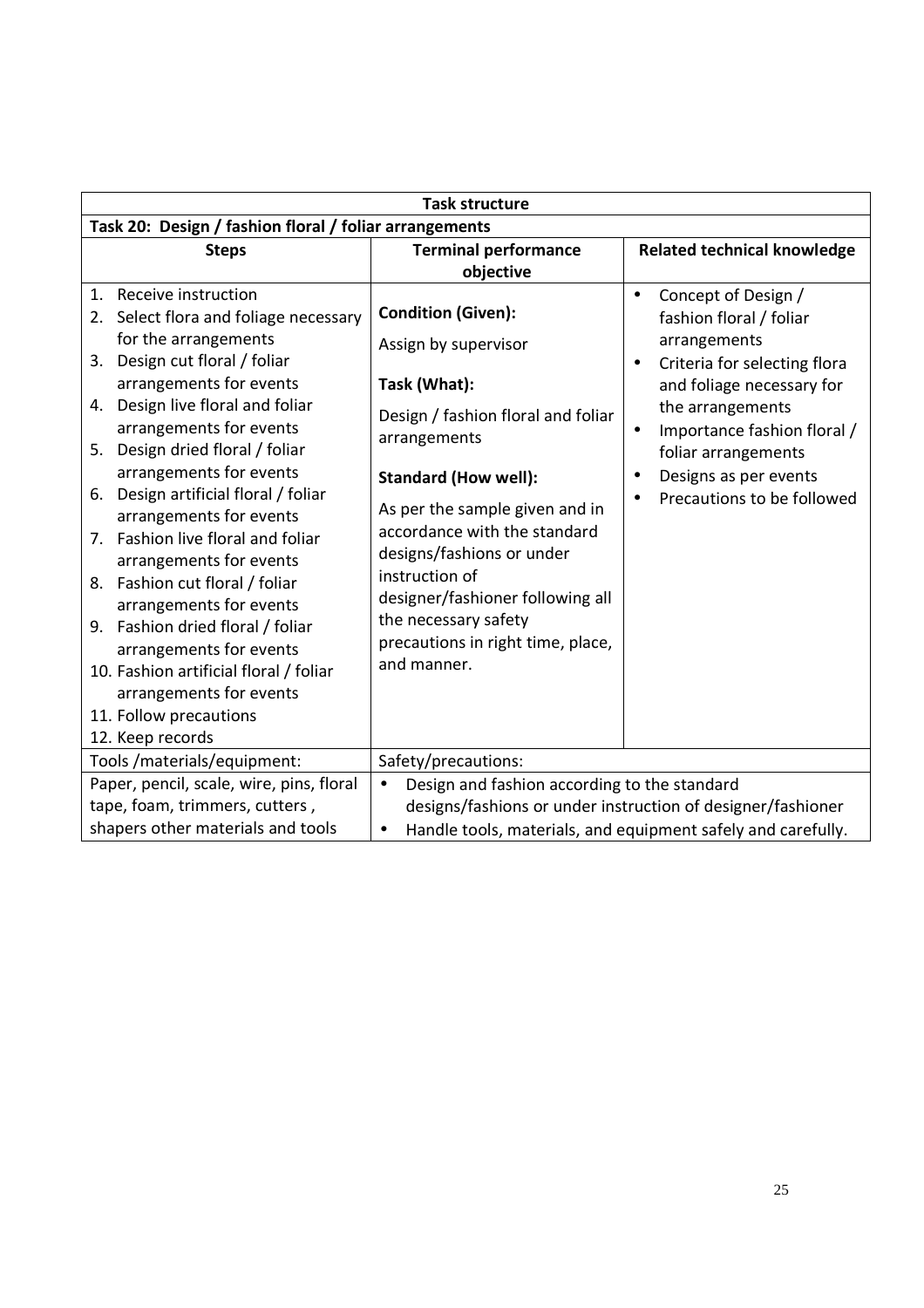| Task structure | | |
|---|---|---|
| **Task 20: Design / fashion floral / foliar arrangements** | | |
| **Steps** | **Terminal performance objective** | **Related technical knowledge** |
| 1. Receive instruction<br>2. Select flora and foliage necessary for the arrangements<br>3. Design cut floral / foliar arrangements for events<br>4. Design live floral and foliar arrangements for events<br>5. Design dried floral / foliar arrangements for events<br>6. Design artificial floral / foliar arrangements for events<br>7. Fashion live floral and foliar arrangements for events<br>8. Fashion cut floral / foliar arrangements for events<br>9. Fashion dried floral / foliar arrangements for events<br>10. Fashion artificial floral / foliar arrangements for events<br>11. Follow precautions<br>12. Keep records | **Condition (Given):**<br>Assign by supervisor<br><br>**Task (What):**<br>Design / fashion floral and foliar arrangements<br><br>**Standard (How well):**<br>As per the sample given and in accordance with the standard designs/fashions or under instruction of designer/fashioner following all the necessary safety precautions in right time, place, and manner. | • Concept of Design / fashion floral / foliar arrangements<br>• Criteria for selecting flora and foliage necessary for the arrangements<br>• Importance fashion floral / foliar arrangements<br>• Designs as per events<br>• Precautions to be followed |
| Tools /materials/equipment: | Safety/precautions: | |
| Paper, pencil, scale, wire, pins, floral tape, foam, trimmers, cutters , shapers other materials and tools | • Design and fashion according to the standard designs/fashions or under instruction of designer/fashioner<br>• Handle tools, materials, and equipment safely and carefully. | |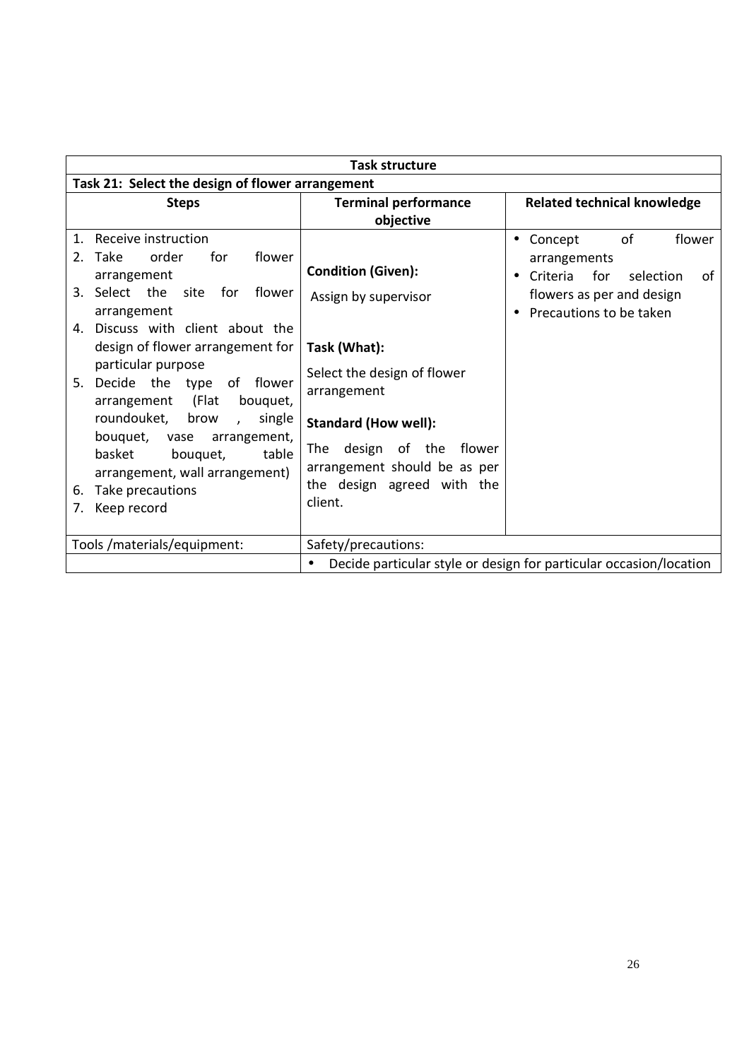| Task structure | | |
|---|---|---|
| **Task 21: Select the design of flower arrangement** | | |
| **Steps** | **Terminal performance objective** | **Related technical knowledge** |
| 1. Receive instruction<br>2. Take order for flower arrangement<br>3. Select the site for flower arrangement<br>4. Discuss with client about the design of flower arrangement for particular purpose<br>5. Decide the type of flower arrangement (Flat bouquet, roundouket, brow , single bouquet, vase arrangement, basket bouquet, table arrangement, wall arrangement)<br>6. Take precautions<br>7. Keep record | **Condition (Given):**<br>Assign by supervisor<br><br>**Task (What):**<br>Select the design of flower arrangement<br><br>**Standard (How well):**<br>The design of the flower arrangement should be as per the design agreed with the client. | • Concept of flower arrangements<br>• Criteria for selection of flowers as per and design<br>• Precautions to be taken |
| Tools /materials/equipment: | Safety/precautions: | |
| | • Decide particular style or design for particular occasion/location | |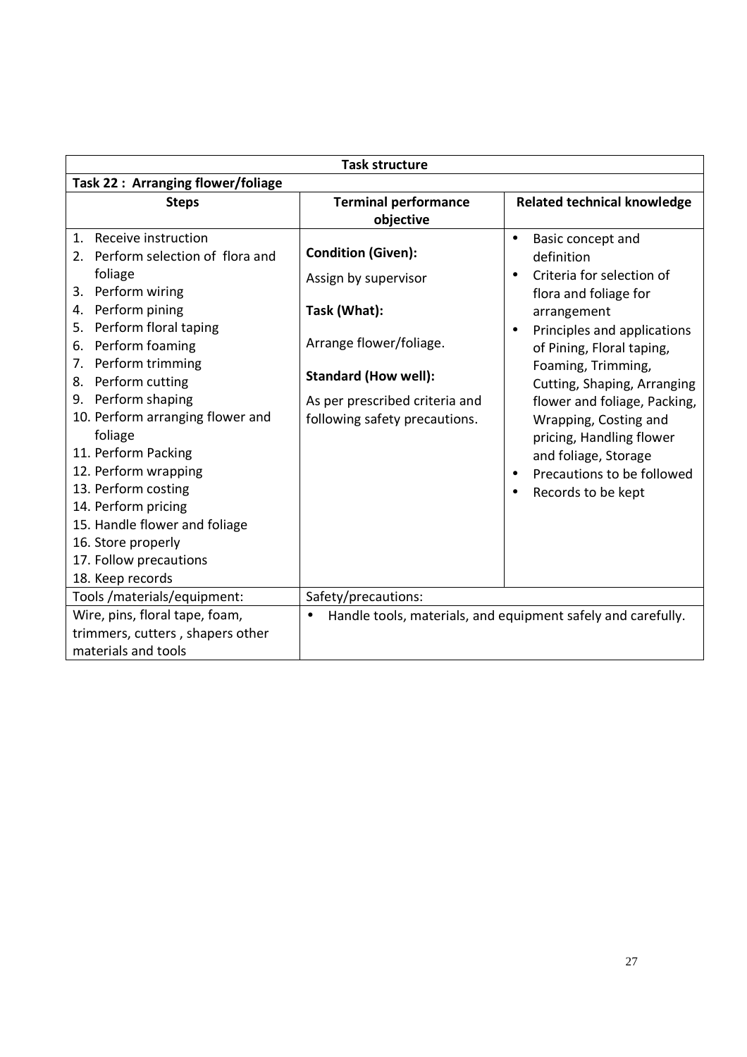| Task structure | | |
|---|---|---|
| **Task 22 : Arranging flower/foliage** | | |
| **Steps** | **Terminal performance objective** | **Related technical knowledge** |
| 1. Receive instruction<br>2. Perform selection of flora and foliage<br>3. Perform wiring<br>4. Perform pining<br>5. Perform floral taping<br>6. Perform foaming<br>7. Perform trimming<br>8. Perform cutting<br>9. Perform shaping<br>10. Perform arranging flower and foliage<br>11. Perform Packing<br>12. Perform wrapping<br>13. Perform costing<br>14. Perform pricing<br>15. Handle flower and foliage<br>16. Store properly<br>17. Follow precautions<br>18. Keep records | **Condition (Given):**<br>Assign by supervisor<br>**Task (What):**<br>Arrange flower/foliage.<br>**Standard (How well):**<br>As per prescribed criteria and following safety precautions. | • Basic concept and definition<br>• Criteria for selection of flora and foliage for arrangement<br>• Principles and applications of Pining, Floral taping, Foaming, Trimming, Cutting, Shaping, Arranging flower and foliage, Packing, Wrapping, Costing and pricing, Handling flower and foliage, Storage<br>• Precautions to be followed<br>• Records to be kept |
| Tools /materials/equipment: | Safety/precautions: | |
| Wire, pins, floral tape, foam, trimmers, cutters , shapers other materials and tools | • Handle tools, materials, and equipment safely and carefully. | |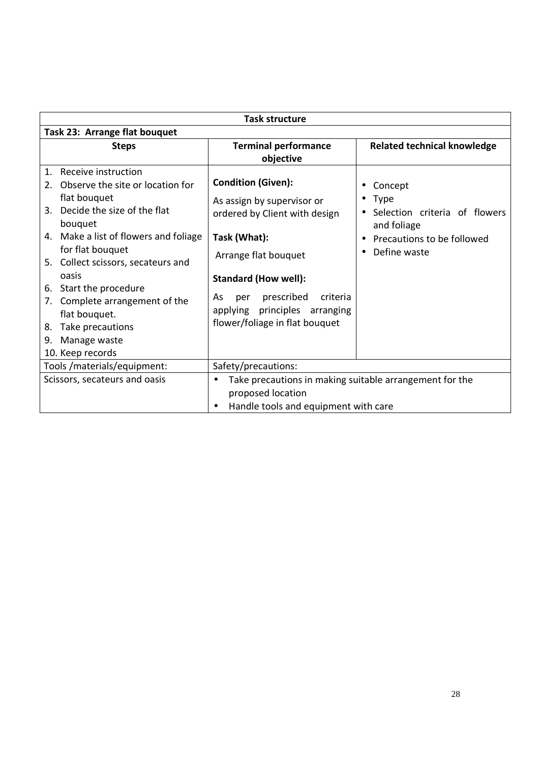| Task structure | | |
|---|---|---|
| **Task 23: Arrange flat bouquet** | | |
| **Steps** | **Terminal performance objective** | **Related technical knowledge** |
| 1. Receive instruction<br>2. Observe the site or location for flat bouquet<br>3. Decide the size of the flat bouquet<br>4. Make a list of flowers and foliage for flat bouquet<br>5. Collect scissors, secateurs and oasis<br>6. Start the procedure<br>7. Complete arrangement of the flat bouquet.<br>8. Take precautions<br>9. Manage waste<br>10. Keep records | **Condition (Given):**<br>As assign by supervisor or ordered by Client with design<br>**Task (What):**<br>Arrange flat bouquet<br>**Standard (How well):**<br>As per prescribed criteria applying principles arranging flower/foliage in flat bouquet | • Concept<br>• Type<br>• Selection criteria of flowers and foliage<br>• Precautions to be followed<br>• Define waste |
| Tools /materials/equipment: | Safety/precautions: | |
| Scissors, secateurs and oasis | • Take precautions in making suitable arrangement for the proposed location<br>• Handle tools and equipment with care | |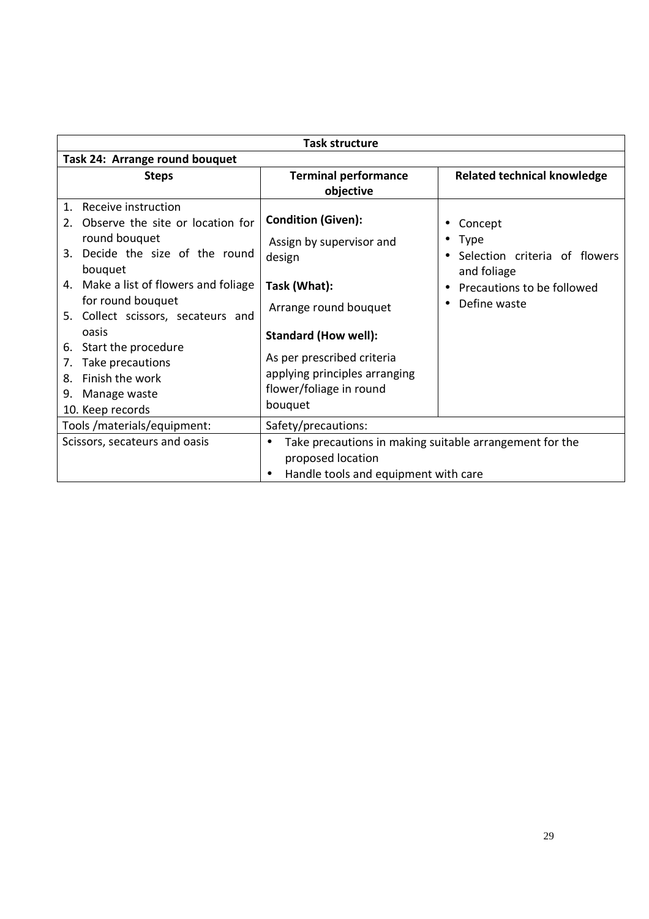| Task structure | | |
|---|---|---|
| **Task 24: Arrange round bouquet** | | |
| **Steps** | **Terminal performance objective** | **Related technical knowledge** |
| 1. Receive instruction<br>2. Observe the site or location for round bouquet<br>3. Decide the size of the round bouquet<br>4. Make a list of flowers and foliage for round bouquet<br>5. Collect scissors, secateurs and oasis<br>6. Start the procedure<br>7. Take precautions<br>8. Finish the work<br>9. Manage waste<br>10. Keep records | **Condition (Given):**<br>Assign by supervisor and design<br>**Task (What):**<br>Arrange round bouquet<br>**Standard (How well):**<br>As per prescribed criteria applying principles arranging flower/foliage in round bouquet | • Concept<br>• Type<br>• Selection criteria of flowers and foliage<br>• Precautions to be followed<br>• Define waste |
| Tools /materials/equipment: | Safety/precautions: | |
| Scissors, secateurs and oasis | • Take precautions in making suitable arrangement for the proposed location<br>• Handle tools and equipment with care | |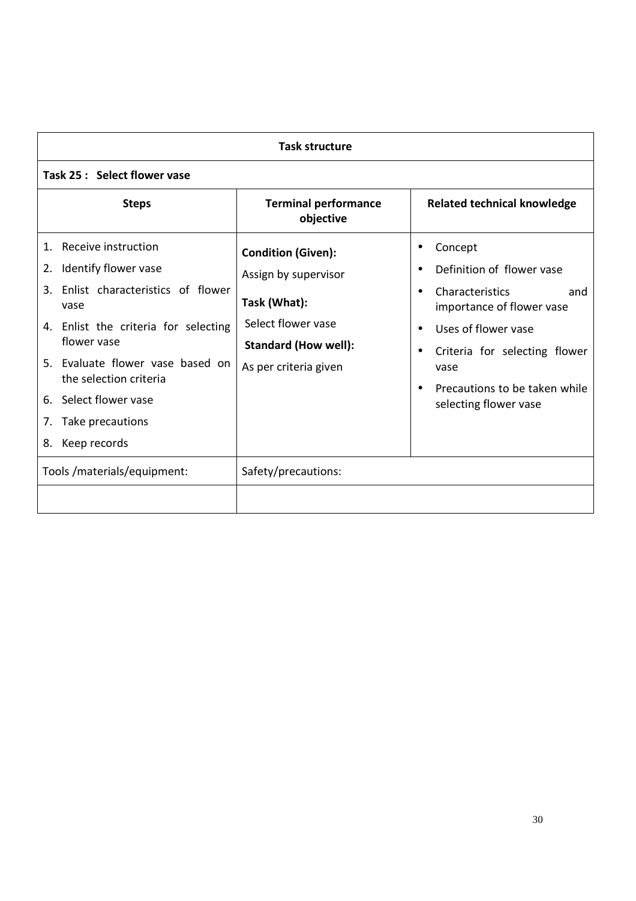| Task structure | | |
|---|---|---|
| **Task 25 : Select flower vase** | | |
| **Steps** | **Terminal performance objective** | **Related technical knowledge** |
| 1. Receive instruction<br>2. Identify flower vase<br>3. Enlist characteristics of flower vase<br>4. Enlist the criteria for selecting flower vase<br>5. Evaluate flower vase based on the selection criteria<br>6. Select flower vase<br>7. Take precautions<br>8. Keep records | **Condition (Given):**<br>Assign by supervisor<br>**Task (What):**<br>Select flower vase<br>**Standard (How well):**<br>As per criteria given | • Concept<br>• Definition of flower vase<br>• Characteristics and importance of flower vase<br>• Uses of flower vase<br>• Criteria for selecting flower vase<br>• Precautions to be taken while selecting flower vase |
| Tools /materials/equipment: | Safety/precautions: | |
| | | |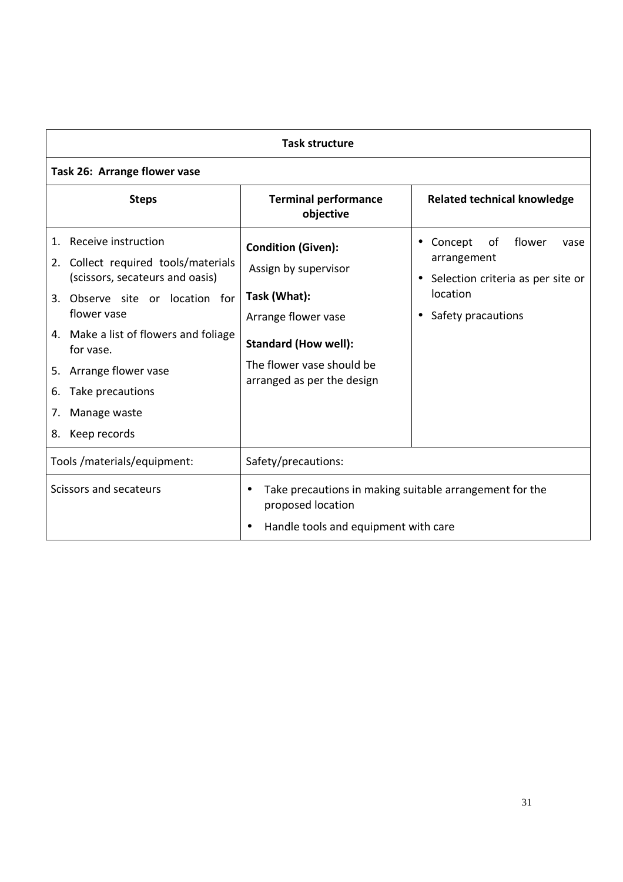| Task structure | | |
|---|---|---|
| **Task 26: Arrange flower vase** | | |
| **Steps** | **Terminal performance objective** | **Related technical knowledge** |
| 1. Receive instruction<br>2. Collect required tools/materials (scissors, secateurs and oasis)<br>3. Observe site or location for flower vase<br>4. Make a list of flowers and foliage for vase.<br>5. Arrange flower vase<br>6. Take precautions<br>7. Manage waste<br>8. Keep records | **Condition (Given):**<br>Assign by supervisor<br>**Task (What):**<br>Arrange flower vase<br>**Standard (How well):**<br>The flower vase should be arranged as per the design | • Concept of flower vase arrangement<br>• Selection criteria as per site or location<br>• Safety pracautions |
| Tools /materials/equipment: | Safety/precautions: | |
| Scissors and secateurs | • Take precautions in making suitable arrangement for the proposed location<br>• Handle tools and equipment with care | |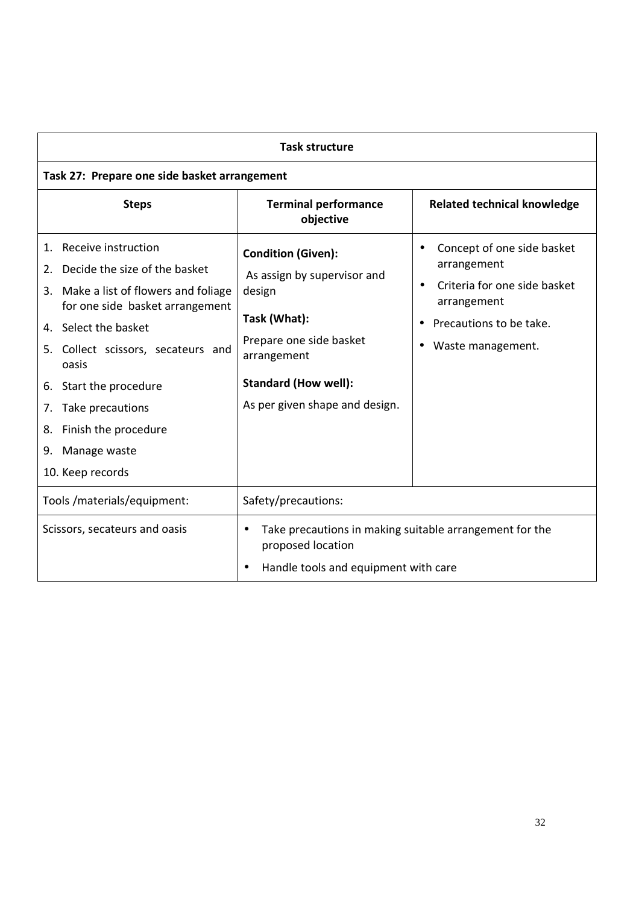| Task structure | | |
|---|---|---|
| **Task 27: Prepare one side basket arrangement** | | |
| **Steps** | **Terminal performance objective** | **Related technical knowledge** |
| 1. Receive instruction<br>2. Decide the size of the basket<br>3. Make a list of flowers and foliage for one side basket arrangement<br>4. Select the basket<br>5. Collect scissors, secateurs and oasis<br>6. Start the procedure<br>7. Take precautions<br>8. Finish the procedure<br>9. Manage waste<br>10. Keep records | **Condition (Given):**<br>As assign by supervisor and design<br>**Task (What):**<br>Prepare one side basket arrangement<br>**Standard (How well):**<br>As per given shape and design. | • Concept of one side basket arrangement<br>• Criteria for one side basket arrangement<br>• Precautions to be take.<br>• Waste management. |
| Tools /materials/equipment: | Safety/precautions: | |
| Scissors, secateurs and oasis | • Take precautions in making suitable arrangement for the proposed location<br>• Handle tools and equipment with care | |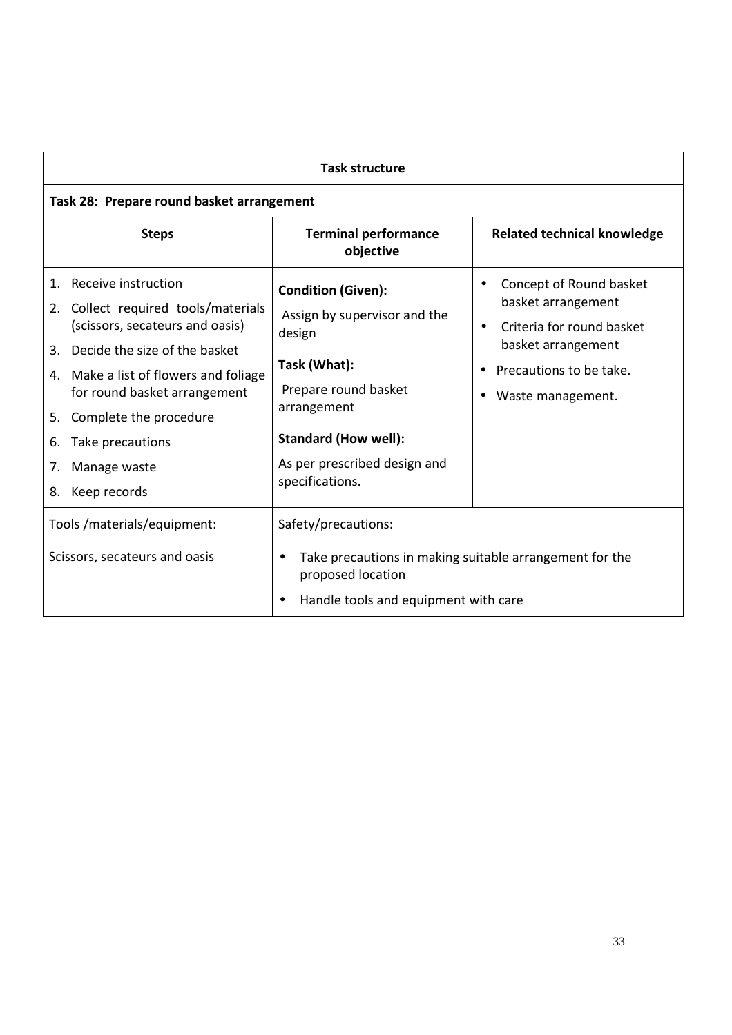| Task structure | | |
|---|---|---|
| **Task 28: Prepare round basket arrangement** | | |
| **Steps** | **Terminal performance objective** | **Related technical knowledge** |
| 1. Receive instruction<br>2. Collect required tools/materials (scissors, secateurs and oasis)<br>3. Decide the size of the basket<br>4. Make a list of flowers and foliage for round basket arrangement<br>5. Complete the procedure<br>6. Take precautions<br>7. Manage waste<br>8. Keep records | **Condition (Given):**<br>Assign by supervisor and the design<br>**Task (What):**<br>Prepare round basket arrangement<br>**Standard (How well):**<br>As per prescribed design and specifications. | • Concept of Round basket basket arrangement<br>• Criteria for round basket basket arrangement<br>• Precautions to be take.<br>• Waste management. |
| Tools /materials/equipment: | Safety/precautions: | |
| Scissors, secateurs and oasis | • Take precautions in making suitable arrangement for the proposed location<br>• Handle tools and equipment with care | |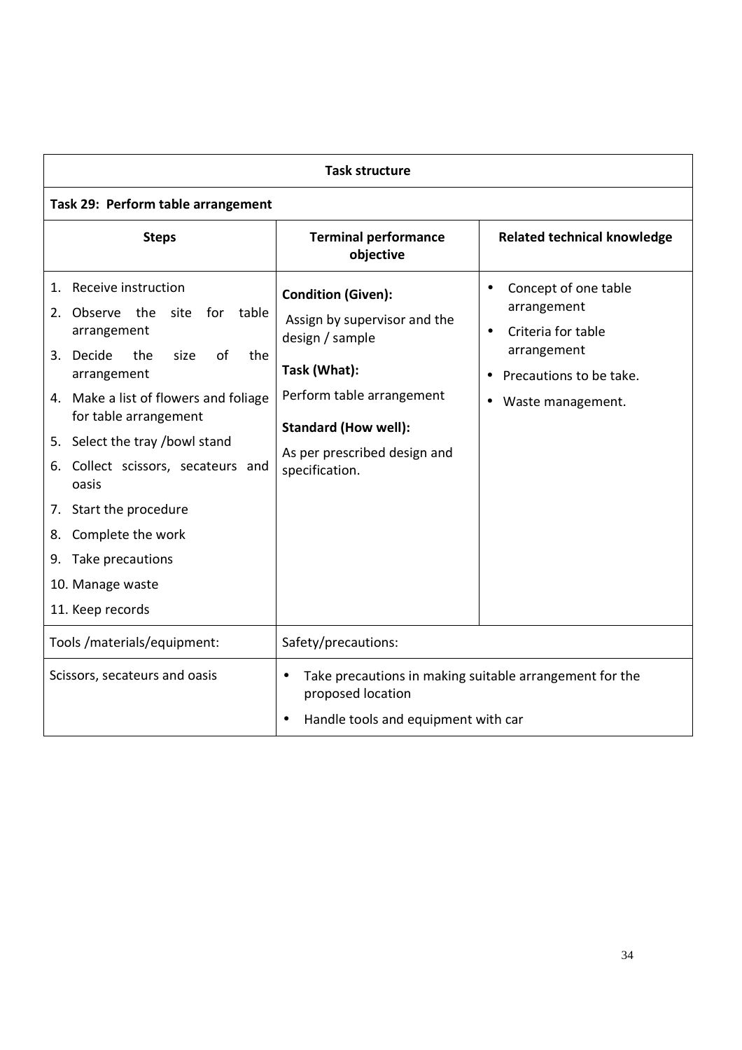| Task structure | | |
|---|---|---|
| **Task 29: Perform table arrangement** | | |
| **Steps** | **Terminal performance objective** | **Related technical knowledge** |
| 1. Receive instruction<br>2. Observe the site for table arrangement<br>3. Decide the size of the arrangement<br>4. Make a list of flowers and foliage for table arrangement<br>5. Select the tray /bowl stand<br>6. Collect scissors, secateurs and oasis<br>7. Start the procedure<br>8. Complete the work<br>9. Take precautions<br>10. Manage waste<br>11. Keep records | **Condition (Given):**<br>Assign by supervisor and the design / sample<br>**Task (What):**<br>Perform table arrangement<br>**Standard (How well):**<br>As per prescribed design and specification. | • Concept of one table arrangement<br>• Criteria for table arrangement<br>• Precautions to be take.<br>• Waste management. |
| Tools /materials/equipment: | Safety/precautions: | |
| Scissors, secateurs and oasis | • Take precautions in making suitable arrangement for the proposed location<br>• Handle tools and equipment with car | |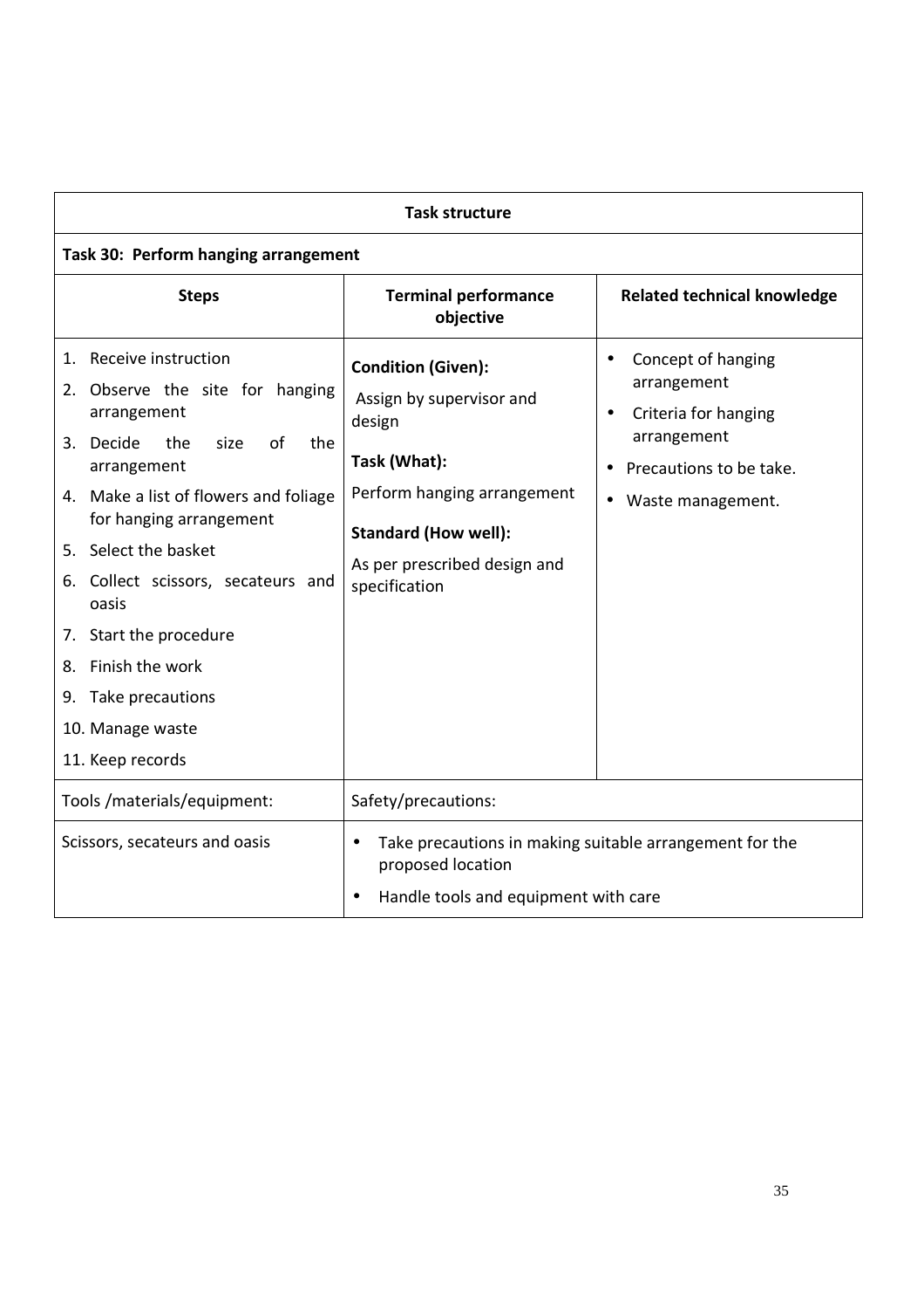| Task structure | | |
|---|---|---|
| **Task 30: Perform hanging arrangement** | | |
| **Steps** | **Terminal performance objective** | **Related technical knowledge** |
| 1. Receive instruction<br>2. Observe the site for hanging arrangement<br>3. Decide the size of the arrangement<br>4. Make a list of flowers and foliage for hanging arrangement<br>5. Select the basket<br>6. Collect scissors, secateurs and oasis<br>7. Start the procedure<br>8. Finish the work<br>9. Take precautions<br>10. Manage waste<br>11. Keep records | **Condition (Given):**<br>Assign by supervisor and design<br>**Task (What):**<br>Perform hanging arrangement<br>**Standard (How well):**<br>As per prescribed design and specification | • Concept of hanging arrangement<br>• Criteria for hanging arrangement<br>• Precautions to be take.<br>• Waste management. |
| Tools /materials/equipment: | Safety/precautions: | |
| Scissors, secateurs and oasis | • Take precautions in making suitable arrangement for the proposed location<br>• Handle tools and equipment with care | |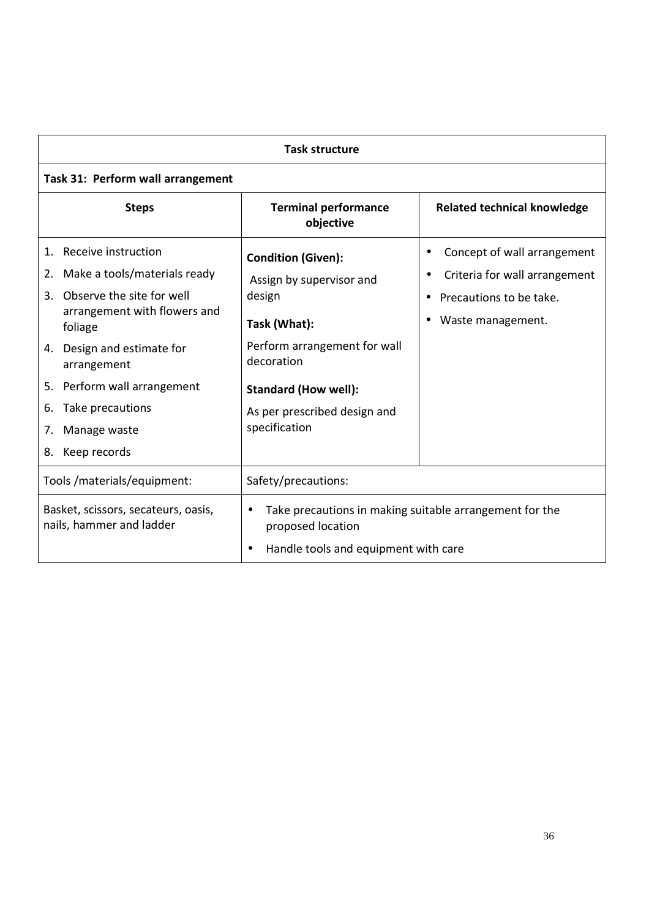| Task structure | | |
|---|---|---|
| **Task 31: Perform wall arrangement** | | |
| **Steps** | **Terminal performance objective** | **Related technical knowledge** |
| 1. Receive instruction<br>2. Make a tools/materials ready<br>3. Observe the site for well arrangement with flowers and foliage<br>4. Design and estimate for arrangement<br>5. Perform wall arrangement<br>6. Take precautions<br>7. Manage waste<br>8. Keep records | **Condition (Given):**<br>Assign by supervisor and design<br>**Task (What):**<br>Perform arrangement for wall decoration<br>**Standard (How well):**<br>As per prescribed design and specification | • Concept of wall arrangement<br>• Criteria for wall arrangement<br>• Precautions to be take.<br>• Waste management. |
| Tools /materials/equipment: | Safety/precautions: | |
| Basket, scissors, secateurs, oasis, nails, hammer and ladder | • Take precautions in making suitable arrangement for the proposed location<br>• Handle tools and equipment with care | |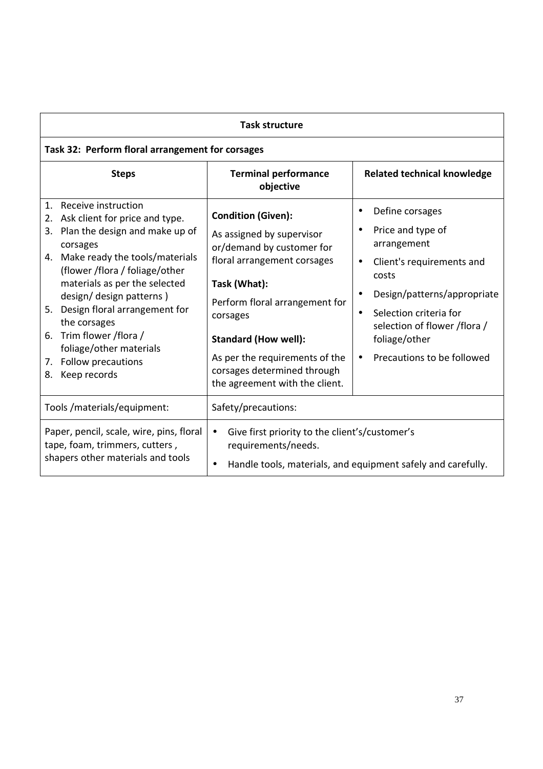| Task structure | | |
|---|---|---|
| **Task 32: Perform floral arrangement for corsages** | | |
| **Steps** | **Terminal performance objective** | **Related technical knowledge** |
| 1. Receive instruction<br>2. Ask client for price and type.<br>3. Plan the design and make up of corsages<br>4. Make ready the tools/materials (flower /flora / foliage/other materials as per the selected design/ design patterns )<br>5. Design floral arrangement for the corsages<br>6. Trim flower /flora / foliage/other materials<br>7. Follow precautions<br>8. Keep records | **Condition (Given):**<br>As assigned by supervisor or/demand by customer for floral arrangement corsages<br>**Task (What):**<br>Perform floral arrangement for corsages<br>**Standard (How well):**<br>As per the requirements of the corsages determined through the agreement with the client. | • Define corsages<br>• Price and type of arrangement<br>• Client's requirements and costs<br>• Design/patterns/appropriate<br>• Selection criteria for selection of flower /flora / foliage/other<br>• Precautions to be followed |
| Tools /materials/equipment: | Safety/precautions: | |
| Paper, pencil, scale, wire, pins, floral tape, foam, trimmers, cutters , shapers other materials and tools | • Give first priority to the client's/customer's requirements/needs.<br>• Handle tools, materials, and equipment safely and carefully. | |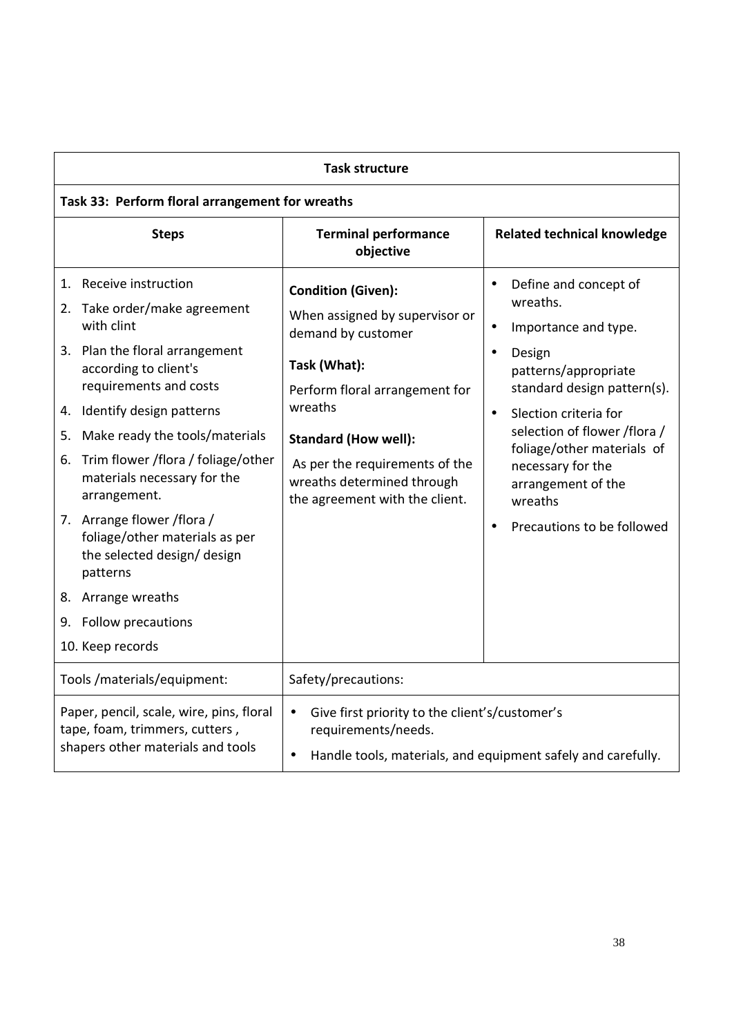| Task structure | | |
|---|---|---|
| **Task 33: Perform floral arrangement for wreaths** | | |
| **Steps** | **Terminal performance objective** | **Related technical knowledge** |
| 1. Receive instruction<br>2. Take order/make agreement with clint<br>3. Plan the floral arrangement according to client's requirements and costs<br>4. Identify design patterns<br>5. Make ready the tools/materials<br>6. Trim flower /flora / foliage/other materials necessary for the arrangement.<br>7. Arrange flower /flora / foliage/other materials as per the selected design/ design patterns<br>8. Arrange wreaths<br>9. Follow precautions<br>10. Keep records | **Condition (Given):**<br>When assigned by supervisor or demand by customer<br>**Task (What):**<br>Perform floral arrangement for wreaths<br>**Standard (How well):**<br>As per the requirements of the wreaths determined through the agreement with the client. | • Define and concept of wreaths.<br>• Importance and type.<br>• Design patterns/appropriate standard design pattern(s).<br>• Slection criteria for selection of flower /flora / foliage/other materials of necessary for the arrangement of the wreaths<br>• Precautions to be followed |
| Tools /materials/equipment: | Safety/precautions: | |
| Paper, pencil, scale, wire, pins, floral tape, foam, trimmers, cutters , shapers other materials and tools | • Give first priority to the client's/customer's requirements/needs.<br>• Handle tools, materials, and equipment safely and carefully. | |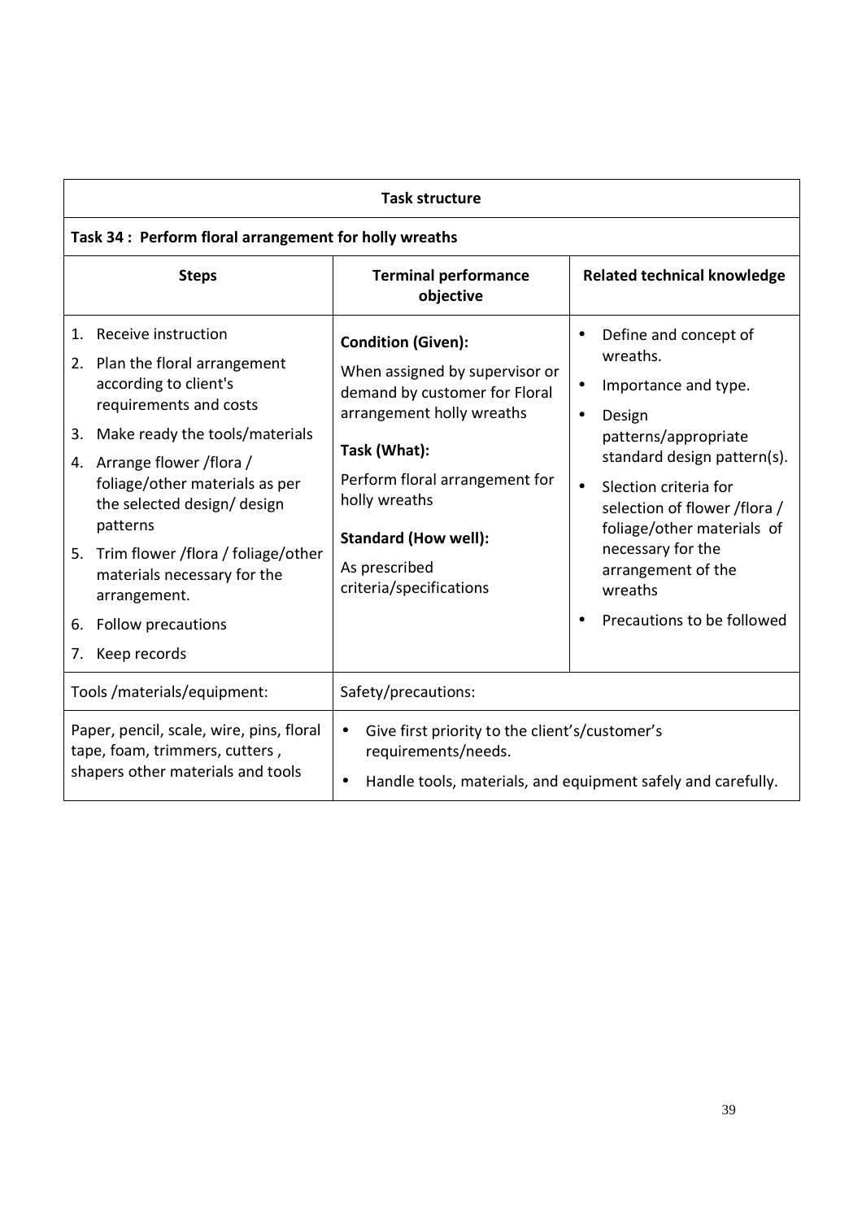| Task structure | | |
|---|---|---|
| **Task 34 : Perform floral arrangement for holly wreaths** | | |
| **Steps** | **Terminal performance objective** | **Related technical knowledge** |
| 1. Receive instruction<br>2. Plan the floral arrangement according to client's requirements and costs<br>3. Make ready the tools/materials<br>4. Arrange flower /flora / foliage/other materials as per the selected design/ design patterns<br>5. Trim flower /flora / foliage/other materials necessary for the arrangement.<br>6. Follow precautions<br>7. Keep records | **Condition (Given):**<br>When assigned by supervisor or demand by customer for Floral arrangement holly wreaths<br>**Task (What):**<br>Perform floral arrangement for holly wreaths<br>**Standard (How well):**<br>As prescribed criteria/specifications | • Define and concept of wreaths.<br>• Importance and type.<br>• Design patterns/appropriate standard design pattern(s).<br>• Slection criteria for selection of flower /flora / foliage/other materials of necessary for the arrangement of the wreaths<br>• Precautions to be followed |
| Tools /materials/equipment: | Safety/precautions: | |
| Paper, pencil, scale, wire, pins, floral tape, foam, trimmers, cutters , shapers other materials and tools | • Give first priority to the client's/customer's requirements/needs.<br>• Handle tools, materials, and equipment safely and carefully. | |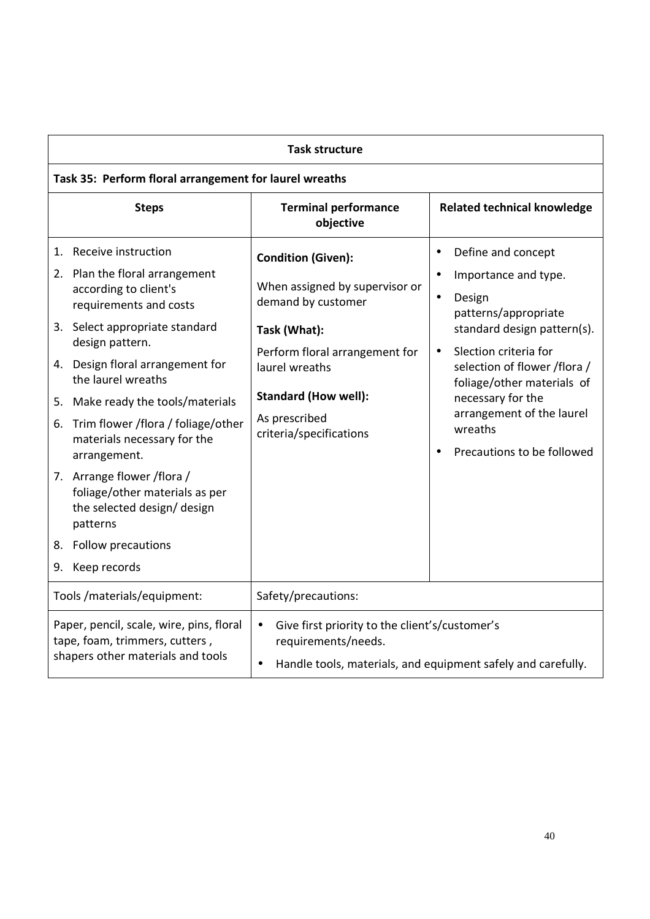| Task structure | | |
|---|---|---|
| **Task 35: Perform floral arrangement for laurel wreaths** | | |
| **Steps** | **Terminal performance objective** | **Related technical knowledge** |
| 1. Receive instruction<br>2. Plan the floral arrangement according to client's requirements and costs<br>3. Select appropriate standard design pattern.<br>4. Design floral arrangement for the laurel wreaths<br>5. Make ready the tools/materials<br>6. Trim flower /flora / foliage/other materials necessary for the arrangement.<br>7. Arrange flower /flora / foliage/other materials as per the selected design/ design patterns<br>8. Follow precautions<br>9. Keep records | **Condition (Given):**<br>When assigned by supervisor or demand by customer<br>**Task (What):**<br>Perform floral arrangement for laurel wreaths<br>**Standard (How well):**<br>As prescribed criteria/specifications | • Define and concept<br>• Importance and type.<br>• Design patterns/appropriate standard design pattern(s).<br>• Slection criteria for selection of flower /flora / foliage/other materials of necessary for the arrangement of the laurel wreaths<br>• Precautions to be followed |
| Tools /materials/equipment: | Safety/precautions: | |
| Paper, pencil, scale, wire, pins, floral tape, foam, trimmers, cutters , shapers other materials and tools | • Give first priority to the client's/customer's requirements/needs.<br>• Handle tools, materials, and equipment safely and carefully. | |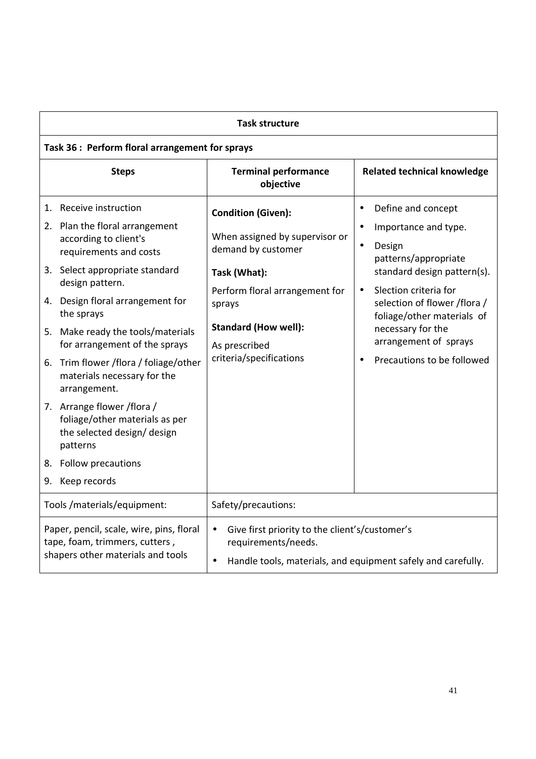| Task structure | | |
|---|---|---|
| **Task 36 : Perform floral arrangement for sprays** | | |
| **Steps** | **Terminal performance objective** | **Related technical knowledge** |
| 1. Receive instruction<br>2. Plan the floral arrangement according to client's requirements and costs<br>3. Select appropriate standard design pattern.<br>4. Design floral arrangement for the sprays<br>5. Make ready the tools/materials for arrangement of the sprays<br>6. Trim flower /flora / foliage/other materials necessary for the arrangement.<br>7. Arrange flower /flora / foliage/other materials as per the selected design/ design patterns<br>8. Follow precautions<br>9. Keep records | **Condition (Given):**<br>When assigned by supervisor or demand by customer<br>**Task (What):**<br>Perform floral arrangement for sprays<br>**Standard (How well):**<br>As prescribed criteria/specifications | • Define and concept<br>• Importance and type.<br>• Design patterns/appropriate standard design pattern(s).<br>• Slection criteria for selection of flower /flora / foliage/other materials of necessary for the arrangement of sprays<br>• Precautions to be followed |
| Tools /materials/equipment: | Safety/precautions: | |
| Paper, pencil, scale, wire, pins, floral tape, foam, trimmers, cutters , shapers other materials and tools | • Give first priority to the client's/customer's requirements/needs.<br>• Handle tools, materials, and equipment safely and carefully. | |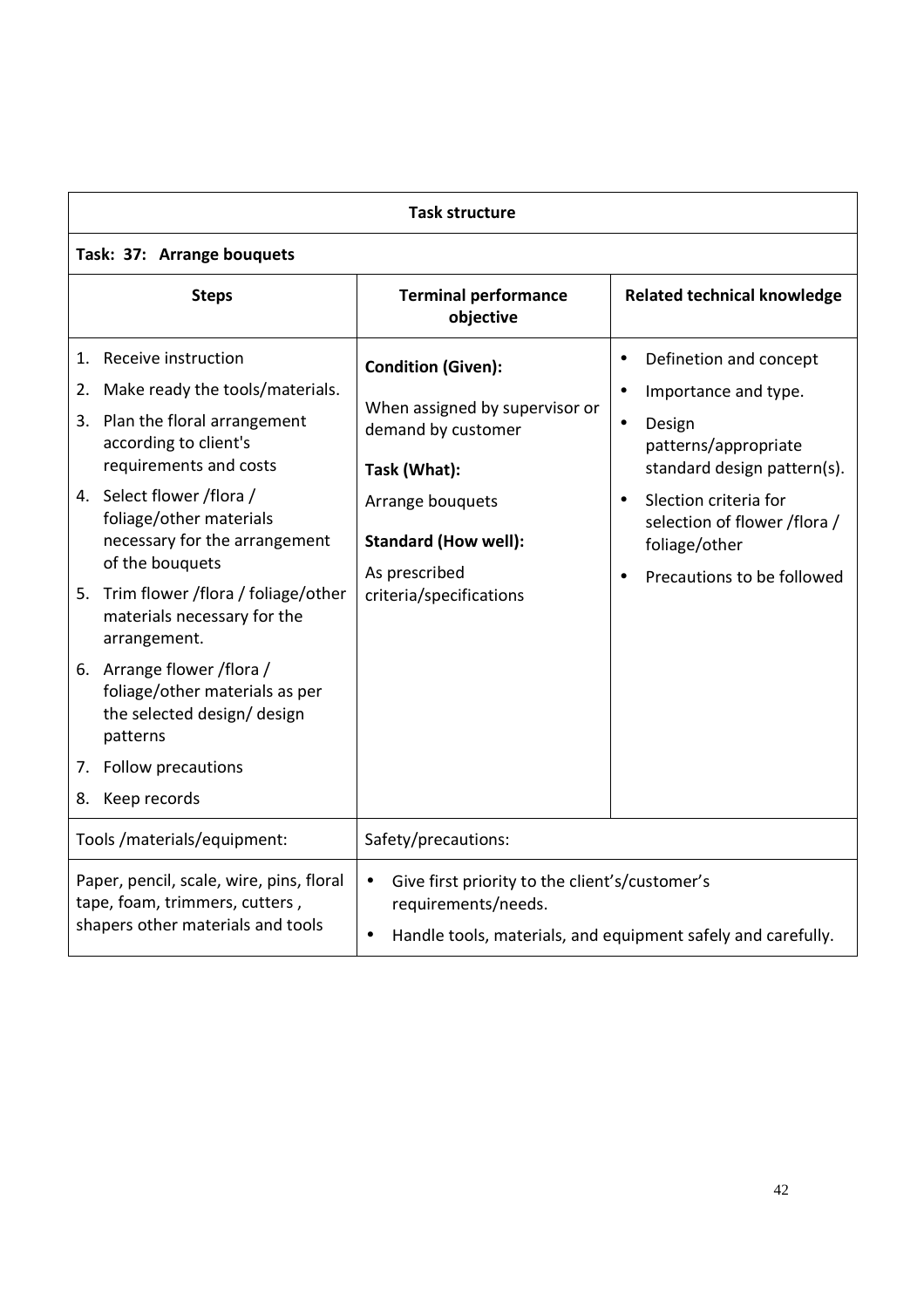| Task structure | | |
|---|---|---|
| **Task: 37: Arrange bouquets** | | |
| **Steps** | **Terminal performance objective** | **Related technical knowledge** |
| 1. Receive instruction<br>2. Make ready the tools/materials.<br>3. Plan the floral arrangement according to client's requirements and costs<br>4. Select flower /flora / foliage/other materials necessary for the arrangement of the bouquets<br>5. Trim flower /flora / foliage/other materials necessary for the arrangement.<br>6. Arrange flower /flora / foliage/other materials as per the selected design/ design patterns<br>7. Follow precautions<br>8. Keep records | **Condition (Given):**<br>When assigned by supervisor or demand by customer<br>**Task (What):**<br>Arrange bouquets<br>**Standard (How well):**<br>As prescribed criteria/specifications | • Definetion and concept<br>• Importance and type.<br>• Design patterns/appropriate standard design pattern(s).<br>• Slection criteria for selection of flower /flora / foliage/other<br>• Precautions to be followed |
| Tools /materials/equipment: | Safety/precautions: | |
| Paper, pencil, scale, wire, pins, floral tape, foam, trimmers, cutters , shapers other materials and tools | • Give first priority to the client's/customer's requirements/needs.<br>• Handle tools, materials, and equipment safely and carefully. | |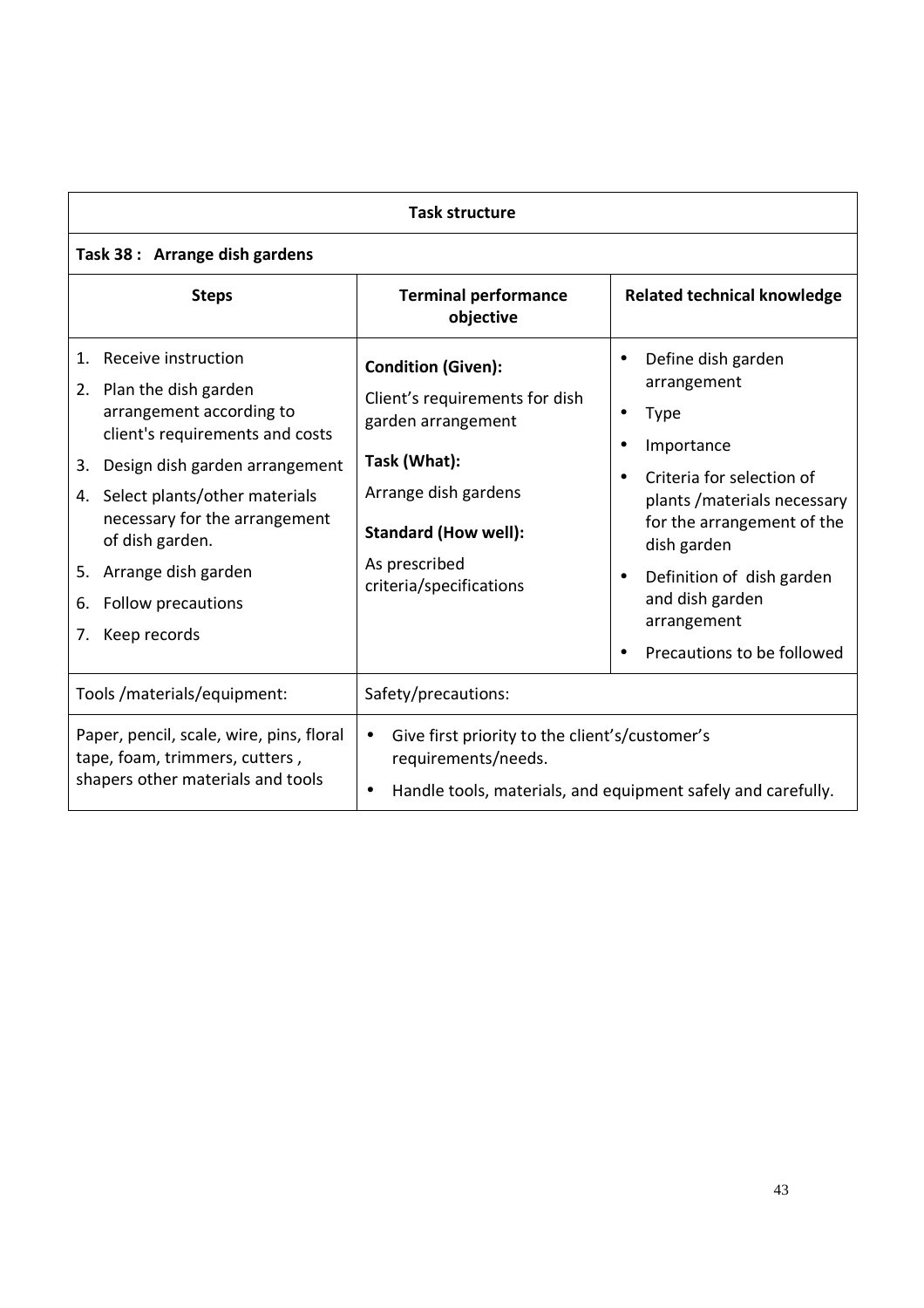| Task structure | | |
|---|---|---|
| **Task 38 : Arrange dish gardens** | | |
| **Steps** | **Terminal performance objective** | **Related technical knowledge** |
| 1. Receive instruction<br>2. Plan the dish garden arrangement according to client's requirements and costs<br>3. Design dish garden arrangement<br>4. Select plants/other materials necessary for the arrangement of dish garden.<br>5. Arrange dish garden<br>6. Follow precautions<br>7. Keep records | **Condition (Given):**<br>Client's requirements for dish garden arrangement<br>**Task (What):**<br>Arrange dish gardens<br>**Standard (How well):**<br>As prescribed criteria/specifications | • Define dish garden arrangement<br>• Type<br>• Importance<br>• Criteria for selection of plants /materials necessary for the arrangement of the dish garden<br>• Definition of dish garden and dish garden arrangement<br>• Precautions to be followed |
| Tools /materials/equipment: | Safety/precautions: | |
| Paper, pencil, scale, wire, pins, floral tape, foam, trimmers, cutters , shapers other materials and tools | • Give first priority to the client's/customer's requirements/needs.<br>• Handle tools, materials, and equipment safely and carefully. | |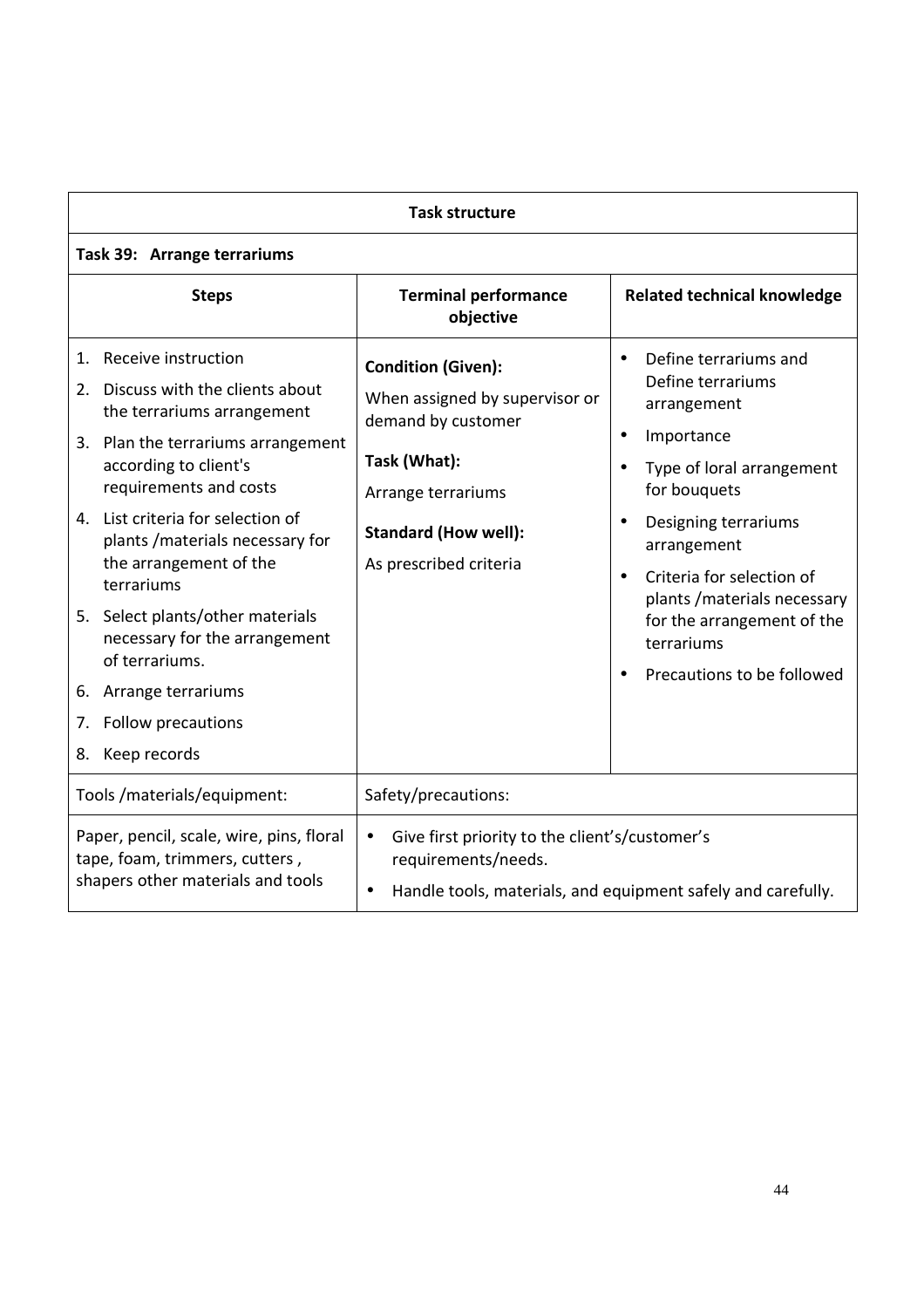| Task structure | | |
|---|---|---|
| **Task 39: Arrange terrariums** | | |
| **Steps** | **Terminal performance objective** | **Related technical knowledge** |
| 1. Receive instruction<br>2. Discuss with the clients about the terrariums arrangement<br>3. Plan the terrariums arrangement according to client's requirements and costs<br>4. List criteria for selection of plants /materials necessary for the arrangement of the terrariums<br>5. Select plants/other materials necessary for the arrangement of terrariums.<br>6. Arrange terrariums<br>7. Follow precautions<br>8. Keep records | **Condition (Given):**<br>When assigned by supervisor or demand by customer<br>**Task (What):**<br>Arrange terrariums<br>**Standard (How well):**<br>As prescribed criteria | • Define terrariums and Define terrariums arrangement<br>• Importance<br>• Type of loral arrangement for bouquets<br>• Designing terrariums arrangement<br>• Criteria for selection of plants /materials necessary for the arrangement of the terrariums<br>• Precautions to be followed |
| Tools /materials/equipment: | Safety/precautions: | |
| Paper, pencil, scale, wire, pins, floral tape, foam, trimmers, cutters , shapers other materials and tools | • Give first priority to the client's/customer's requirements/needs.<br>• Handle tools, materials, and equipment safely and carefully. | |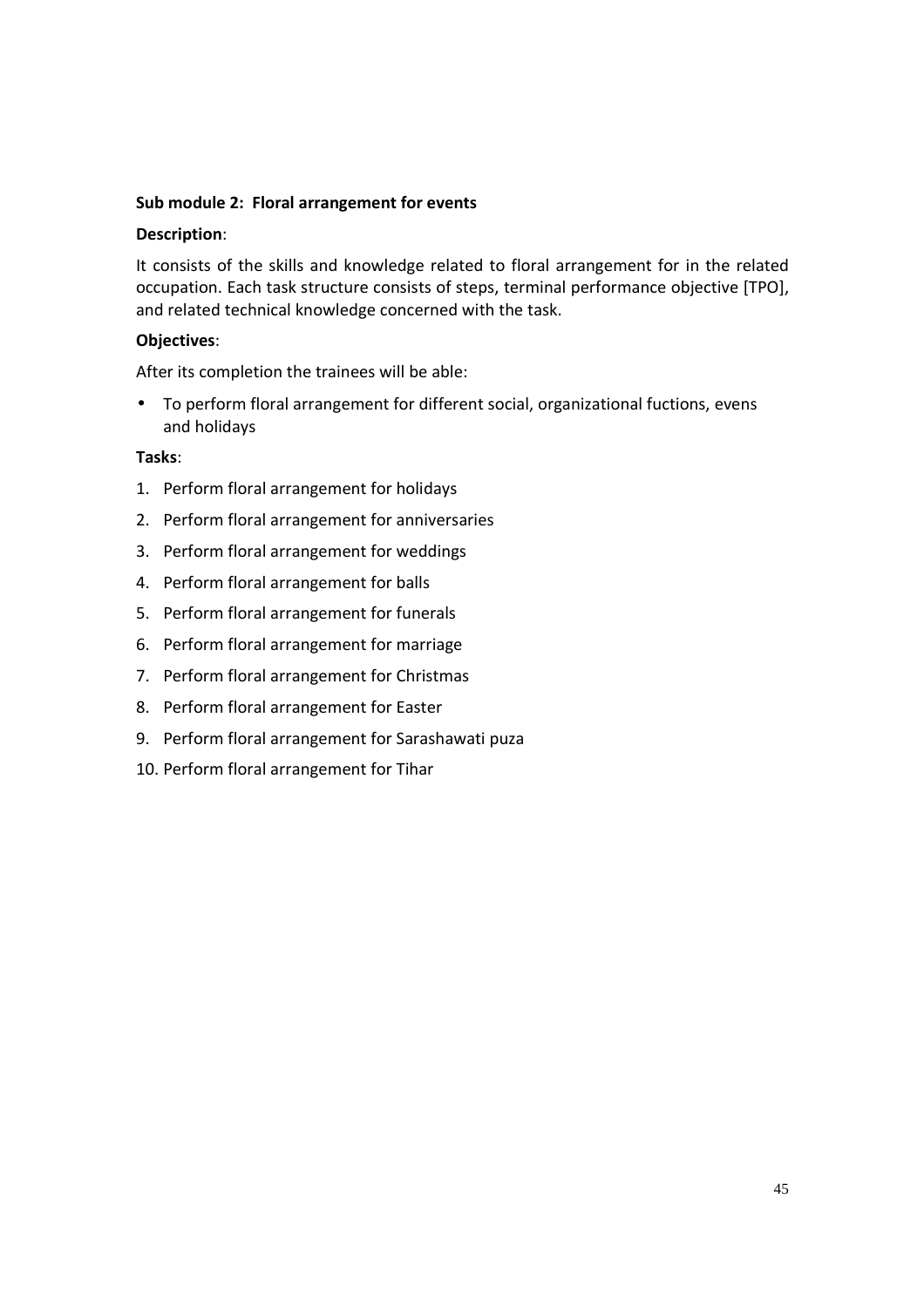**Sub module 2: Floral arrangement for events**

**Description**:

It consists of the skills and knowledge related to floral arrangement for in the related occupation. Each task structure consists of steps, terminal performance objective [TPO], and related technical knowledge concerned with the task.

**Objectives**:

After its completion the trainees will be able:

- To perform floral arrangement for different social, organizational fuctions, evens and holidays

**Tasks**:

1. Perform floral arrangement for holidays
2. Perform floral arrangement for anniversaries
3. Perform floral arrangement for weddings
4. Perform floral arrangement for balls
5. Perform floral arrangement for funerals
6. Perform floral arrangement for marriage
7. Perform floral arrangement for Christmas
8. Perform floral arrangement for Easter
9. Perform floral arrangement for Sarashawati puza
10. Perform floral arrangement for Tihar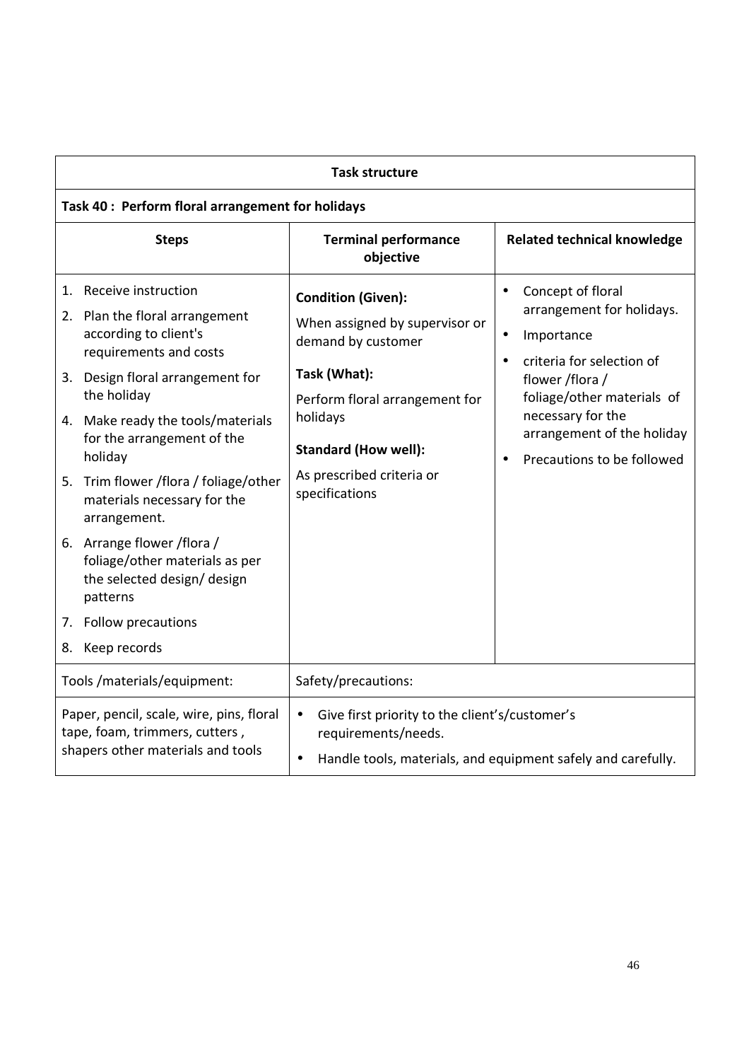| Task structure | | |
|---|---|---|
| **Task 40 : Perform floral arrangement for holidays** | | |
| **Steps** | **Terminal performance objective** | **Related technical knowledge** |
| 1. Receive instruction<br>2. Plan the floral arrangement according to client's requirements and costs<br>3. Design floral arrangement for the holiday<br>4. Make ready the tools/materials for the arrangement of the holiday<br>5. Trim flower /flora / foliage/other materials necessary for the arrangement.<br>6. Arrange flower /flora / foliage/other materials as per the selected design/ design patterns<br>7. Follow precautions<br>8. Keep records | **Condition (Given):**<br>When assigned by supervisor or demand by customer<br>**Task (What):**<br>Perform floral arrangement for holidays<br>**Standard (How well):**<br>As prescribed criteria or specifications | • Concept of floral arrangement for holidays.<br>• Importance<br>• criteria for selection of flower /flora / foliage/other materials of necessary for the arrangement of the holiday<br>• Precautions to be followed |
| Tools /materials/equipment: | Safety/precautions: | |
| Paper, pencil, scale, wire, pins, floral tape, foam, trimmers, cutters , shapers other materials and tools | • Give first priority to the client's/customer's requirements/needs.<br>• Handle tools, materials, and equipment safely and carefully. | |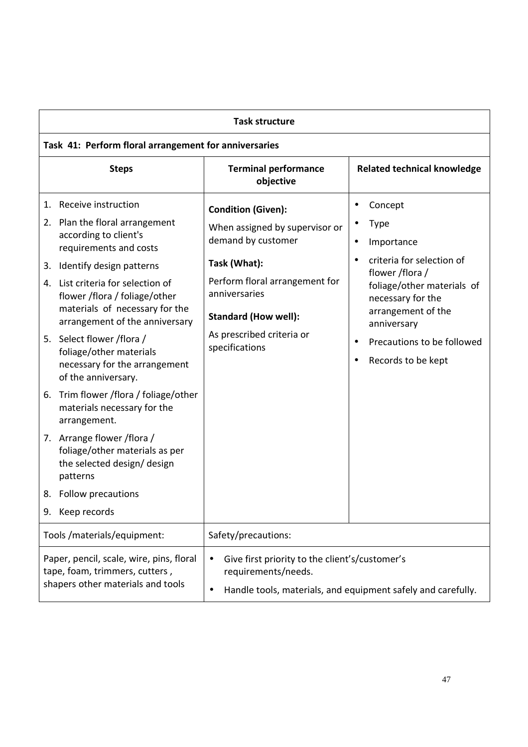| Task structure | | |
|---|---|---|
| **Task 41: Perform floral arrangement for anniversaries** | | |
| **Steps** | **Terminal performance objective** | **Related technical knowledge** |
| 1. Receive instruction<br>2. Plan the floral arrangement according to client's requirements and costs<br>3. Identify design patterns<br>4. List criteria for selection of flower /flora / foliage/other materials of necessary for the arrangement of the anniversary<br>5. Select flower /flora / foliage/other materials necessary for the arrangement of the anniversary.<br>6. Trim flower /flora / foliage/other materials necessary for the arrangement.<br>7. Arrange flower /flora / foliage/other materials as per the selected design/ design patterns<br>8. Follow precautions<br>9. Keep records | **Condition (Given):**<br>When assigned by supervisor or demand by customer<br>**Task (What):**<br>Perform floral arrangement for anniversaries<br>**Standard (How well):**<br>As prescribed criteria or specifications | • Concept<br>• Type<br>• Importance<br>• criteria for selection of flower /flora / foliage/other materials of necessary for the arrangement of the anniversary<br>• Precautions to be followed<br>• Records to be kept |
| Tools /materials/equipment: | Safety/precautions: | |
| Paper, pencil, scale, wire, pins, floral tape, foam, trimmers, cutters , shapers other materials and tools | • Give first priority to the client's/customer's requirements/needs.<br>• Handle tools, materials, and equipment safely and carefully. | |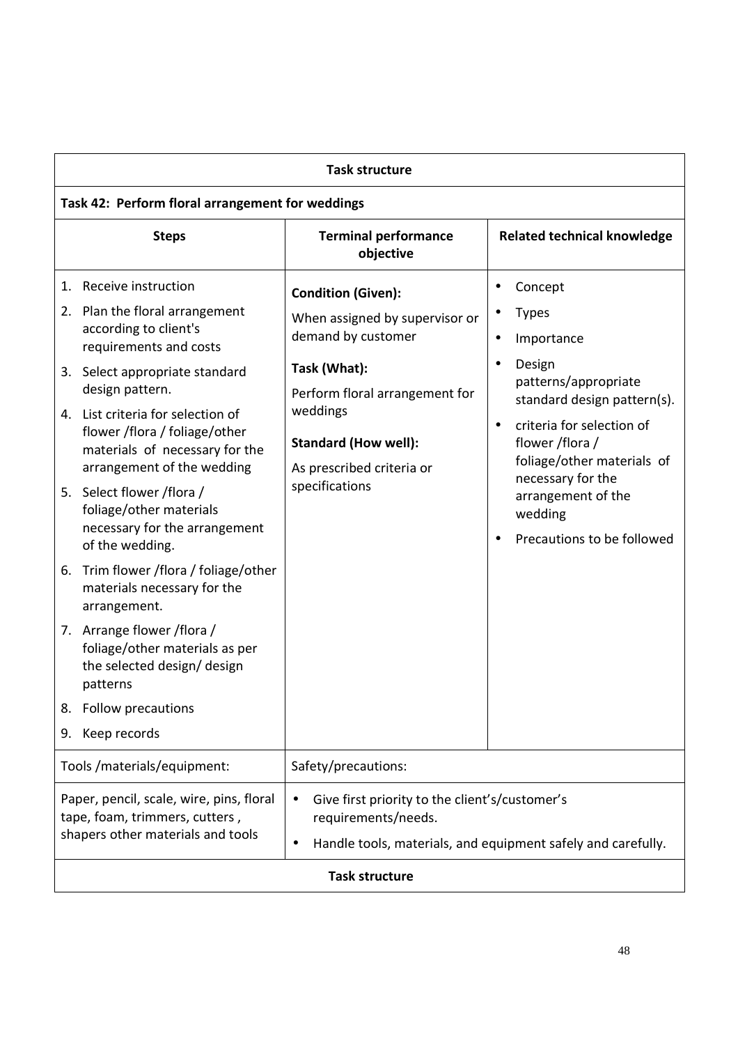| Task structure | | |
|---|---|---|
| **Task 42: Perform floral arrangement for weddings** | | |
| **Steps** | **Terminal performance objective** | **Related technical knowledge** |
| 1. Receive instruction<br>2. Plan the floral arrangement according to client's requirements and costs<br>3. Select appropriate standard design pattern.<br>4. List criteria for selection of flower /flora / foliage/other materials of necessary for the arrangement of the wedding<br>5. Select flower /flora / foliage/other materials necessary for the arrangement of the wedding.<br>6. Trim flower /flora / foliage/other materials necessary for the arrangement.<br>7. Arrange flower /flora / foliage/other materials as per the selected design/ design patterns<br>8. Follow precautions<br>9. Keep records | **Condition (Given):**<br>When assigned by supervisor or demand by customer<br>**Task (What):**<br>Perform floral arrangement for weddings<br>**Standard (How well):**<br>As prescribed criteria or specifications | • Concept<br>• Types<br>• Importance<br>• Design patterns/appropriate standard design pattern(s).<br>• criteria for selection of flower /flora / foliage/other materials of necessary for the arrangement of the wedding<br>• Precautions to be followed |
| Tools /materials/equipment: | Safety/precautions: | |
| Paper, pencil, scale, wire, pins, floral tape, foam, trimmers, cutters , shapers other materials and tools | • Give first priority to the client's/customer's requirements/needs.<br>• Handle tools, materials, and equipment safely and carefully. | |
| **Task structure** | | |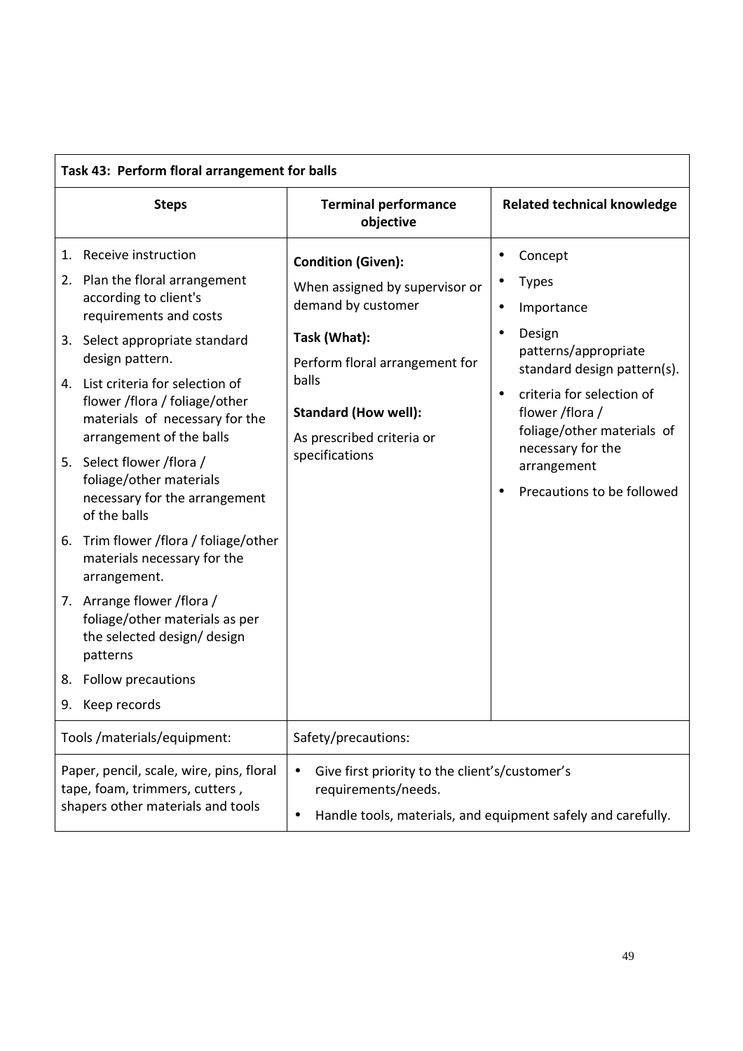| Task 43: Perform floral arrangement for balls | | |
|---|---|---|
| **Steps** | **Terminal performance objective** | **Related technical knowledge** |
| 1. Receive instruction<br>2. Plan the floral arrangement according to client's requirements and costs<br>3. Select appropriate standard design pattern.<br>4. List criteria for selection of flower /flora / foliage/other materials of necessary for the arrangement of the balls<br>5. Select flower /flora / foliage/other materials necessary for the arrangement of the balls<br>6. Trim flower /flora / foliage/other materials necessary for the arrangement.<br>7. Arrange flower /flora / foliage/other materials as per the selected design/ design patterns<br>8. Follow precautions<br>9. Keep records | **Condition (Given):**<br>When assigned by supervisor or demand by customer<br>**Task (What):**<br>Perform floral arrangement for balls<br>**Standard (How well):**<br>As prescribed criteria or specifications | • Concept<br>• Types<br>• Importance<br>• Design patterns/appropriate standard design pattern(s).<br>• criteria for selection of flower /flora / foliage/other materials of necessary for the arrangement<br>• Precautions to be followed |
| Tools /materials/equipment: | Safety/precautions: | |
| Paper, pencil, scale, wire, pins, floral tape, foam, trimmers, cutters , shapers other materials and tools | • Give first priority to the client's/customer's requirements/needs.<br>• Handle tools, materials, and equipment safely and carefully. | |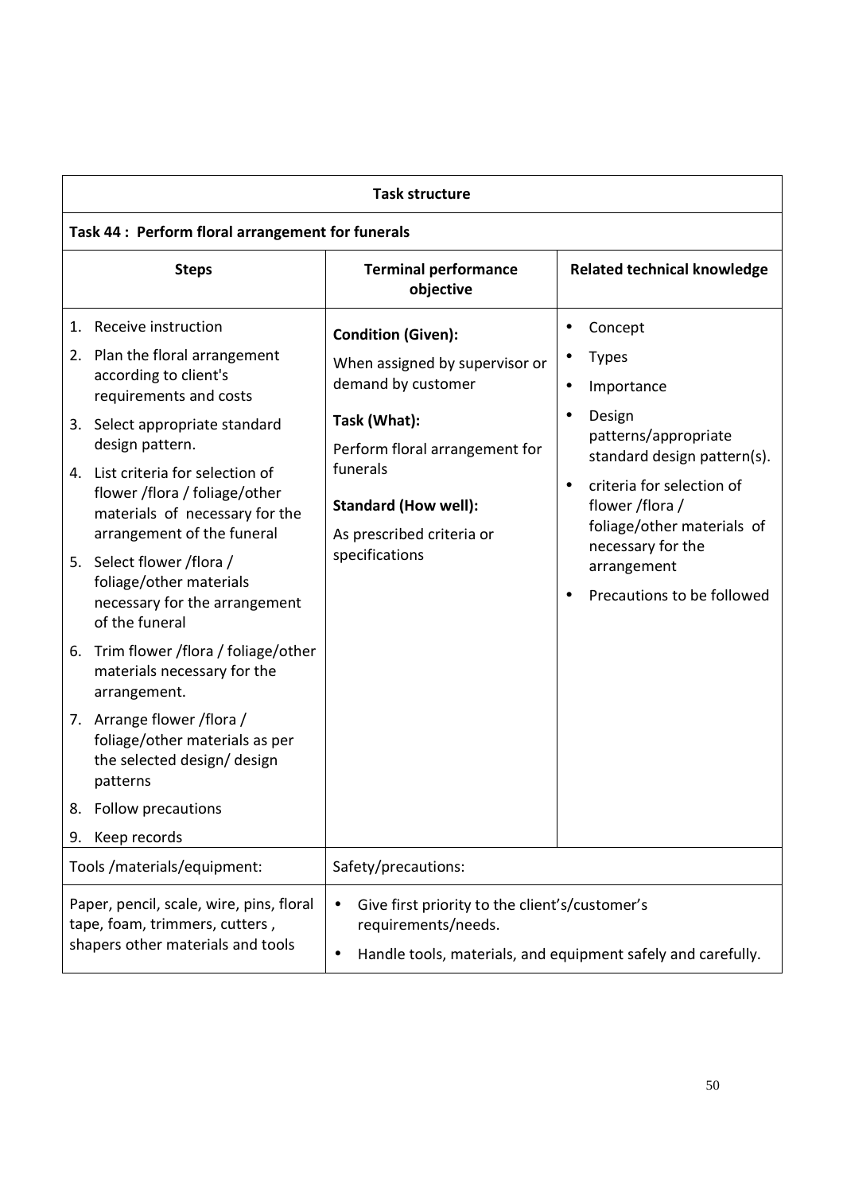| Task structure | | |
|---|---|---|
| **Task 44 : Perform floral arrangement for funerals** | | |
| **Steps** | **Terminal performance objective** | **Related technical knowledge** |
| 1. Receive instruction<br>2. Plan the floral arrangement according to client's requirements and costs<br>3. Select appropriate standard design pattern.<br>4. List criteria for selection of flower /flora / foliage/other materials of necessary for the arrangement of the funeral<br>5. Select flower /flora / foliage/other materials necessary for the arrangement of the funeral<br>6. Trim flower /flora / foliage/other materials necessary for the arrangement.<br>7. Arrange flower /flora / foliage/other materials as per the selected design/ design patterns<br>8. Follow precautions<br>9. Keep records | **Condition (Given):**<br>When assigned by supervisor or demand by customer<br>**Task (What):**<br>Perform floral arrangement for funerals<br>**Standard (How well):**<br>As prescribed criteria or specifications | • Concept<br>• Types<br>• Importance<br>• Design patterns/appropriate standard design pattern(s).<br>• criteria for selection of flower /flora / foliage/other materials of necessary for the arrangement<br>• Precautions to be followed |
| Tools /materials/equipment: | Safety/precautions: | |
| Paper, pencil, scale, wire, pins, floral tape, foam, trimmers, cutters , shapers other materials and tools | • Give first priority to the client's/customer's requirements/needs.<br>• Handle tools, materials, and equipment safely and carefully. | |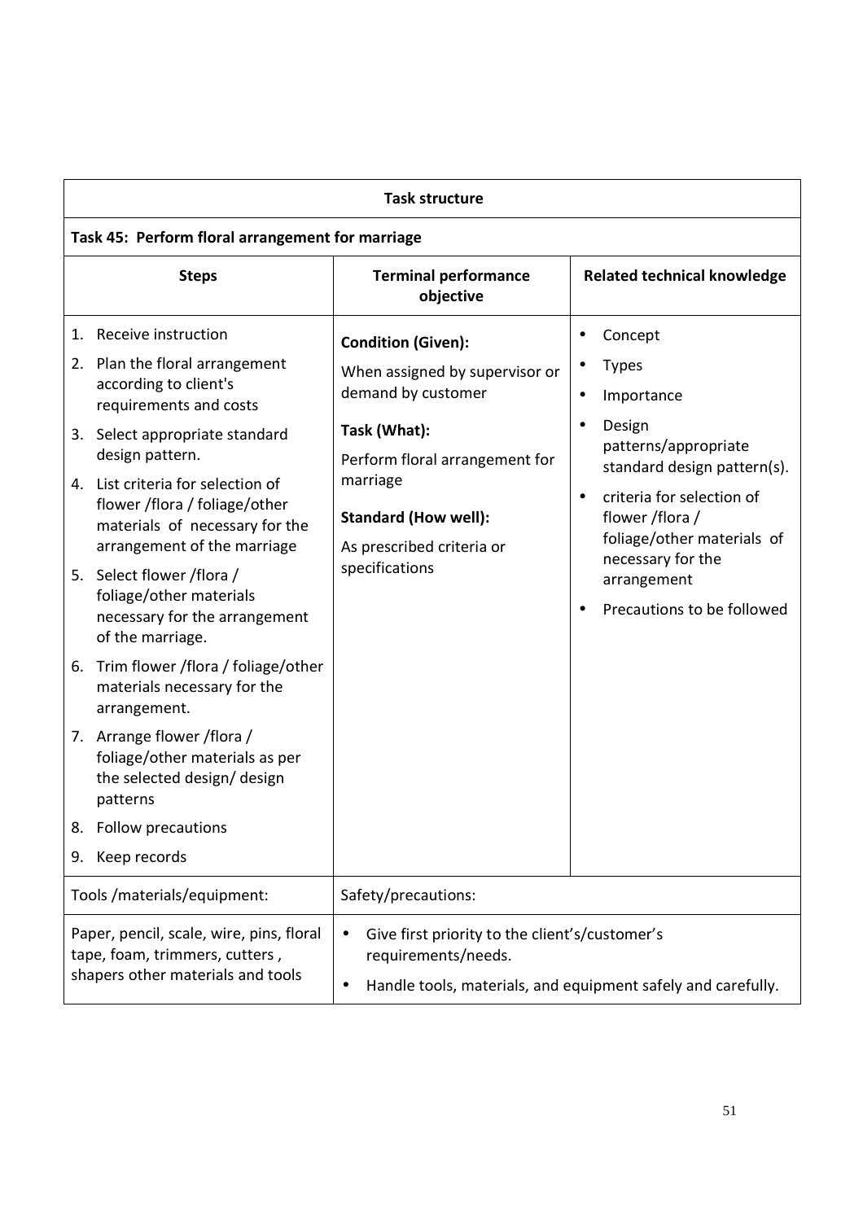**Task structure**

**Task 45: Perform floral arrangement for marriage**

| Steps | Terminal performance objective | Related technical knowledge |
|---|---|---|
| 1. Receive instruction<br>2. Plan the floral arrangement according to client's requirements and costs<br>3. Select appropriate standard design pattern.<br>4. List criteria for selection of flower /flora / foliage/other materials of necessary for the arrangement of the marriage<br>5. Select flower /flora / foliage/other materials necessary for the arrangement of the marriage.<br>6. Trim flower /flora / foliage/other materials necessary for the arrangement.<br>7. Arrange flower /flora / foliage/other materials as per the selected design/ design patterns<br>8. Follow precautions<br>9. Keep records | **Condition (Given):**<br>When assigned by supervisor or demand by customer<br>**Task (What):**<br>Perform floral arrangement for marriage<br>**Standard (How well):**<br>As prescribed criteria or specifications | • Concept<br>• Types<br>• Importance<br>• Design patterns/appropriate standard design pattern(s).<br>• criteria for selection of flower /flora / foliage/other materials of necessary for the arrangement<br>• Precautions to be followed |
| Tools /materials/equipment: | Safety/precautions: | |
| Paper, pencil, scale, wire, pins, floral tape, foam, trimmers, cutters , shapers other materials and tools | • Give first priority to the client's/customer's requirements/needs.<br>• Handle tools, materials, and equipment safely and carefully. | |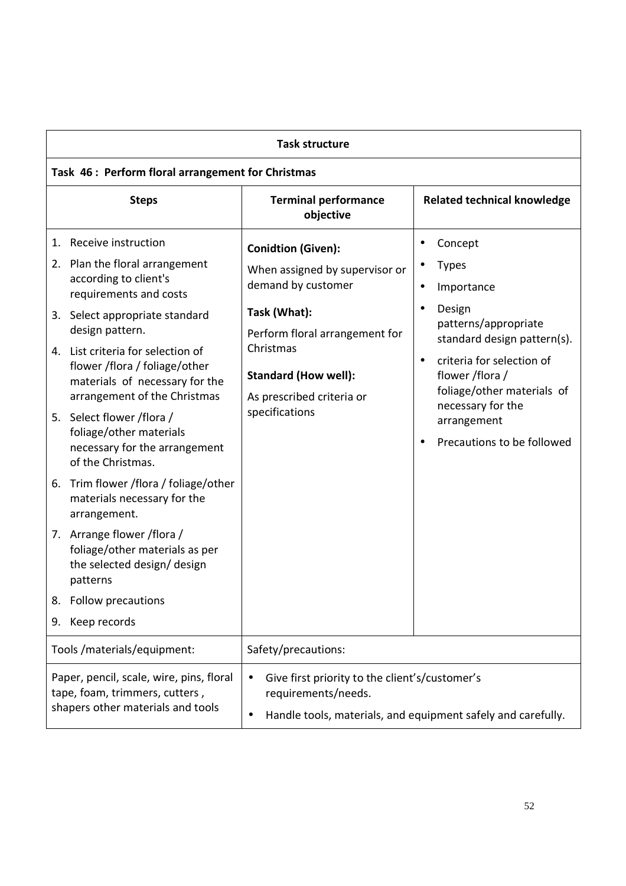| Task structure | | |
|---|---|---|
| **Task 46 : Perform floral arrangement for Christmas** | | |
| **Steps** | **Terminal performance objective** | **Related technical knowledge** |
| 1. Receive instruction<br>2. Plan the floral arrangement according to client's requirements and costs<br>3. Select appropriate standard design pattern.<br>4. List criteria for selection of flower /flora / foliage/other materials of necessary for the arrangement of the Christmas<br>5. Select flower /flora / foliage/other materials necessary for the arrangement of the Christmas.<br>6. Trim flower /flora / foliage/other materials necessary for the arrangement.<br>7. Arrange flower /flora / foliage/other materials as per the selected design/ design patterns<br>8. Follow precautions<br>9. Keep records | **Conidtion (Given):**<br>When assigned by supervisor or demand by customer<br>**Task (What):**<br>Perform floral arrangement for Christmas<br>**Standard (How well):**<br>As prescribed criteria or specifications | • Concept<br>• Types<br>• Importance<br>• Design patterns/appropriate standard design pattern(s).<br>• criteria for selection of flower /flora / foliage/other materials of necessary for the arrangement<br>• Precautions to be followed |
| Tools /materials/equipment: | Safety/precautions: | |
| Paper, pencil, scale, wire, pins, floral tape, foam, trimmers, cutters , shapers other materials and tools | • Give first priority to the client's/customer's requirements/needs.<br>• Handle tools, materials, and equipment safely and carefully. | |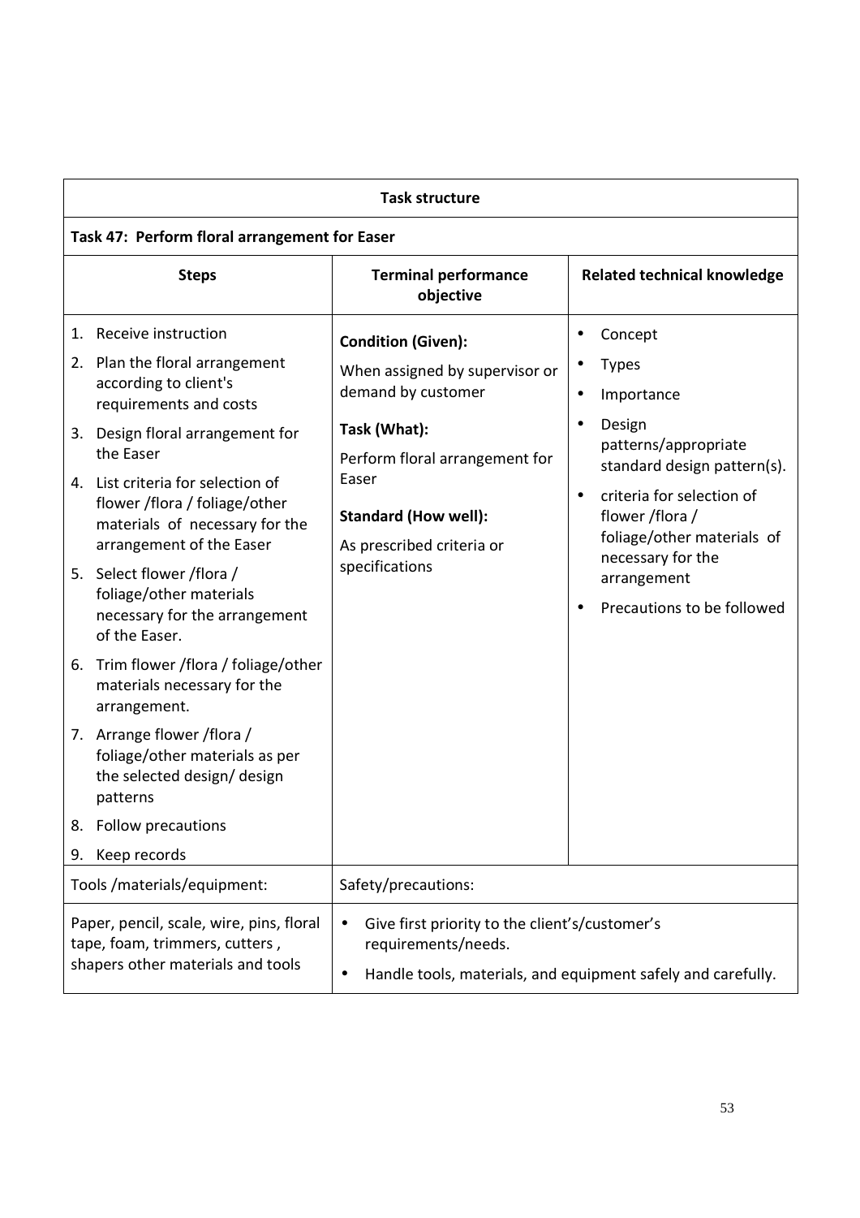| Task structure | | |
|---|---|---|
| **Task 47: Perform floral arrangement for Easer** | | |
| **Steps** | **Terminal performance objective** | **Related technical knowledge** |
| 1. Receive instruction<br>2. Plan the floral arrangement according to client's requirements and costs<br>3. Design floral arrangement for the Easer<br>4. List criteria for selection of flower /flora / foliage/other materials of necessary for the arrangement of the Easer<br>5. Select flower /flora / foliage/other materials necessary for the arrangement of the Easer.<br>6. Trim flower /flora / foliage/other materials necessary for the arrangement.<br>7. Arrange flower /flora / foliage/other materials as per the selected design/ design patterns<br>8. Follow precautions<br>9. Keep records | **Condition (Given):**<br>When assigned by supervisor or demand by customer<br>**Task (What):**<br>Perform floral arrangement for Easer<br>**Standard (How well):**<br>As prescribed criteria or specifications | • Concept<br>• Types<br>• Importance<br>• Design patterns/appropriate standard design pattern(s).<br>• criteria for selection of flower /flora / foliage/other materials of necessary for the arrangement<br>• Precautions to be followed |
| Tools /materials/equipment: | Safety/precautions: | |
| Paper, pencil, scale, wire, pins, floral tape, foam, trimmers, cutters , shapers other materials and tools | • Give first priority to the client's/customer's requirements/needs.<br>• Handle tools, materials, and equipment safely and carefully. | |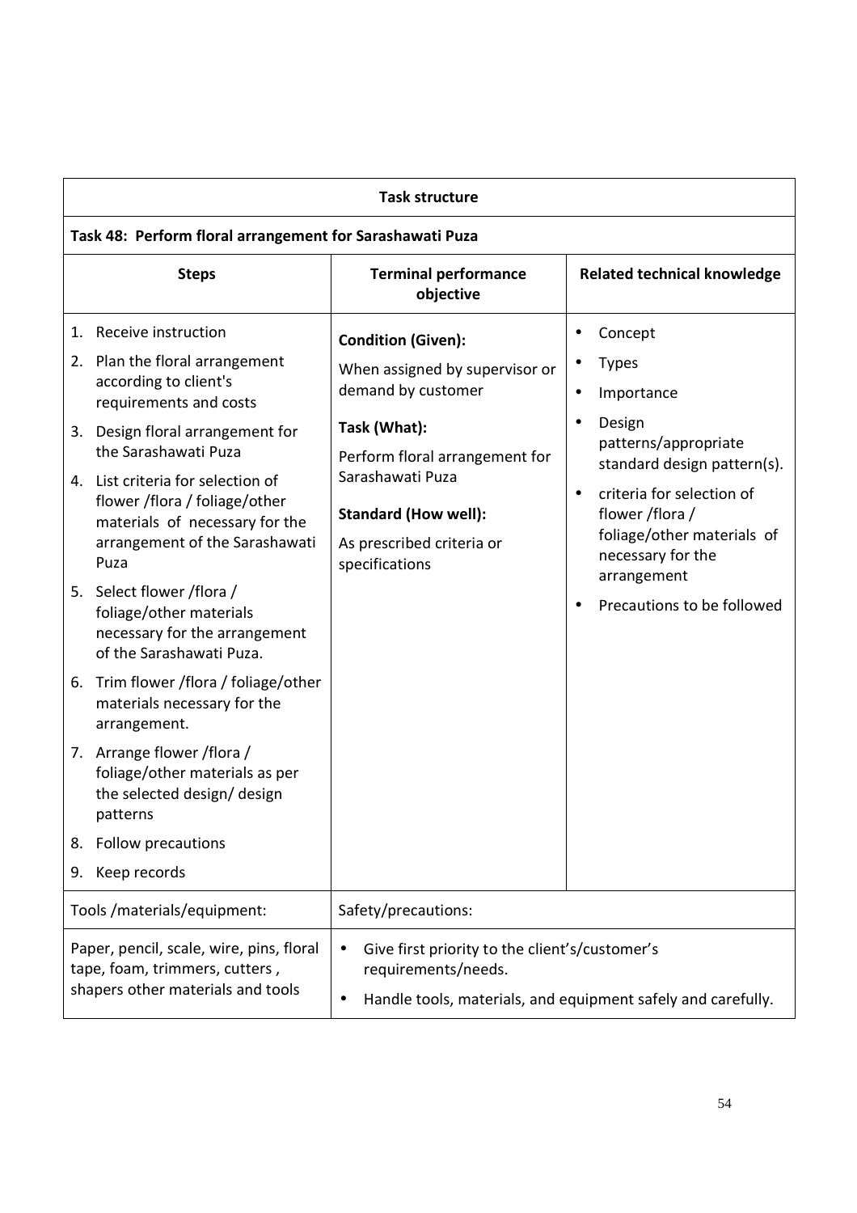| Task structure | | |
|---|---|---|
| **Task 48: Perform floral arrangement for Sarashawati Puza** | | |
| **Steps** | **Terminal performance objective** | **Related technical knowledge** |
| 1. Receive instruction<br>2. Plan the floral arrangement according to client's requirements and costs<br>3. Design floral arrangement for the Sarashawati Puza<br>4. List criteria for selection of flower /flora / foliage/other materials of necessary for the arrangement of the Sarashawati Puza<br>5. Select flower /flora / foliage/other materials necessary for the arrangement of the Sarashawati Puza.<br>6. Trim flower /flora / foliage/other materials necessary for the arrangement.<br>7. Arrange flower /flora / foliage/other materials as per the selected design/ design patterns<br>8. Follow precautions<br>9. Keep records | **Condition (Given):**<br>When assigned by supervisor or demand by customer<br>**Task (What):**<br>Perform floral arrangement for Sarashawati Puza<br>**Standard (How well):**<br>As prescribed criteria or specifications | • Concept<br>• Types<br>• Importance<br>• Design patterns/appropriate standard design pattern(s).<br>• criteria for selection of flower /flora / foliage/other materials of necessary for the arrangement<br>• Precautions to be followed |
| Tools /materials/equipment: | Safety/precautions: | |
| Paper, pencil, scale, wire, pins, floral tape, foam, trimmers, cutters , shapers other materials and tools | • Give first priority to the client's/customer's requirements/needs.<br>• Handle tools, materials, and equipment safely and carefully. | |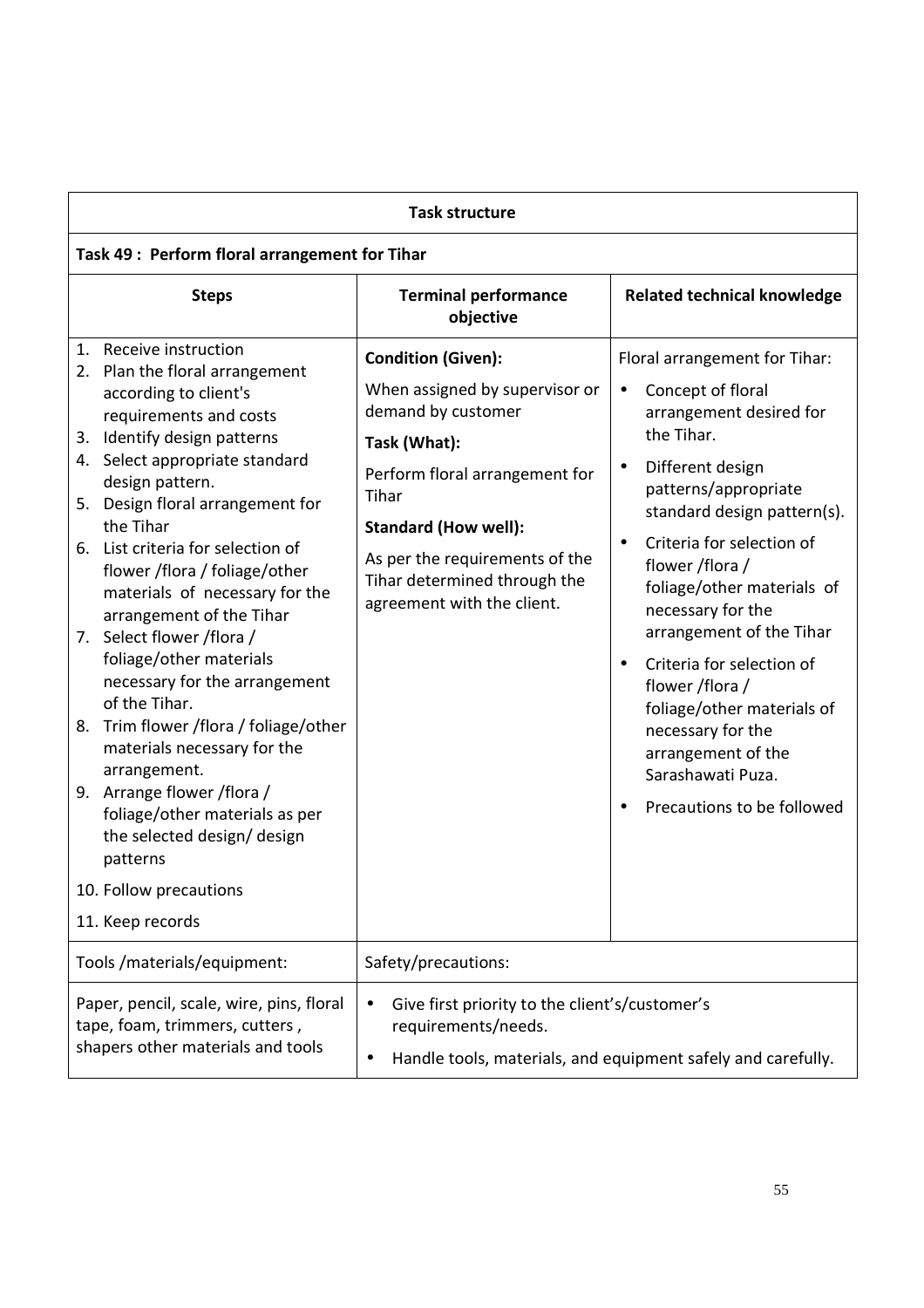| Task structure | | |
|---|---|---|
| **Task 49 : Perform floral arrangement for Tihar** | | |
| **Steps** | **Terminal performance objective** | **Related technical knowledge** |
| 1. Receive instruction<br>2. Plan the floral arrangement according to client's requirements and costs<br>3. Identify design patterns<br>4. Select appropriate standard design pattern.<br>5. Design floral arrangement for the Tihar<br>6. List criteria for selection of flower /flora / foliage/other materials of necessary for the arrangement of the Tihar<br>7. Select flower /flora / foliage/other materials necessary for the arrangement of the Tihar.<br>8. Trim flower /flora / foliage/other materials necessary for the arrangement.<br>9. Arrange flower /flora / foliage/other materials as per the selected design/ design patterns<br>10. Follow precautions<br>11. Keep records | **Condition (Given):**<br>When assigned by supervisor or demand by customer<br>**Task (What):**<br>Perform floral arrangement for Tihar<br>**Standard (How well):**<br>As per the requirements of the Tihar determined through the agreement with the client. | Floral arrangement for Tihar:<br>• Concept of floral arrangement desired for the Tihar.<br>• Different design patterns/appropriate standard design pattern(s).<br>• Criteria for selection of flower /flora / foliage/other materials of necessary for the arrangement of the Tihar<br>• Criteria for selection of flower /flora / foliage/other materials of necessary for the arrangement of the Sarashawati Puza.<br>• Precautions to be followed |
| Tools /materials/equipment: | Safety/precautions: | |
| Paper, pencil, scale, wire, pins, floral tape, foam, trimmers, cutters , shapers other materials and tools | • Give first priority to the client's/customer's requirements/needs.<br>• Handle tools, materials, and equipment safely and carefully. | |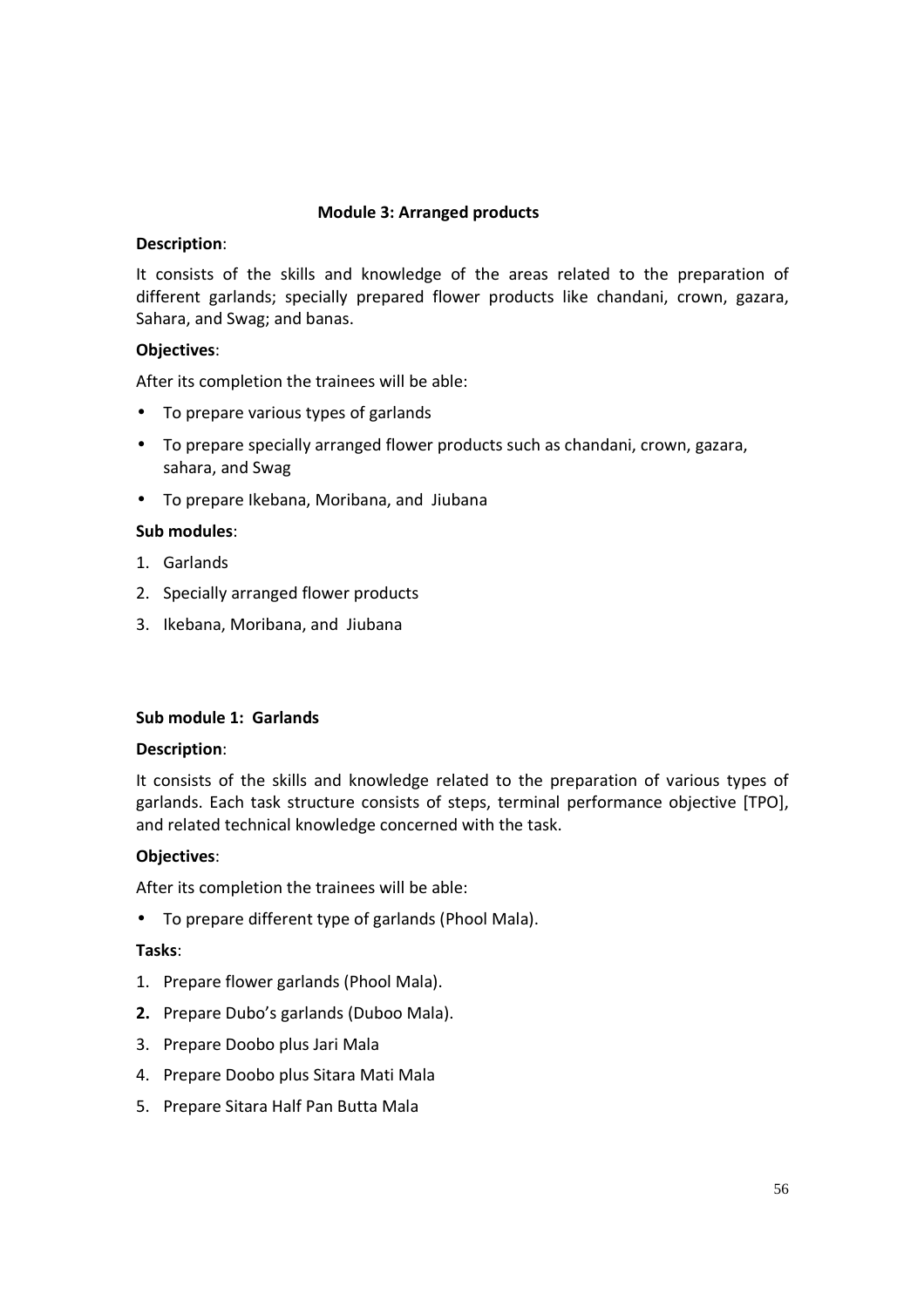## Module 3: Arranged products

**Description**:

It consists of the skills and knowledge of the areas related to the preparation of different garlands; specially prepared flower products like chandani, crown, gazara, Sahara, and Swag; and banas.

**Objectives**:

After its completion the trainees will be able:

- To prepare various types of garlands
- To prepare specially arranged flower products such as chandani, crown, gazara, sahara, and Swag
- To prepare Ikebana, Moribana, and Jiubana

**Sub modules**:

1. Garlands
2. Specially arranged flower products
3. Ikebana, Moribana, and Jiubana

### Sub module 1: Garlands

**Description**:

It consists of the skills and knowledge related to the preparation of various types of garlands. Each task structure consists of steps, terminal performance objective [TPO], and related technical knowledge concerned with the task.

**Objectives**:

After its completion the trainees will be able:

- To prepare different type of garlands (Phool Mala).

**Tasks**:

1. Prepare flower garlands (Phool Mala).
2. Prepare Dubo's garlands (Duboo Mala).
3. Prepare Doobo plus Jari Mala
4. Prepare Doobo plus Sitara Mati Mala
5. Prepare Sitara Half Pan Butta Mala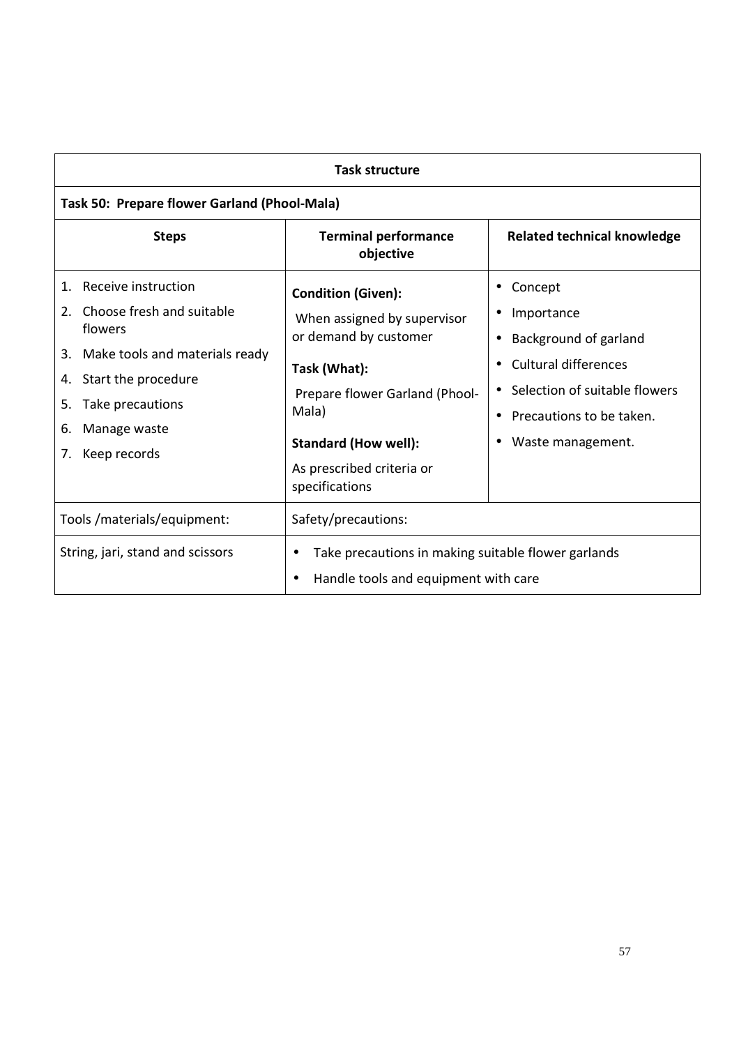| Task structure | | |
|---|---|---|
| **Task 50: Prepare flower Garland (Phool-Mala)** | | |
| **Steps** | **Terminal performance objective** | **Related technical knowledge** |
| 1. Receive instruction<br>2. Choose fresh and suitable flowers<br>3. Make tools and materials ready<br>4. Start the procedure<br>5. Take precautions<br>6. Manage waste<br>7. Keep records | **Condition (Given):**<br>When assigned by supervisor or demand by customer<br>**Task (What):**<br>Prepare flower Garland (Phool-Mala)<br>**Standard (How well):**<br>As prescribed criteria or specifications | • Concept<br>• Importance<br>• Background of garland<br>• Cultural differences<br>• Selection of suitable flowers<br>• Precautions to be taken.<br>• Waste management. |
| Tools /materials/equipment: | Safety/precautions: | |
| String, jari, stand and scissors | • Take precautions in making suitable flower garlands<br>• Handle tools and equipment with care | |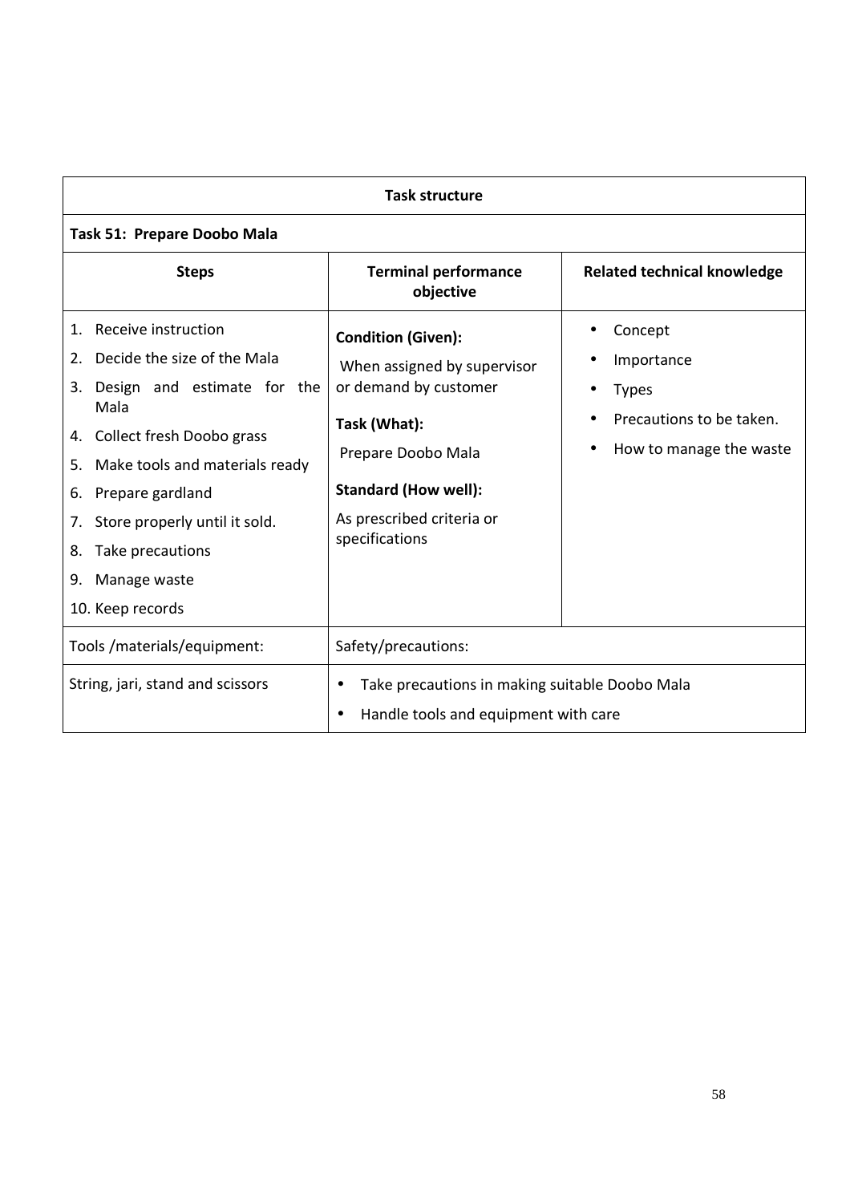| Task structure | | |
|---|---|---|
| **Task 51: Prepare Doobo Mala** | | |
| **Steps** | **Terminal performance objective** | **Related technical knowledge** |
| 1. Receive instruction<br>2. Decide the size of the Mala<br>3. Design and estimate for the Mala<br>4. Collect fresh Doobo grass<br>5. Make tools and materials ready<br>6. Prepare gardland<br>7. Store properly until it sold.<br>8. Take precautions<br>9. Manage waste<br>10. Keep records | **Condition (Given):**<br>When assigned by supervisor or demand by customer<br>**Task (What):**<br>Prepare Doobo Mala<br>**Standard (How well):**<br>As prescribed criteria or specifications | • Concept<br>• Importance<br>• Types<br>• Precautions to be taken.<br>• How to manage the waste |
| Tools /materials/equipment: | Safety/precautions: | |
| String, jari, stand and scissors | • Take precautions in making suitable Doobo Mala<br>• Handle tools and equipment with care | |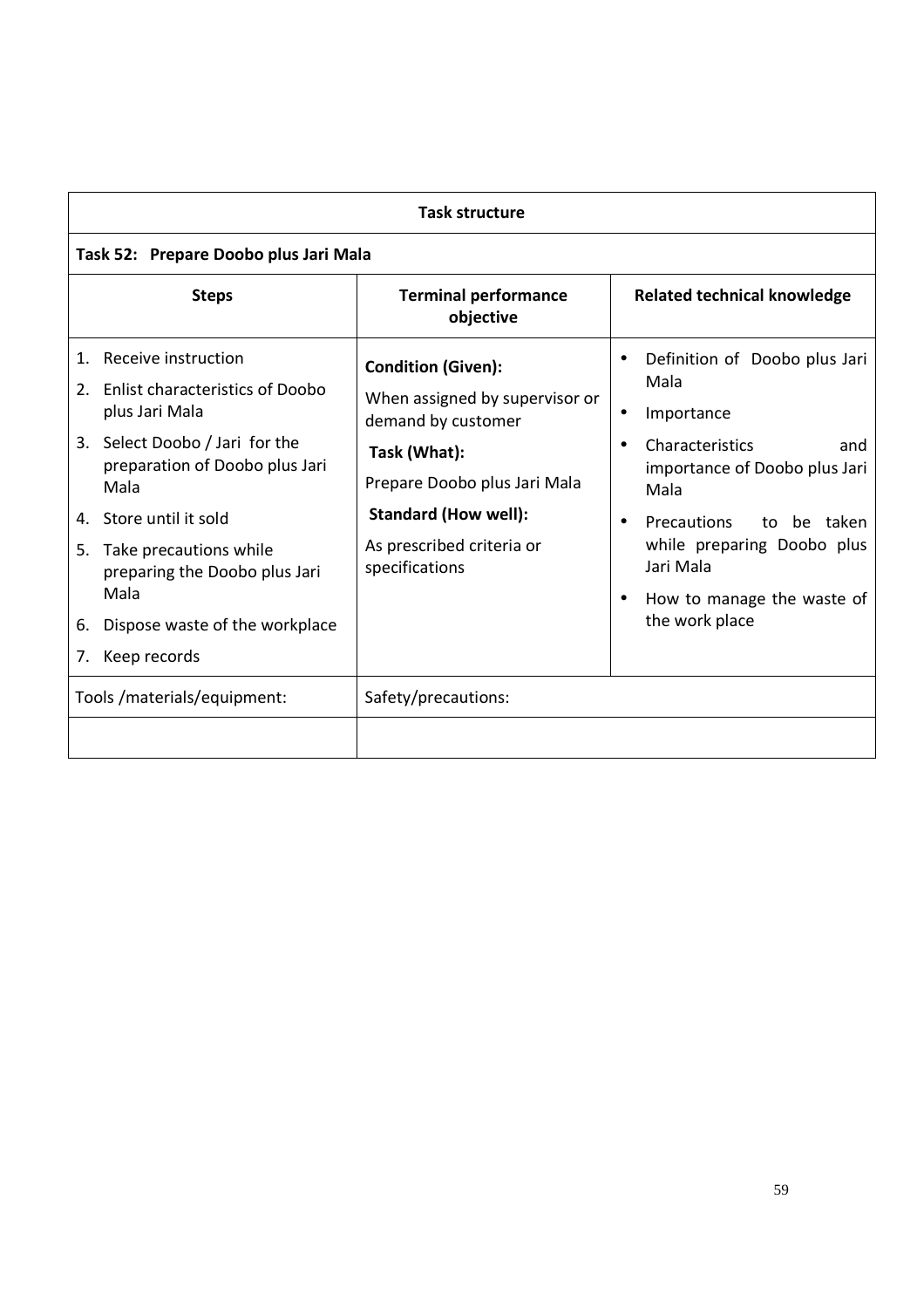| Task structure | | |
|---|---|---|
| **Task 52: Prepare Doobo plus Jari Mala** | | |
| **Steps** | **Terminal performance objective** | **Related technical knowledge** |
| 1. Receive instruction<br>2. Enlist characteristics of Doobo plus Jari Mala<br>3. Select Doobo / Jari for the preparation of Doobo plus Jari Mala<br>4. Store until it sold<br>5. Take precautions while preparing the Doobo plus Jari Mala<br>6. Dispose waste of the workplace<br>7. Keep records | **Condition (Given):**<br>When assigned by supervisor or demand by customer<br>**Task (What):**<br>Prepare Doobo plus Jari Mala<br>**Standard (How well):**<br>As prescribed criteria or specifications | • Definition of Doobo plus Jari Mala<br>• Importance<br>• Characteristics and importance of Doobo plus Jari Mala<br>• Precautions to be taken while preparing Doobo plus Jari Mala<br>• How to manage the waste of the work place |
| Tools /materials/equipment: | Safety/precautions: | |
| | | |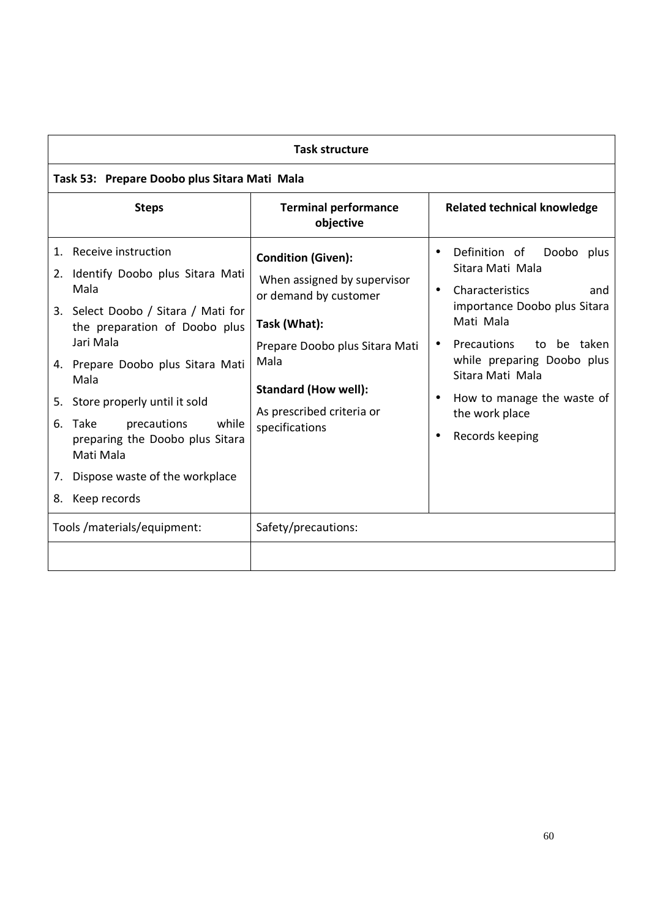| Task structure | | |
|---|---|---|
| **Task 53: Prepare Doobo plus Sitara Mati Mala** | | |
| **Steps** | **Terminal performance objective** | **Related technical knowledge** |
| 1. Receive instruction<br>2. Identify Doobo plus Sitara Mati Mala<br>3. Select Doobo / Sitara / Mati for the preparation of Doobo plus Jari Mala<br>4. Prepare Doobo plus Sitara Mati Mala<br>5. Store properly until it sold<br>6. Take precautions while preparing the Doobo plus Sitara Mati Mala<br>7. Dispose waste of the workplace<br>8. Keep records | **Condition (Given):**<br>When assigned by supervisor or demand by customer<br>**Task (What):**<br>Prepare Doobo plus Sitara Mati Mala<br>**Standard (How well):**<br>As prescribed criteria or specifications | • Definition of Doobo plus Sitara Mati Mala<br>• Characteristics and importance Doobo plus Sitara Mati Mala<br>• Precautions to be taken while preparing Doobo plus Sitara Mati Mala<br>• How to manage the waste of the work place<br>• Records keeping |
| Tools /materials/equipment: | Safety/precautions: | |
| | | |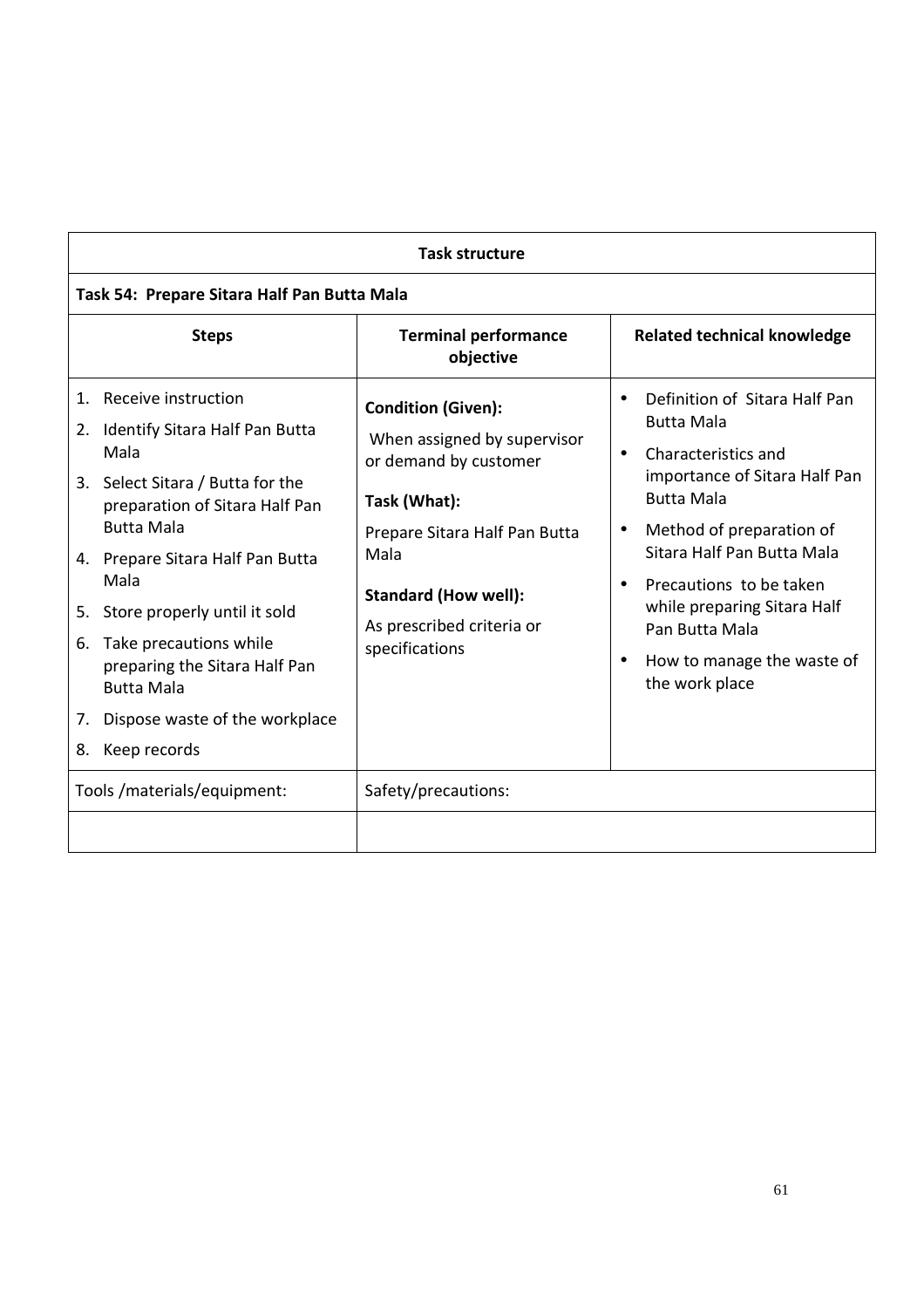| Task structure | | |
|---|---|---|
| **Task 54: Prepare Sitara Half Pan Butta Mala** | | |
| **Steps** | **Terminal performance objective** | **Related technical knowledge** |
| 1. Receive instruction<br>2. Identify Sitara Half Pan Butta Mala<br>3. Select Sitara / Butta for the preparation of Sitara Half Pan Butta Mala<br>4. Prepare Sitara Half Pan Butta Mala<br>5. Store properly until it sold<br>6. Take precautions while preparing the Sitara Half Pan Butta Mala<br>7. Dispose waste of the workplace<br>8. Keep records | **Condition (Given):**<br>When assigned by supervisor or demand by customer<br>**Task (What):**<br>Prepare Sitara Half Pan Butta Mala<br>**Standard (How well):**<br>As prescribed criteria or specifications | • Definition of Sitara Half Pan Butta Mala<br>• Characteristics and importance of Sitara Half Pan Butta Mala<br>• Method of preparation of Sitara Half Pan Butta Mala<br>• Precautions to be taken while preparing Sitara Half Pan Butta Mala<br>• How to manage the waste of the work place |
| Tools /materials/equipment: | Safety/precautions: | |
| | | |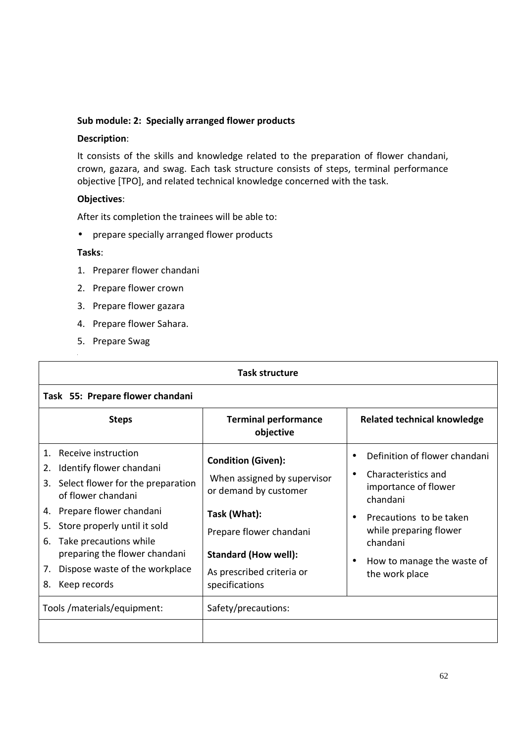**Sub module: 2: Specially arranged flower products**

**Description**:

It consists of the skills and knowledge related to the preparation of flower chandani, crown, gazara, and swag. Each task structure consists of steps, terminal performance objective [TPO], and related technical knowledge concerned with the task.

**Objectives**:

After its completion the trainees will be able to:

- prepare specially arranged flower products

**Tasks**:

1. Preparer flower chandani
2. Prepare flower crown
3. Prepare flower gazara
4. Prepare flower Sahara.
5. Prepare Swag

| **Task structure** | | |
|---|---|---|
| **Task 55: Prepare flower chandani** | | |
| **Steps** | **Terminal performance objective** | **Related technical knowledge** |
| 1. Receive instruction<br>2. Identify flower chandani<br>3. Select flower for the preparation of flower chandani<br>4. Prepare flower chandani<br>5. Store properly until it sold<br>6. Take precautions while preparing the flower chandani<br>7. Dispose waste of the workplace<br>8. Keep records | **Condition (Given):**<br>When assigned by supervisor or demand by customer<br>**Task (What):**<br>Prepare flower chandani<br>**Standard (How well):**<br>As prescribed criteria or specifications | • Definition of flower chandani<br>• Characteristics and importance of flower chandani<br>• Precautions to be taken while preparing flower chandani<br>• How to manage the waste of the work place |
| Tools /materials/equipment: | Safety/precautions: | |
| | | |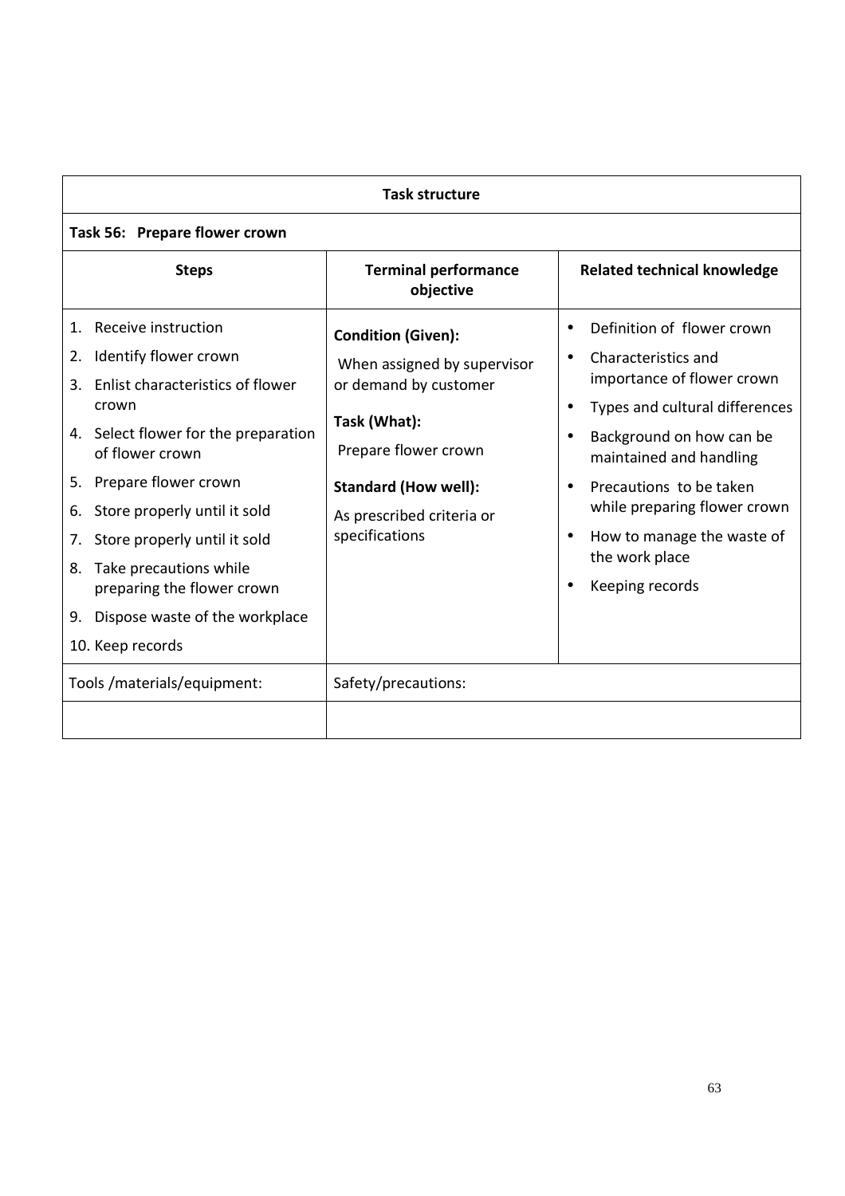| Task structure | | |
|---|---|---|
| **Task 56: Prepare flower crown** | | |
| **Steps** | **Terminal performance objective** | **Related technical knowledge** |
| 1. Receive instruction<br>2. Identify flower crown<br>3. Enlist characteristics of flower crown<br>4. Select flower for the preparation of flower crown<br>5. Prepare flower crown<br>6. Store properly until it sold<br>7. Store properly until it sold<br>8. Take precautions while preparing the flower crown<br>9. Dispose waste of the workplace<br>10. Keep records | **Condition (Given):**<br>When assigned by supervisor or demand by customer<br>**Task (What):**<br>Prepare flower crown<br>**Standard (How well):**<br>As prescribed criteria or specifications | • Definition of flower crown<br>• Characteristics and importance of flower crown<br>• Types and cultural differences<br>• Background on how can be maintained and handling<br>• Precautions to be taken while preparing flower crown<br>• How to manage the waste of the work place<br>• Keeping records |
| Tools /materials/equipment: | Safety/precautions: | |
| | | |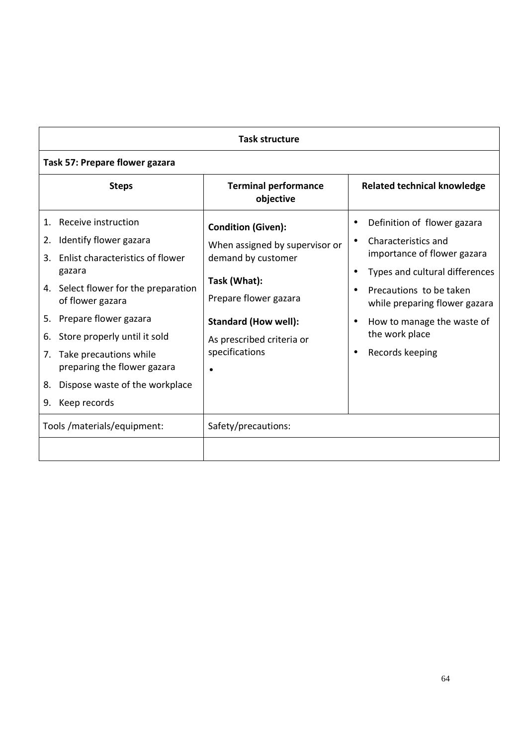| Task structure | | |
|---|---|---|
| **Task 57: Prepare flower gazara** | | |
| **Steps** | **Terminal performance objective** | **Related technical knowledge** |
| 1. Receive instruction<br>2. Identify flower gazara<br>3. Enlist characteristics of flower gazara<br>4. Select flower for the preparation of flower gazara<br>5. Prepare flower gazara<br>6. Store properly until it sold<br>7. Take precautions while preparing the flower gazara<br>8. Dispose waste of the workplace<br>9. Keep records | **Condition (Given):**<br>When assigned by supervisor or demand by customer<br>**Task (What):**<br>Prepare flower gazara<br>**Standard (How well):**<br>As prescribed criteria or specifications<br>• | • Definition of flower gazara<br>• Characteristics and importance of flower gazara<br>• Types and cultural differences<br>• Precautions to be taken while preparing flower gazara<br>• How to manage the waste of the work place<br>• Records keeping |
| Tools /materials/equipment: | Safety/precautions: | |
| | | |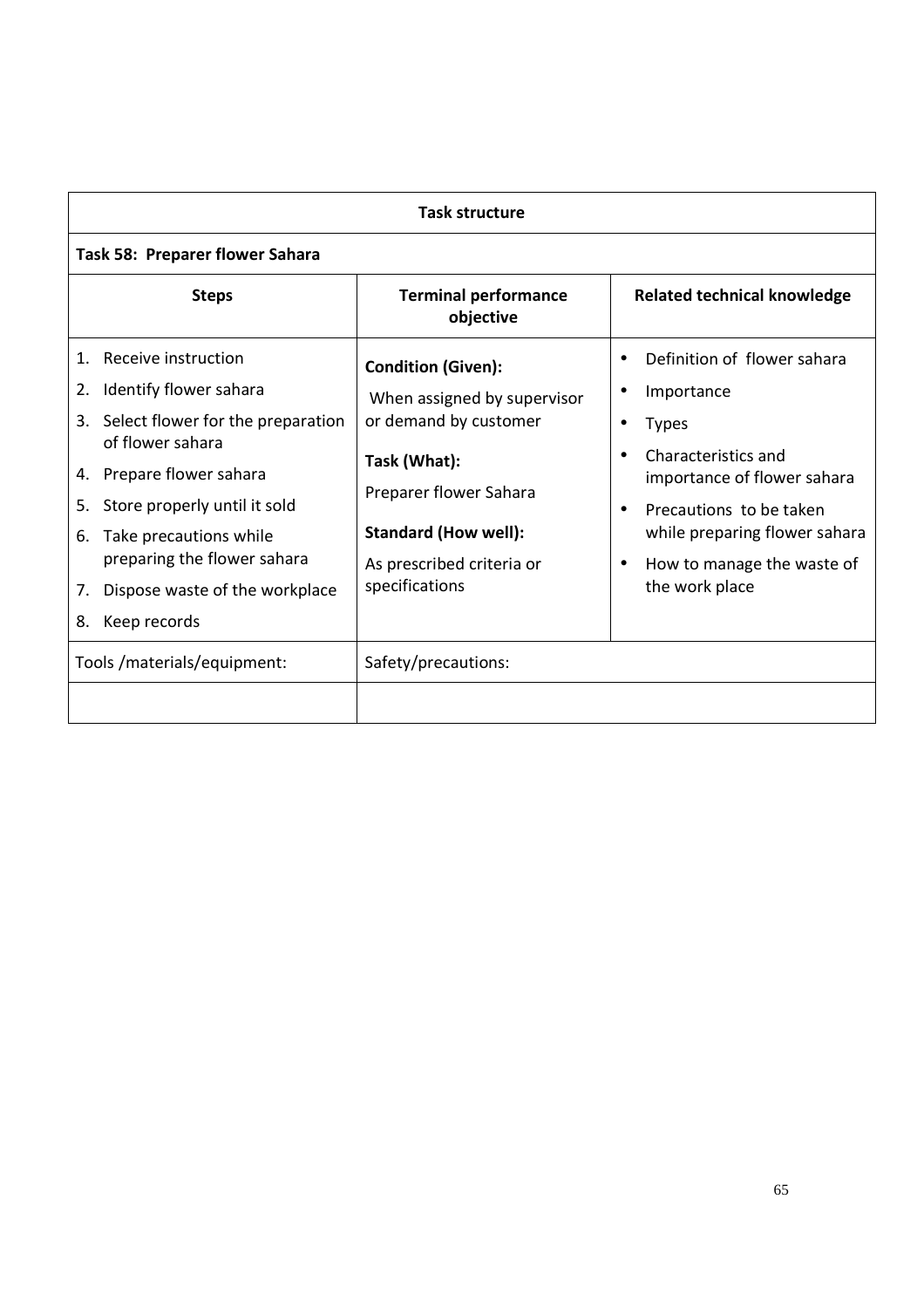| Task structure | | |
|---|---|---|
| **Task 58: Preparer flower Sahara** | | |
| **Steps** | **Terminal performance objective** | **Related technical knowledge** |
| 1. Receive instruction<br>2. Identify flower sahara<br>3. Select flower for the preparation of flower sahara<br>4. Prepare flower sahara<br>5. Store properly until it sold<br>6. Take precautions while preparing the flower sahara<br>7. Dispose waste of the workplace<br>8. Keep records | **Condition (Given):**<br>When assigned by supervisor or demand by customer<br>**Task (What):**<br>Preparer flower Sahara<br>**Standard (How well):**<br>As prescribed criteria or specifications | • Definition of flower sahara<br>• Importance<br>• Types<br>• Characteristics and importance of flower sahara<br>• Precautions to be taken while preparing flower sahara<br>• How to manage the waste of the work place |
| Tools /materials/equipment: | Safety/precautions: | |
| | | |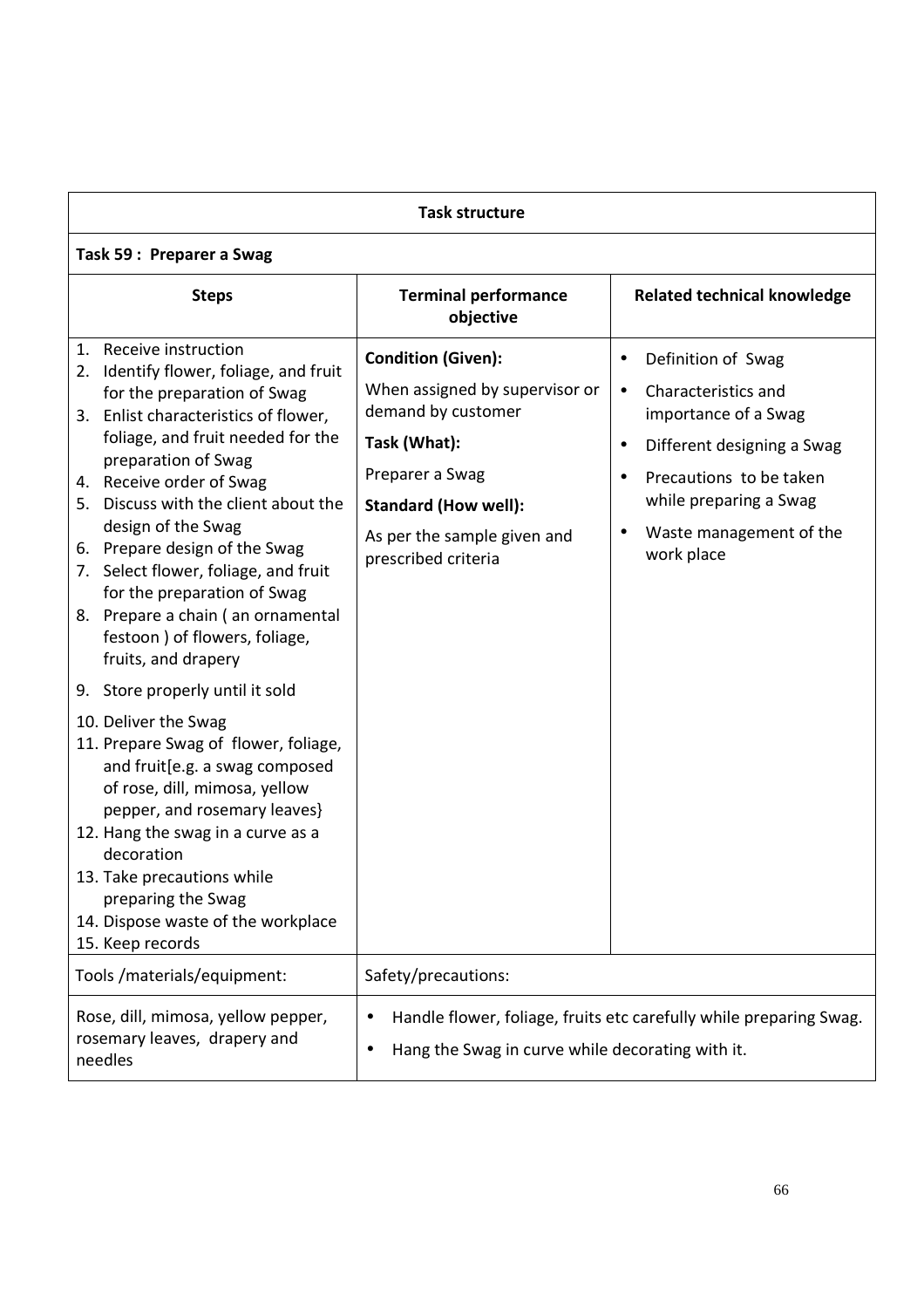**Task structure**

**Task 59 : Preparer a Swag**

| Steps | Terminal performance objective | Related technical knowledge |
|---|---|---|
| 1. Receive instruction<br>2. Identify flower, foliage, and fruit for the preparation of Swag<br>3. Enlist characteristics of flower, foliage, and fruit needed for the preparation of Swag<br>4. Receive order of Swag<br>5. Discuss with the client about the design of the Swag<br>6. Prepare design of the Swag<br>7. Select flower, foliage, and fruit for the preparation of Swag<br>8. Prepare a chain ( an ornamental festoon ) of flowers, foliage, fruits, and drapery<br>9. Store properly until it sold<br>10. Deliver the Swag<br>11. Prepare Swag of flower, foliage, and fruit[e.g. a swag composed of rose, dill, mimosa, yellow pepper, and rosemary leaves}<br>12. Hang the swag in a curve as a decoration<br>13. Take precautions while preparing the Swag<br>14. Dispose waste of the workplace<br>15. Keep records | **Condition (Given):**<br>When assigned by supervisor or demand by customer<br>**Task (What):**<br>Preparer a Swag<br>**Standard (How well):**<br>As per the sample given and prescribed criteria | • Definition of Swag<br>• Characteristics and importance of a Swag<br>• Different designing a Swag<br>• Precautions to be taken while preparing a Swag<br>• Waste management of the work place |
| Tools /materials/equipment: | Safety/precautions: | |
| Rose, dill, mimosa, yellow pepper, rosemary leaves, drapery and needles | • Handle flower, foliage, fruits etc carefully while preparing Swag.<br>• Hang the Swag in curve while decorating with it. | |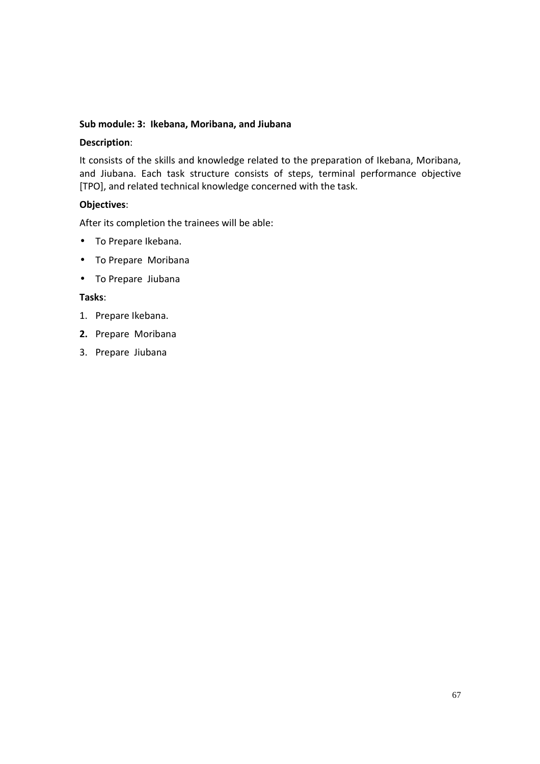**Sub module: 3: Ikebana, Moribana, and Jiubana**

**Description**:

It consists of the skills and knowledge related to the preparation of Ikebana, Moribana, and Jiubana. Each task structure consists of steps, terminal performance objective [TPO], and related technical knowledge concerned with the task.

**Objectives**:

After its completion the trainees will be able:

- To Prepare Ikebana.
- To Prepare Moribana
- To Prepare Jiubana

**Tasks**:

1. Prepare Ikebana.
2. Prepare Moribana
3. Prepare Jiubana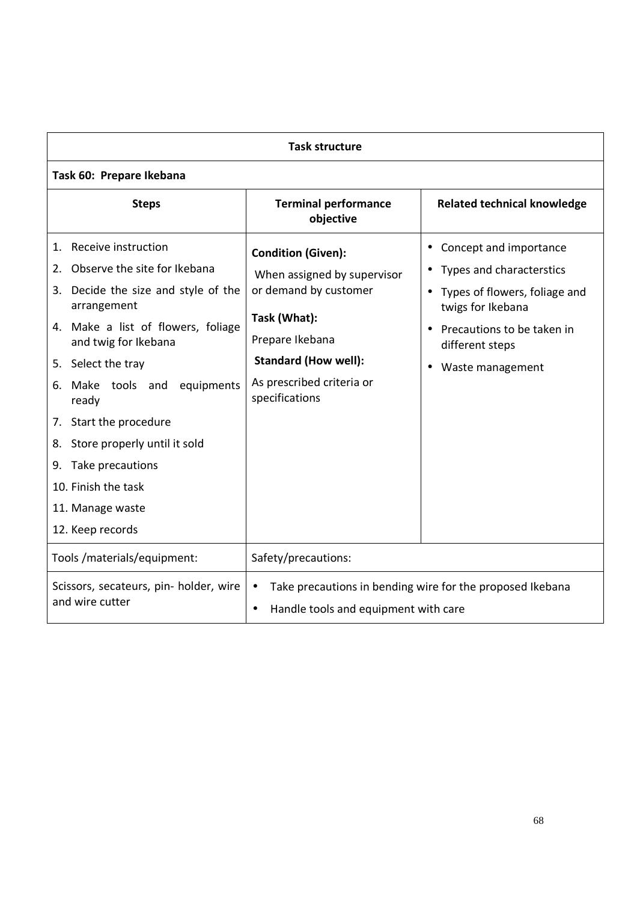| Task structure | | |
|---|---|---|
| **Task 60: Prepare Ikebana** | | |
| **Steps** | **Terminal performance objective** | **Related technical knowledge** |
| 1. Receive instruction<br>2. Observe the site for Ikebana<br>3. Decide the size and style of the arrangement<br>4. Make a list of flowers, foliage and twig for Ikebana<br>5. Select the tray<br>6. Make tools and equipments ready<br>7. Start the procedure<br>8. Store properly until it sold<br>9. Take precautions<br>10. Finish the task<br>11. Manage waste<br>12. Keep records | **Condition (Given):**<br>When assigned by supervisor or demand by customer<br>**Task (What):**<br>Prepare Ikebana<br>**Standard (How well):**<br>As prescribed criteria or specifications | • Concept and importance<br>• Types and characterstics<br>• Types of flowers, foliage and twigs for Ikebana<br>• Precautions to be taken in different steps<br>• Waste management |
| Tools /materials/equipment: | Safety/precautions: | |
| Scissors, secateurs, pin- holder, wire and wire cutter | • Take precautions in bending wire for the proposed Ikebana<br>• Handle tools and equipment with care | |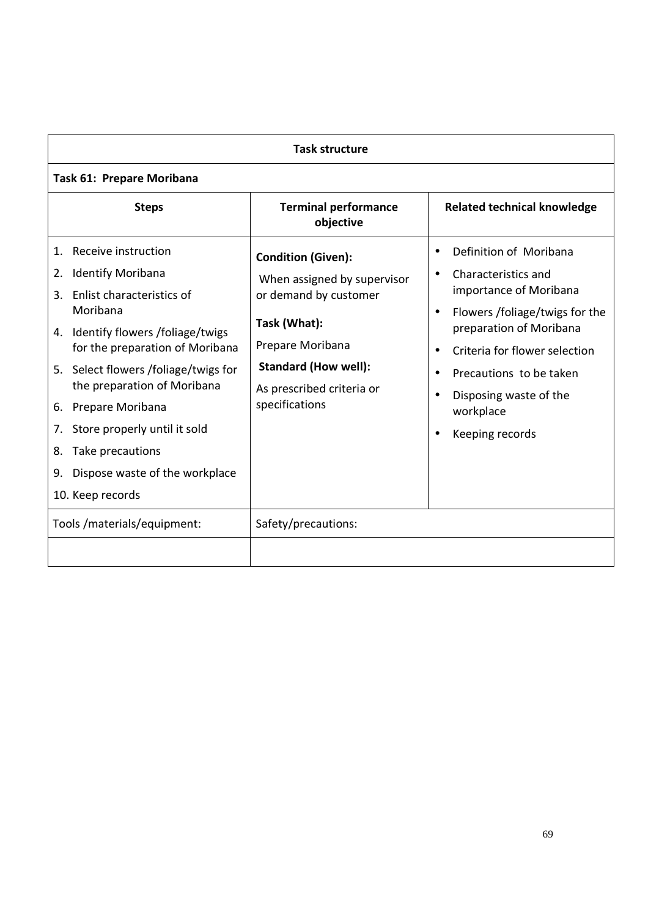| Task structure | | |
|---|---|---|
| **Task 61: Prepare Moribana** | | |
| **Steps** | **Terminal performance objective** | **Related technical knowledge** |
| 1. Receive instruction<br>2. Identify Moribana<br>3. Enlist characteristics of Moribana<br>4. Identify flowers /foliage/twigs for the preparation of Moribana<br>5. Select flowers /foliage/twigs for the preparation of Moribana<br>6. Prepare Moribana<br>7. Store properly until it sold<br>8. Take precautions<br>9. Dispose waste of the workplace<br>10. Keep records | **Condition (Given):**<br>When assigned by supervisor or demand by customer<br>**Task (What):**<br>Prepare Moribana<br>**Standard (How well):**<br>As prescribed criteria or specifications | • Definition of Moribana<br>• Characteristics and importance of Moribana<br>• Flowers /foliage/twigs for the preparation of Moribana<br>• Criteria for flower selection<br>• Precautions to be taken<br>• Disposing waste of the workplace<br>• Keeping records |
| Tools /materials/equipment: | Safety/precautions: | |
| | | |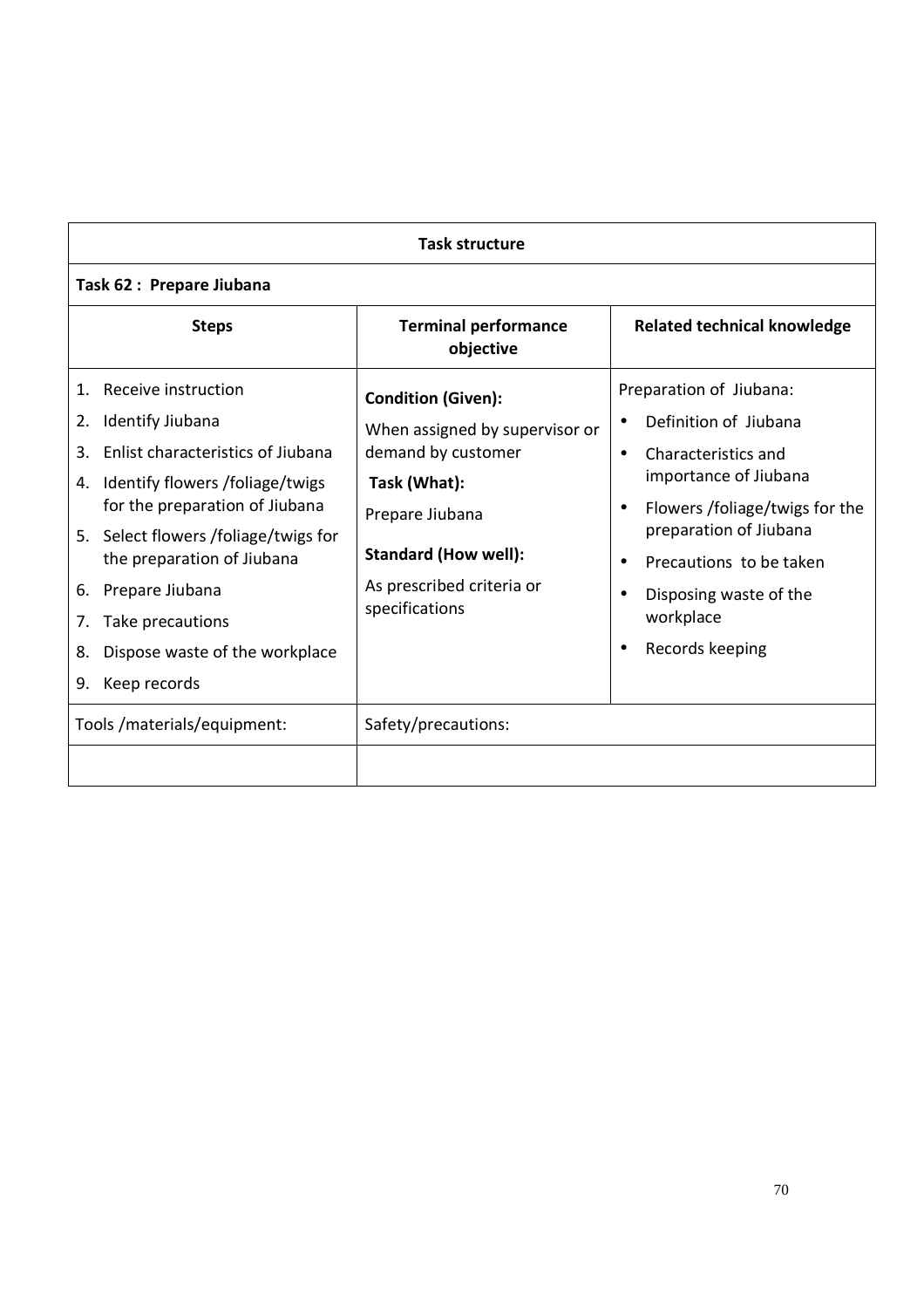| Task structure | | |
|---|---|---|
| **Task 62 : Prepare Jiubana** | | |
| **Steps** | **Terminal performance objective** | **Related technical knowledge** |
| 1. Receive instruction<br>2. Identify Jiubana<br>3. Enlist characteristics of Jiubana<br>4. Identify flowers /foliage/twigs for the preparation of Jiubana<br>5. Select flowers /foliage/twigs for the preparation of Jiubana<br>6. Prepare Jiubana<br>7. Take precautions<br>8. Dispose waste of the workplace<br>9. Keep records | **Condition (Given):**<br>When assigned by supervisor or demand by customer<br>**Task (What):**<br>Prepare Jiubana<br>**Standard (How well):**<br>As prescribed criteria or specifications | Preparation of Jiubana:<br>• Definition of Jiubana<br>• Characteristics and importance of Jiubana<br>• Flowers /foliage/twigs for the preparation of Jiubana<br>• Precautions to be taken<br>• Disposing waste of the workplace<br>• Records keeping |
| Tools /materials/equipment: | Safety/precautions: | |
| | | |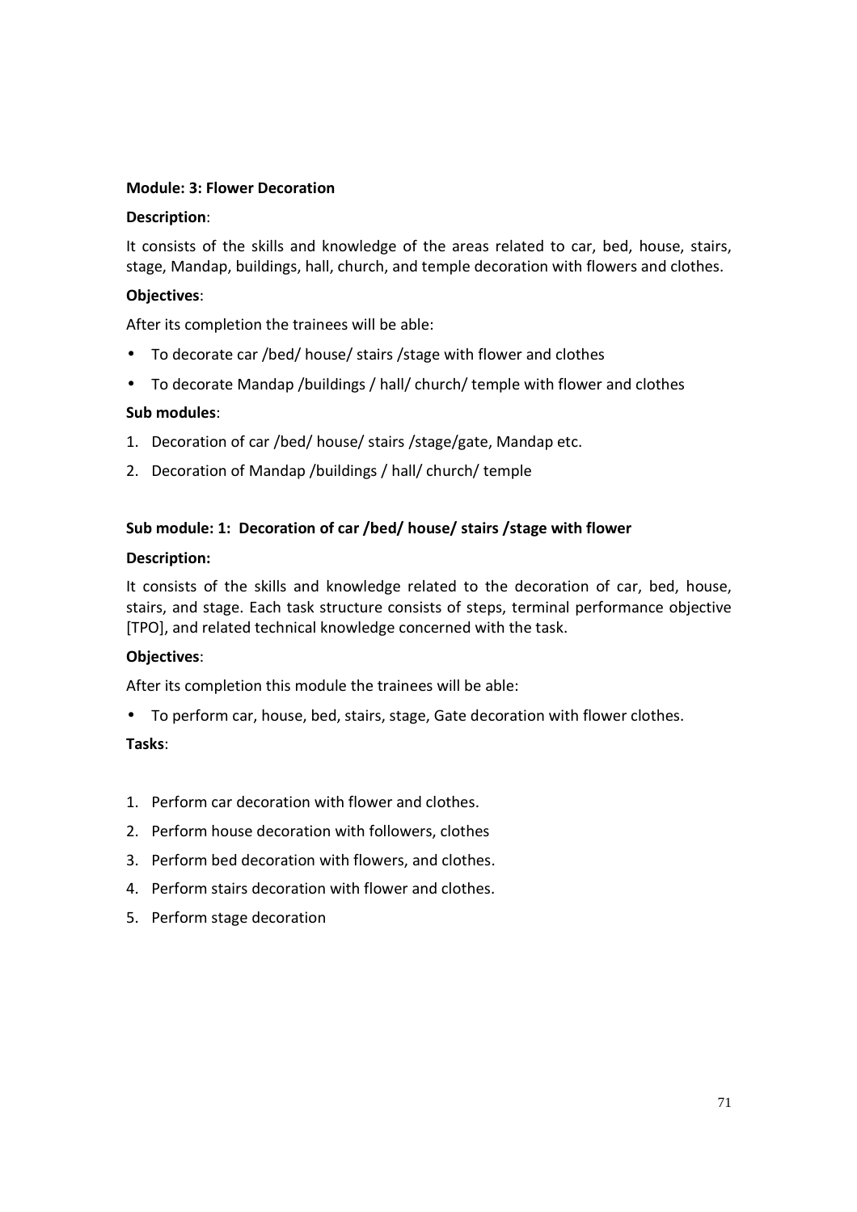**Module: 3: Flower Decoration**

**Description**:

It consists of the skills and knowledge of the areas related to car, bed, house, stairs, stage, Mandap, buildings, hall, church, and temple decoration with flowers and clothes.

**Objectives**:

After its completion the trainees will be able:

- To decorate car /bed/ house/ stairs /stage with flower and clothes
- To decorate Mandap /buildings / hall/ church/ temple with flower and clothes

**Sub modules**:

1. Decoration of car /bed/ house/ stairs /stage/gate, Mandap etc.
2. Decoration of Mandap /buildings / hall/ church/ temple

**Sub module: 1: Decoration of car /bed/ house/ stairs /stage with flower**

**Description:**

It consists of the skills and knowledge related to the decoration of car, bed, house, stairs, and stage. Each task structure consists of steps, terminal performance objective [TPO], and related technical knowledge concerned with the task.

**Objectives**:

After its completion this module the trainees will be able:

- To perform car, house, bed, stairs, stage, Gate decoration with flower clothes.

**Tasks**:

1. Perform car decoration with flower and clothes.
2. Perform house decoration with followers, clothes
3. Perform bed decoration with flowers, and clothes.
4. Perform stairs decoration with flower and clothes.
5. Perform stage decoration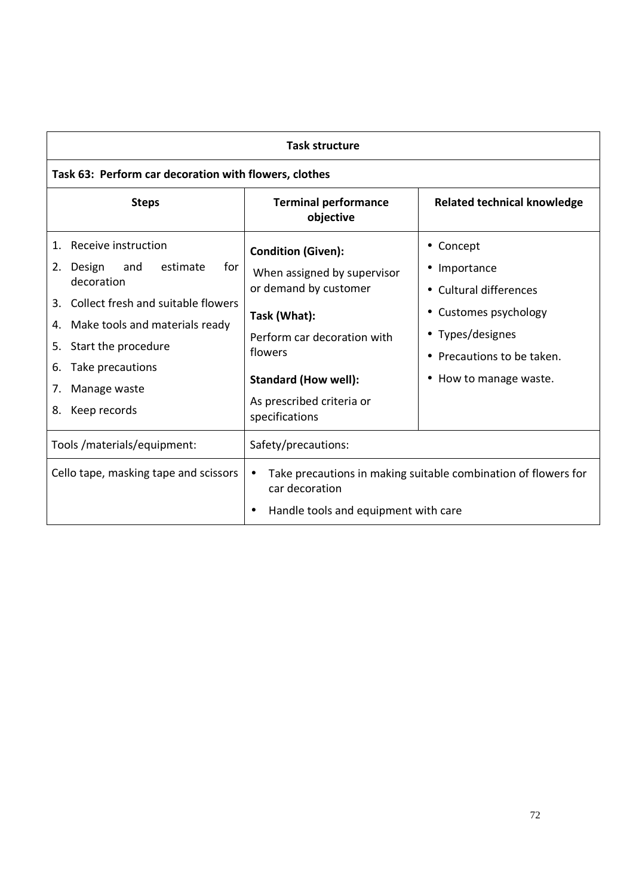| Task structure | | |
|---|---|---|
| **Task 63: Perform car decoration with flowers, clothes** | | |
| **Steps** | **Terminal performance objective** | **Related technical knowledge** |
| 1. Receive instruction<br>2. Design and estimate for decoration<br>3. Collect fresh and suitable flowers<br>4. Make tools and materials ready<br>5. Start the procedure<br>6. Take precautions<br>7. Manage waste<br>8. Keep records | **Condition (Given):**<br>When assigned by supervisor or demand by customer<br>**Task (What):**<br>Perform car decoration with flowers<br>**Standard (How well):**<br>As prescribed criteria or specifications | • Concept<br>• Importance<br>• Cultural differences<br>• Customes psychology<br>• Types/designes<br>• Precautions to be taken.<br>• How to manage waste. |
| Tools /materials/equipment: | Safety/precautions: | |
| Cello tape, masking tape and scissors | • Take precautions in making suitable combination of flowers for car decoration<br>• Handle tools and equipment with care | |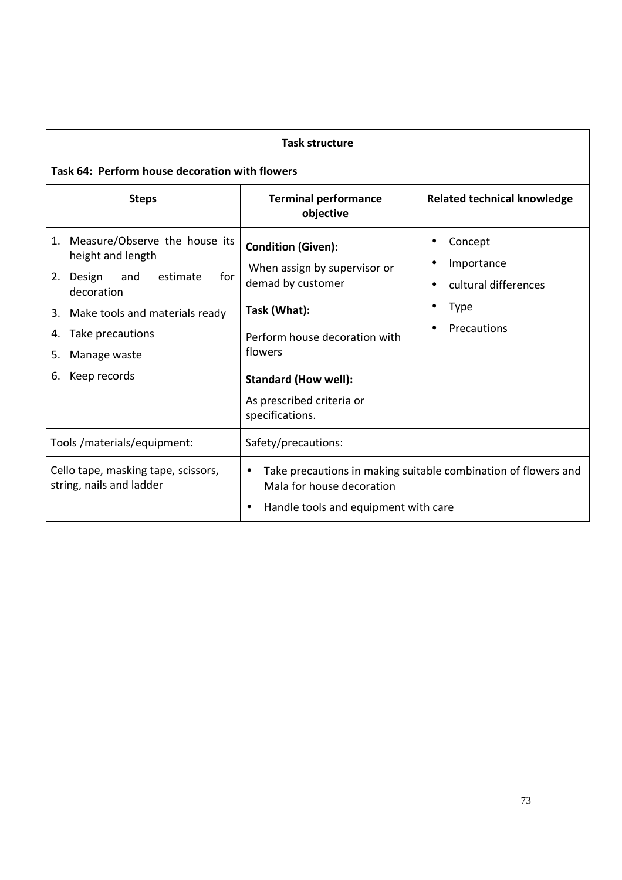| Task structure | | |
|---|---|---|
| **Task 64: Perform house decoration with flowers** | | |
| **Steps** | **Terminal performance objective** | **Related technical knowledge** |
| 1. Measure/Observe the house its height and length<br>2. Design and estimate for decoration<br>3. Make tools and materials ready<br>4. Take precautions<br>5. Manage waste<br>6. Keep records | **Condition (Given):**<br>When assign by supervisor or demad by customer<br>**Task (What):**<br>Perform house decoration with flowers<br>**Standard (How well):**<br>As prescribed criteria or specifications. | • Concept<br>• Importance<br>• cultural differences<br>• Type<br>• Precautions |
| Tools /materials/equipment: | Safety/precautions: | |
| Cello tape, masking tape, scissors, string, nails and ladder | • Take precautions in making suitable combination of flowers and Mala for house decoration<br>• Handle tools and equipment with care | |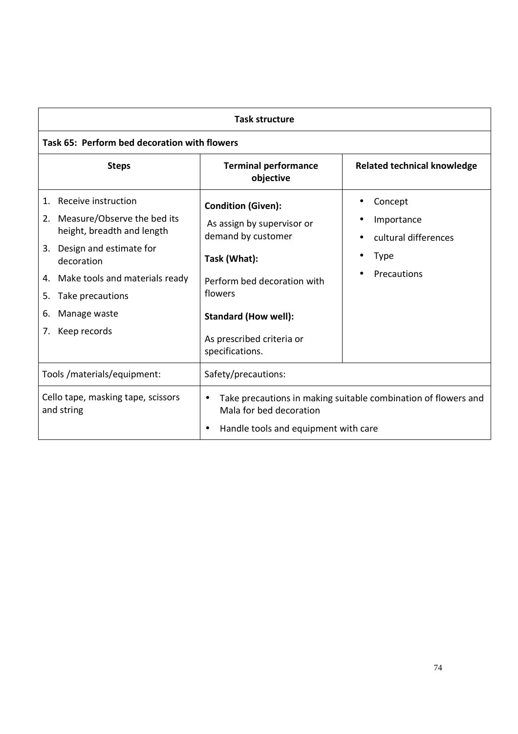| Task structure | | |
|---|---|---|
| **Task 65: Perform bed decoration with flowers** | | |
| **Steps** | **Terminal performance objective** | **Related technical knowledge** |
| 1. Receive instruction<br>2. Measure/Observe the bed its height, breadth and length<br>3. Design and estimate for decoration<br>4. Make tools and materials ready<br>5. Take precautions<br>6. Manage waste<br>7. Keep records | **Condition (Given):**<br>As assign by supervisor or demand by customer<br>**Task (What):**<br>Perform bed decoration with flowers<br>**Standard (How well):**<br>As prescribed criteria or specifications. | • Concept<br>• Importance<br>• cultural differences<br>• Type<br>• Precautions |
| Tools /materials/equipment: | Safety/precautions: | |
| Cello tape, masking tape, scissors and string | • Take precautions in making suitable combination of flowers and Mala for bed decoration<br>• Handle tools and equipment with care | |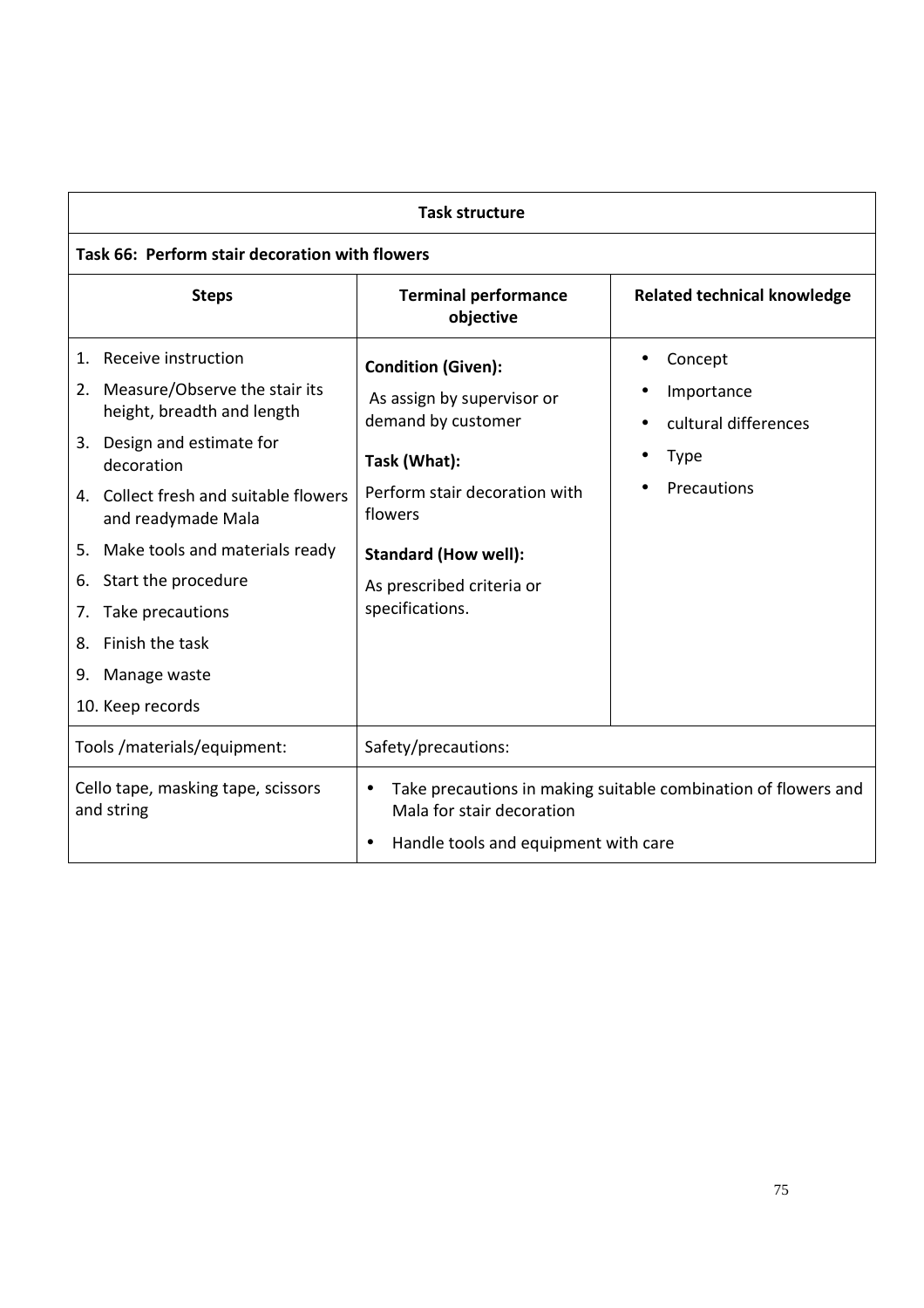| Task structure | | |
|---|---|---|
| **Task 66: Perform stair decoration with flowers** | | |
| **Steps** | **Terminal performance objective** | **Related technical knowledge** |
| 1. Receive instruction<br>2. Measure/Observe the stair its height, breadth and length<br>3. Design and estimate for decoration<br>4. Collect fresh and suitable flowers and readymade Mala<br>5. Make tools and materials ready<br>6. Start the procedure<br>7. Take precautions<br>8. Finish the task<br>9. Manage waste<br>10. Keep records | **Condition (Given):**<br>As assign by supervisor or demand by customer<br>**Task (What):**<br>Perform stair decoration with flowers<br>**Standard (How well):**<br>As prescribed criteria or specifications. | • Concept<br>• Importance<br>• cultural differences<br>• Type<br>• Precautions |
| Tools /materials/equipment: | Safety/precautions: | |
| Cello tape, masking tape, scissors and string | • Take precautions in making suitable combination of flowers and Mala for stair decoration<br>• Handle tools and equipment with care | |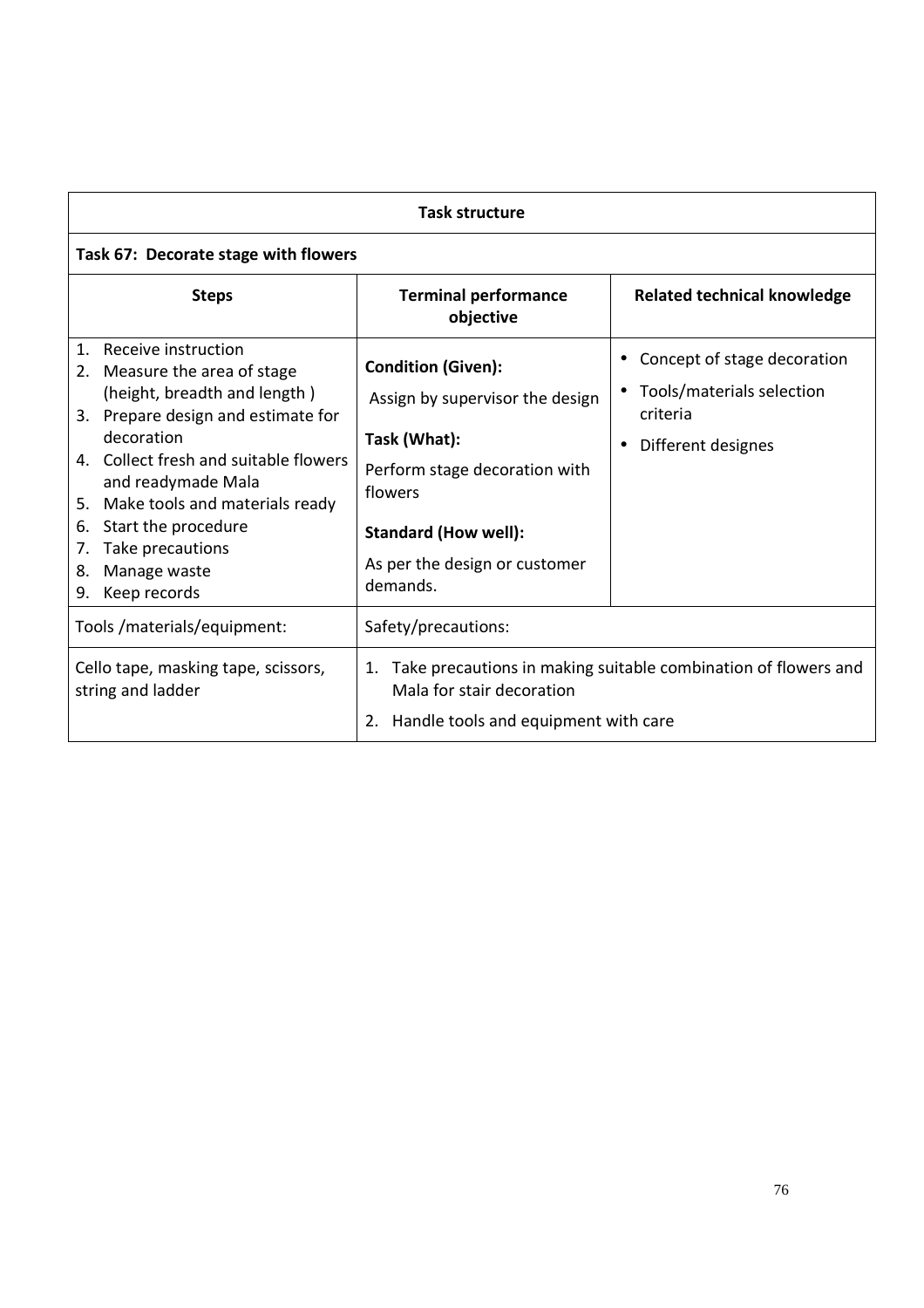| Task structure | | |
|---|---|---|
| **Task 67: Decorate stage with flowers** | | |
| **Steps** | **Terminal performance objective** | **Related technical knowledge** |
| 1. Receive instruction<br>2. Measure the area of stage (height, breadth and length )<br>3. Prepare design and estimate for decoration<br>4. Collect fresh and suitable flowers and readymade Mala<br>5. Make tools and materials ready<br>6. Start the procedure<br>7. Take precautions<br>8. Manage waste<br>9. Keep records | **Condition (Given):**<br>Assign by supervisor the design<br>**Task (What):**<br>Perform stage decoration with flowers<br>**Standard (How well):**<br>As per the design or customer demands. | • Concept of stage decoration<br>• Tools/materials selection criteria<br>• Different designes |
| Tools /materials/equipment: | Safety/precautions: | |
| Cello tape, masking tape, scissors, string and ladder | 1. Take precautions in making suitable combination of flowers and Mala for stair decoration<br>2. Handle tools and equipment with care | |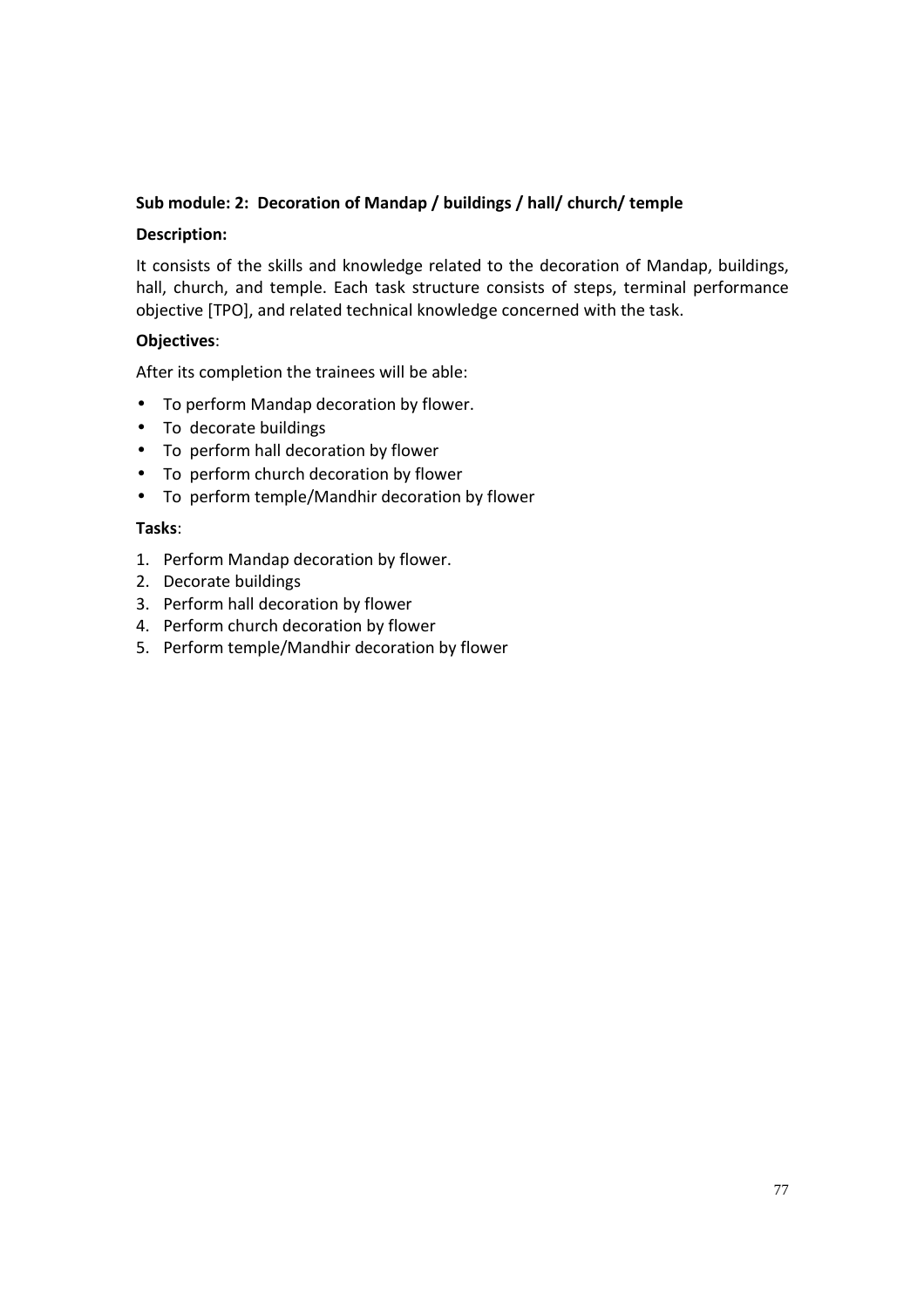**Sub module: 2: Decoration of Mandap / buildings / hall/ church/ temple**

**Description:**

It consists of the skills and knowledge related to the decoration of Mandap, buildings, hall, church, and temple. Each task structure consists of steps, terminal performance objective [TPO], and related technical knowledge concerned with the task.

**Objectives**:

After its completion the trainees will be able:

- To perform Mandap decoration by flower.
- To decorate buildings
- To perform hall decoration by flower
- To perform church decoration by flower
- To perform temple/Mandhir decoration by flower

**Tasks**:

1. Perform Mandap decoration by flower.
2. Decorate buildings
3. Perform hall decoration by flower
4. Perform church decoration by flower
5. Perform temple/Mandhir decoration by flower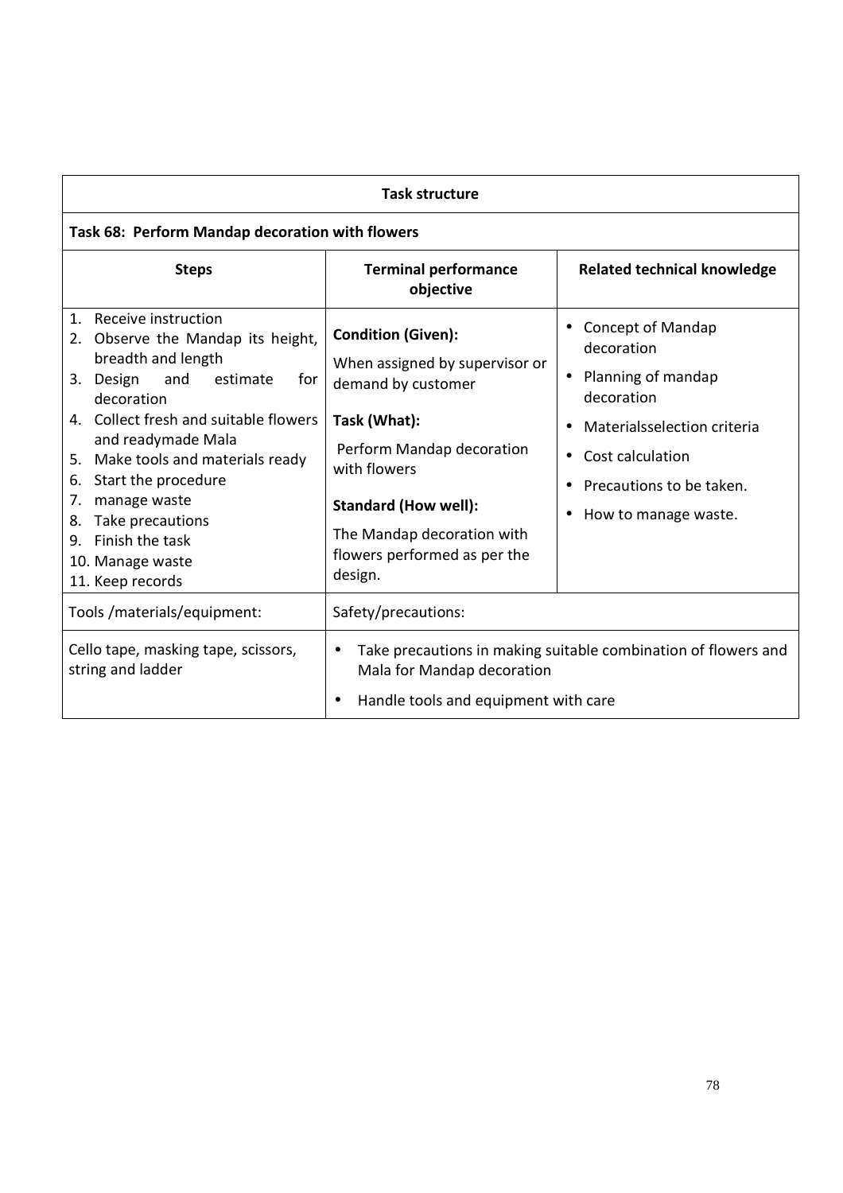| Task structure | | |
|---|---|---|
| **Task 68: Perform Mandap decoration with flowers** | | |
| **Steps** | **Terminal performance objective** | **Related technical knowledge** |
| 1. Receive instruction<br>2. Observe the Mandap its height, breadth and length<br>3. Design and estimate for decoration<br>4. Collect fresh and suitable flowers and readymade Mala<br>5. Make tools and materials ready<br>6. Start the procedure<br>7. manage waste<br>8. Take precautions<br>9. Finish the task<br>10. Manage waste<br>11. Keep records | **Condition (Given):**<br>When assigned by supervisor or demand by customer<br>**Task (What):**<br>Perform Mandap decoration with flowers<br>**Standard (How well):**<br>The Mandap decoration with flowers performed as per the design. | • Concept of Mandap decoration<br>• Planning of mandap decoration<br>• Materialsselection criteria<br>• Cost calculation<br>• Precautions to be taken.<br>• How to manage waste. |
| Tools /materials/equipment: | Safety/precautions: | |
| Cello tape, masking tape, scissors, string and ladder | • Take precautions in making suitable combination of flowers and Mala for Mandap decoration<br>• Handle tools and equipment with care | |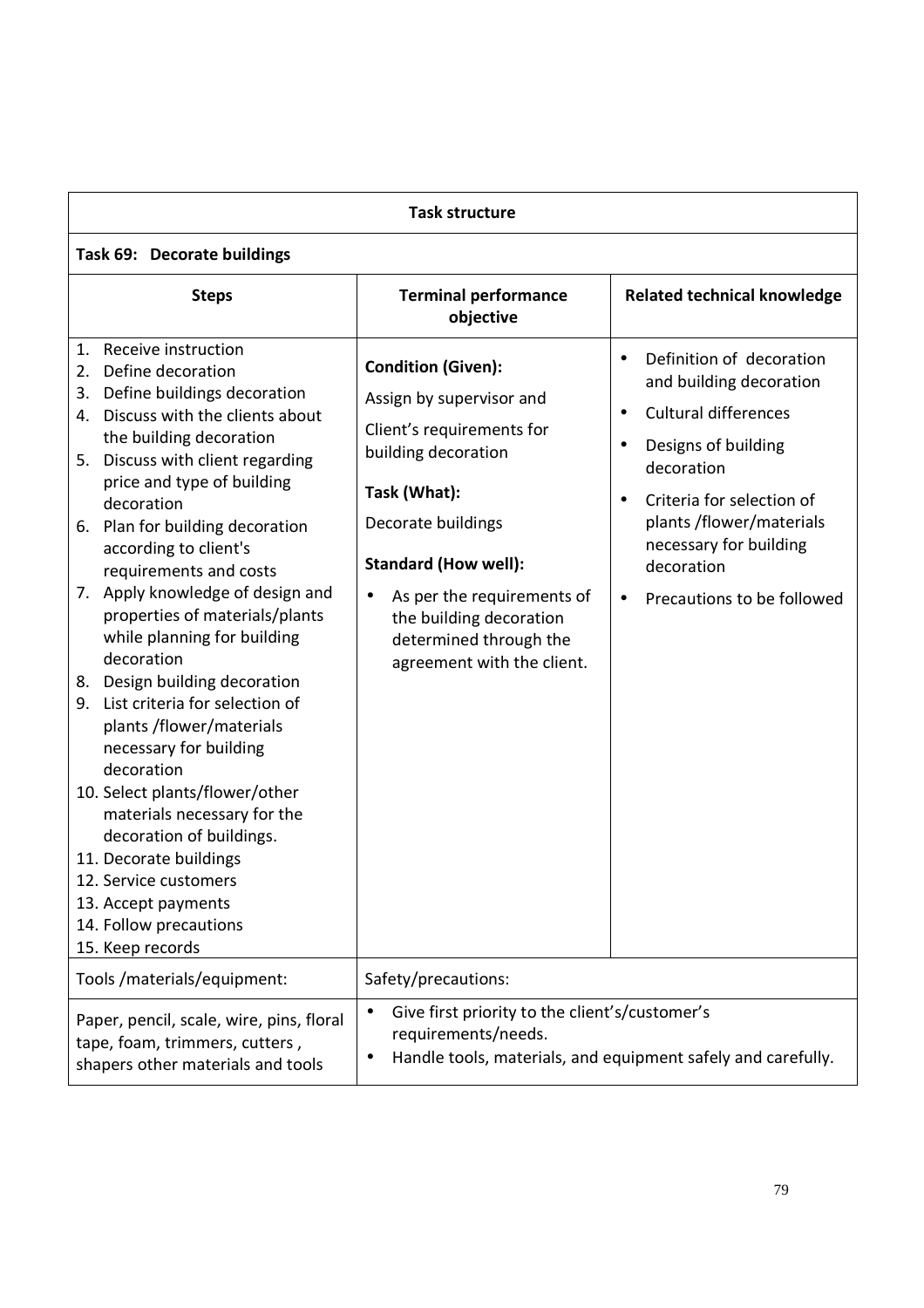| Task structure | | |
|---|---|---|
| **Task 69: Decorate buildings** | | |
| **Steps** | **Terminal performance objective** | **Related technical knowledge** |
| 1. Receive instruction<br>2. Define decoration<br>3. Define buildings decoration<br>4. Discuss with the clients about the building decoration<br>5. Discuss with client regarding price and type of building decoration<br>6. Plan for building decoration according to client's requirements and costs<br>7. Apply knowledge of design and properties of materials/plants while planning for building decoration<br>8. Design building decoration<br>9. List criteria for selection of plants /flower/materials necessary for building decoration<br>10. Select plants/flower/other materials necessary for the decoration of buildings.<br>11. Decorate buildings<br>12. Service customers<br>13. Accept payments<br>14. Follow precautions<br>15. Keep records | **Condition (Given):**<br>Assign by supervisor and<br>Client's requirements for building decoration<br>**Task (What):**<br>Decorate buildings<br>**Standard (How well):**<br>• As per the requirements of the building decoration determined through the agreement with the client. | • Definition of decoration and building decoration<br>• Cultural differences<br>• Designs of building decoration<br>• Criteria for selection of plants /flower/materials necessary for building decoration<br>• Precautions to be followed |
| Tools /materials/equipment: | Safety/precautions: | |
| Paper, pencil, scale, wire, pins, floral tape, foam, trimmers, cutters , shapers other materials and tools | • Give first priority to the client's/customer's requirements/needs.<br>• Handle tools, materials, and equipment safely and carefully. | |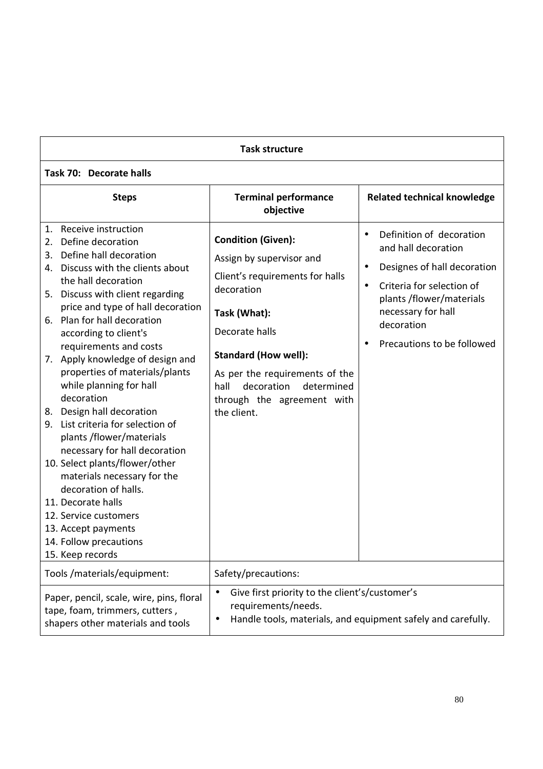| Task structure | | |
|---|---|---|
| **Task 70: Decorate halls** | | |
| **Steps** | **Terminal performance objective** | **Related technical knowledge** |
| 1. Receive instruction<br>2. Define decoration<br>3. Define hall decoration<br>4. Discuss with the clients about the hall decoration<br>5. Discuss with client regarding price and type of hall decoration<br>6. Plan for hall decoration according to client's requirements and costs<br>7. Apply knowledge of design and properties of materials/plants while planning for hall decoration<br>8. Design hall decoration<br>9. List criteria for selection of plants /flower/materials necessary for hall decoration<br>10. Select plants/flower/other materials necessary for the decoration of halls.<br>11. Decorate halls<br>12. Service customers<br>13. Accept payments<br>14. Follow precautions<br>15. Keep records | **Condition (Given):**<br>Assign by supervisor and<br>Client's requirements for halls decoration<br>**Task (What):**<br>Decorate halls<br>**Standard (How well):**<br>As per the requirements of the hall decoration determined through the agreement with the client. | • Definition of decoration and hall decoration<br>• Designes of hall decoration<br>• Criteria for selection of plants /flower/materials necessary for hall decoration<br>• Precautions to be followed |
| Tools /materials/equipment: | Safety/precautions: | |
| Paper, pencil, scale, wire, pins, floral tape, foam, trimmers, cutters , shapers other materials and tools | • Give first priority to the client's/customer's requirements/needs.<br>• Handle tools, materials, and equipment safely and carefully. | |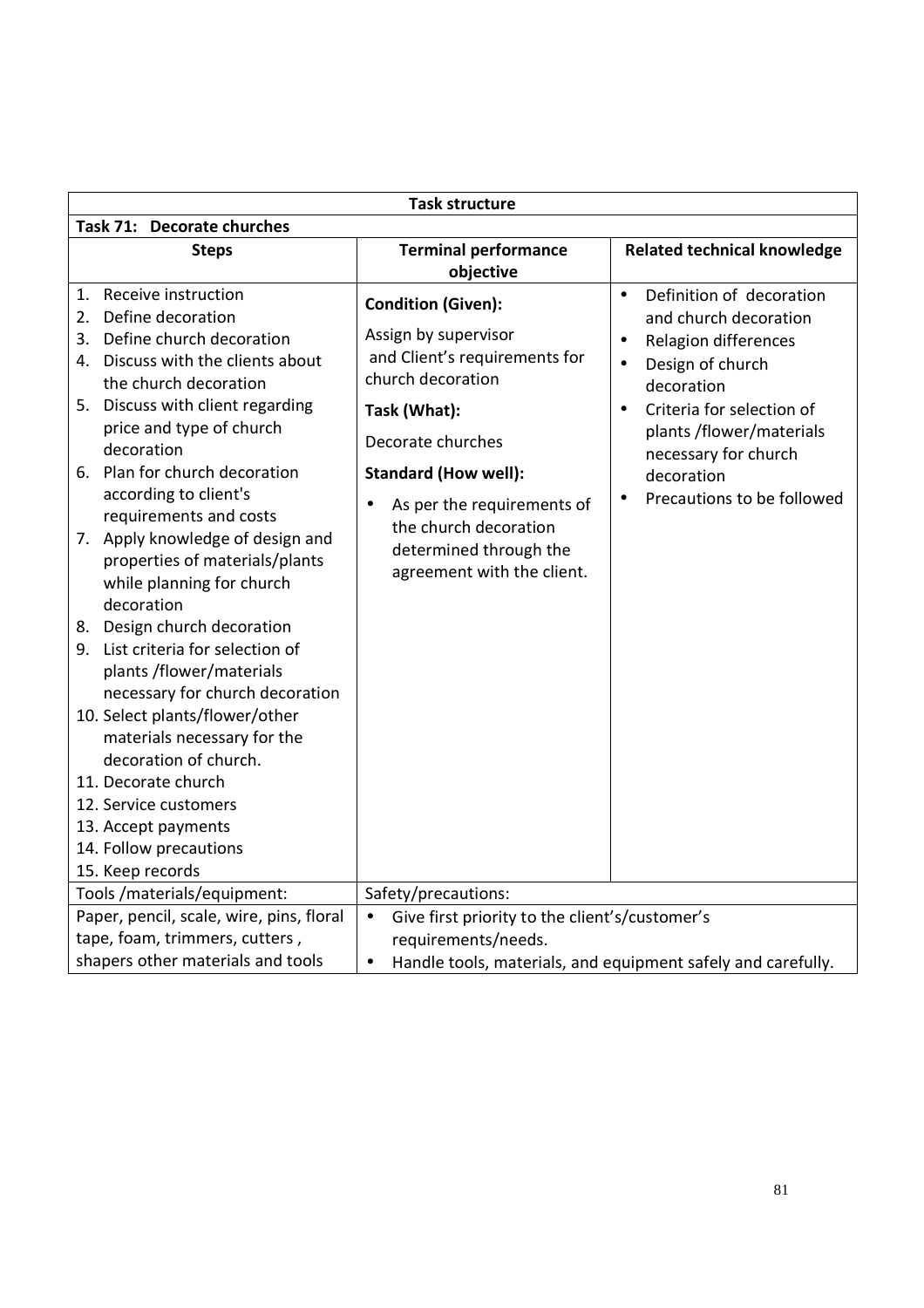| Task structure | | |
|---|---|---|
| **Task 71: Decorate churches** | | |
| **Steps** | **Terminal performance objective** | **Related technical knowledge** |
| 1. Receive instruction<br>2. Define decoration<br>3. Define church decoration<br>4. Discuss with the clients about the church decoration<br>5. Discuss with client regarding price and type of church decoration<br>6. Plan for church decoration according to client's requirements and costs<br>7. Apply knowledge of design and properties of materials/plants while planning for church decoration<br>8. Design church decoration<br>9. List criteria for selection of plants /flower/materials necessary for church decoration<br>10. Select plants/flower/other materials necessary for the decoration of church.<br>11. Decorate church<br>12. Service customers<br>13. Accept payments<br>14. Follow precautions<br>15. Keep records | **Condition (Given):**<br>Assign by supervisor and Client's requirements for church decoration<br>**Task (What):**<br>Decorate churches<br>**Standard (How well):**<br>• As per the requirements of the church decoration determined through the agreement with the client. | • Definition of decoration and church decoration<br>• Relagion differences<br>• Design of church decoration<br>• Criteria for selection of plants /flower/materials necessary for church decoration<br>• Precautions to be followed |
| Tools /materials/equipment: | Safety/precautions: | |
| Paper, pencil, scale, wire, pins, floral tape, foam, trimmers, cutters , shapers other materials and tools | • Give first priority to the client's/customer's requirements/needs.<br>• Handle tools, materials, and equipment safely and carefully. | |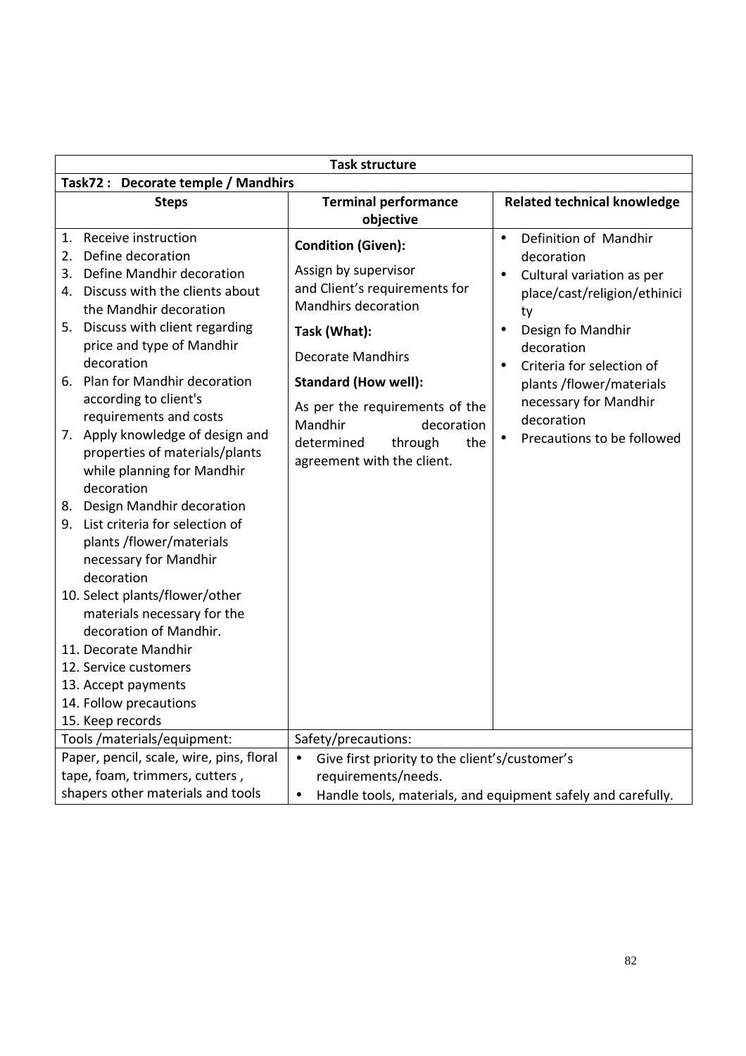| Task structure | | |
|---|---|---|
| **Task72 : Decorate temple / Mandhirs** | | |
| **Steps** | **Terminal performance objective** | **Related technical knowledge** |
| 1. Receive instruction<br>2. Define decoration<br>3. Define Mandhir decoration<br>4. Discuss with the clients about the Mandhir decoration<br>5. Discuss with client regarding price and type of Mandhir decoration<br>6. Plan for Mandhir decoration according to client's requirements and costs<br>7. Apply knowledge of design and properties of materials/plants while planning for Mandhir decoration<br>8. Design Mandhir decoration<br>9. List criteria for selection of plants /flower/materials necessary for Mandhir decoration<br>10. Select plants/flower/other materials necessary for the decoration of Mandhir.<br>11. Decorate Mandhir<br>12. Service customers<br>13. Accept payments<br>14. Follow precautions<br>15. Keep records | **Condition (Given):**<br>Assign by supervisor and Client's requirements for Mandhirs decoration<br>**Task (What):**<br>Decorate Mandhirs<br>**Standard (How well):**<br>As per the requirements of the Mandhir decoration determined through the agreement with the client. | • Definition of Mandhir decoration<br>• Cultural variation as per place/cast/religion/ethinicity<br>• Design fo Mandhir decoration<br>• Criteria for selection of plants /flower/materials necessary for Mandhir decoration<br>• Precautions to be followed |
| Tools /materials/equipment: | Safety/precautions: | |
| Paper, pencil, scale, wire, pins, floral tape, foam, trimmers, cutters , shapers other materials and tools | • Give first priority to the client's/customer's requirements/needs.<br>• Handle tools, materials, and equipment safely and carefully. | |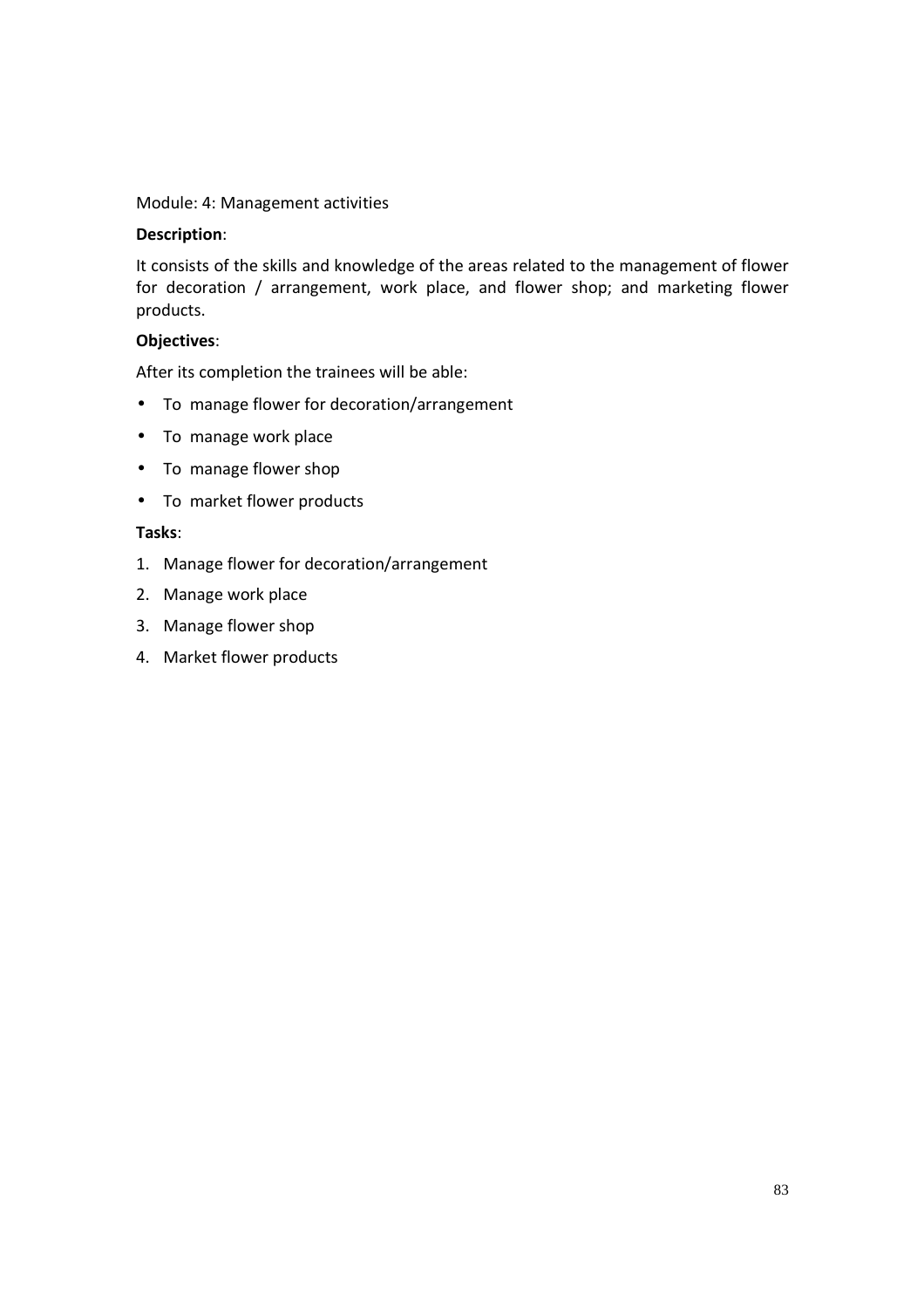Module: 4: Management activities

**Description**:

It consists of the skills and knowledge of the areas related to the management of flower for decoration / arrangement, work place, and flower shop; and marketing flower products.

**Objectives**:

After its completion the trainees will be able:

- To manage flower for decoration/arrangement
- To manage work place
- To manage flower shop
- To market flower products

**Tasks**:

1. Manage flower for decoration/arrangement
2. Manage work place
3. Manage flower shop
4. Market flower products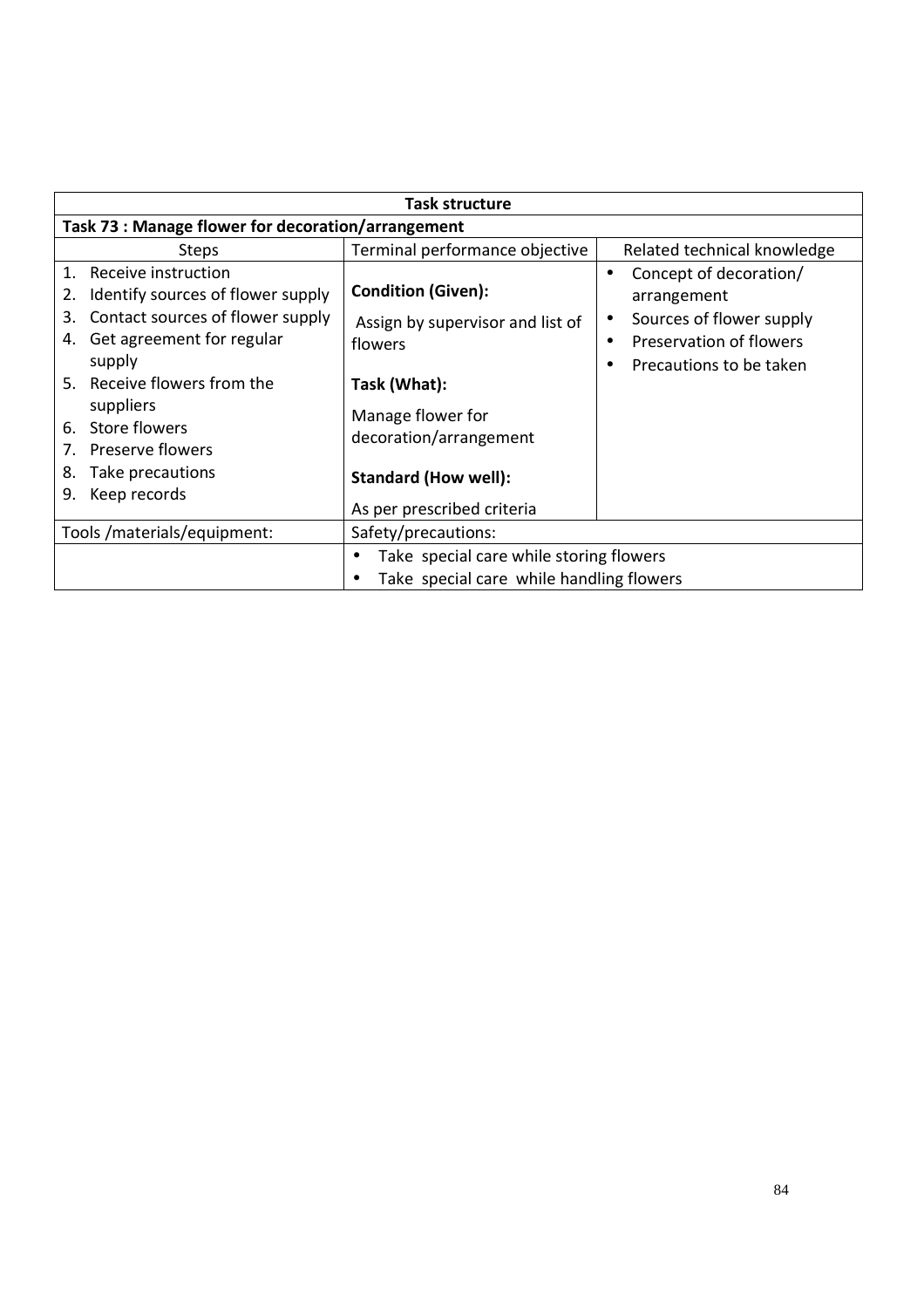| Task structure | | |
|---|---|---|
| **Task 73 : Manage flower for decoration/arrangement** | | |
| Steps | Terminal performance objective | Related technical knowledge |
| 1. Receive instruction<br>2. Identify sources of flower supply<br>3. Contact sources of flower supply<br>4. Get agreement for regular supply<br>5. Receive flowers from the suppliers<br>6. Store flowers<br>7. Preserve flowers<br>8. Take precautions<br>9. Keep records | **Condition (Given):**<br>Assign by supervisor and list of flowers<br>**Task (What):**<br>Manage flower for decoration/arrangement<br>**Standard (How well):**<br>As per prescribed criteria | • Concept of decoration/ arrangement<br>• Sources of flower supply<br>• Preservation of flowers<br>• Precautions to be taken |
| Tools /materials/equipment: | Safety/precautions: | |
| | • Take special care while storing flowers<br>• Take special care while handling flowers | |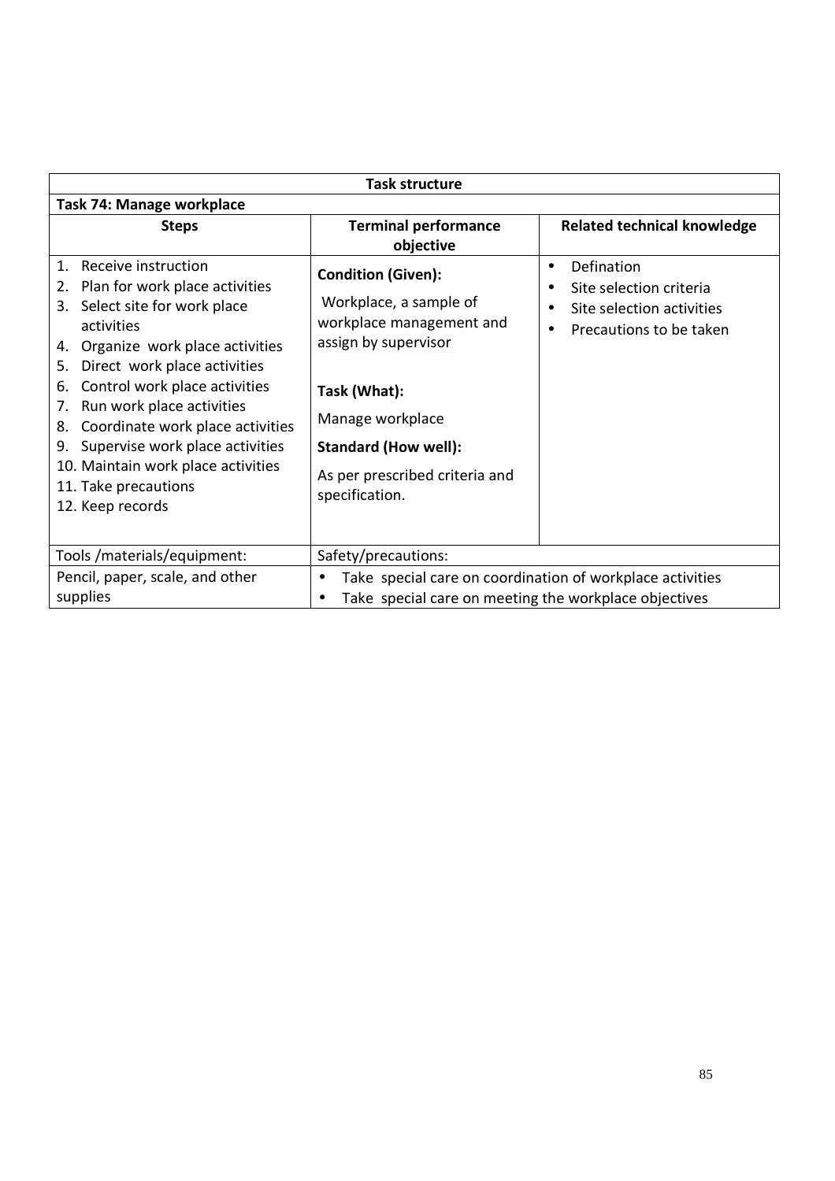| Task structure | | |
|---|---|---|
| **Task 74: Manage workplace** | | |
| **Steps** | **Terminal performance objective** | **Related technical knowledge** |
| 1. Receive instruction<br>2. Plan for work place activities<br>3. Select site for work place activities<br>4. Organize work place activities<br>5. Direct work place activities<br>6. Control work place activities<br>7. Run work place activities<br>8. Coordinate work place activities<br>9. Supervise work place activities<br>10. Maintain work place activities<br>11. Take precautions<br>12. Keep records | **Condition (Given):**<br>Workplace, a sample of workplace management and assign by supervisor<br><br>**Task (What):**<br>Manage workplace<br>**Standard (How well):**<br>As per prescribed criteria and specification. | • Defination<br>• Site selection criteria<br>• Site selection activities<br>• Precautions to be taken |
| Tools /materials/equipment: | Safety/precautions: | |
| Pencil, paper, scale, and other supplies | • Take special care on coordination of workplace activities<br>• Take special care on meeting the workplace objectives | |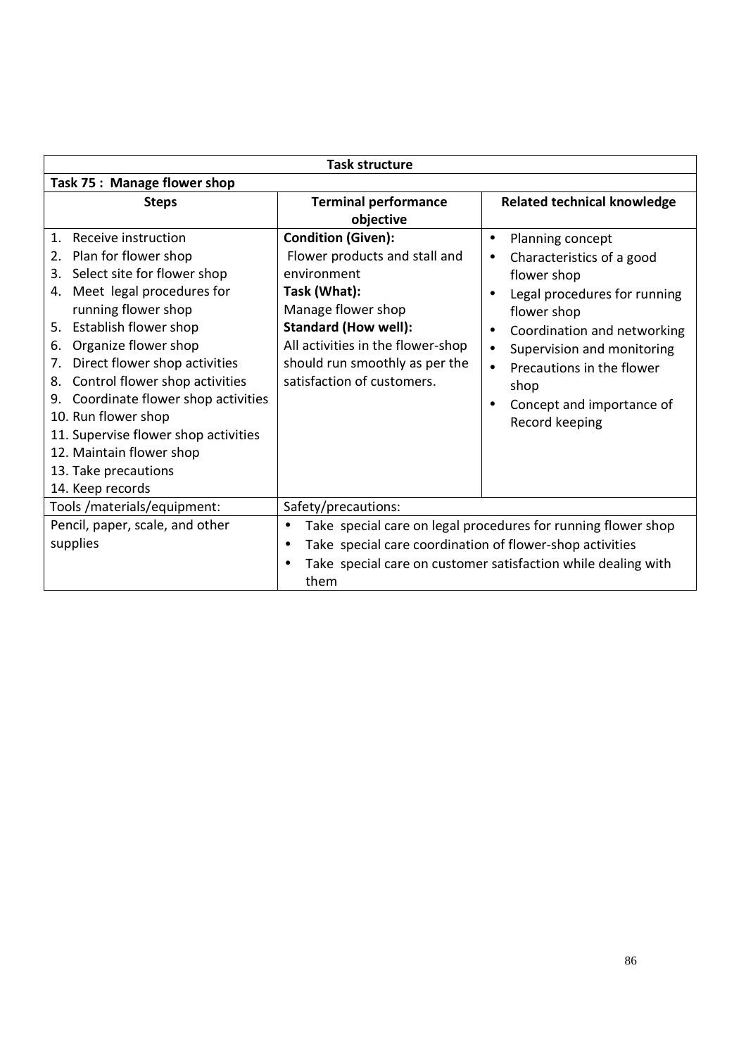| Task structure | | |
|---|---|---|
| **Task 75 : Manage flower shop** | | |
| **Steps** | **Terminal performance objective** | **Related technical knowledge** |
| 1. Receive instruction<br>2. Plan for flower shop<br>3. Select site for flower shop<br>4. Meet legal procedures for running flower shop<br>5. Establish flower shop<br>6. Organize flower shop<br>7. Direct flower shop activities<br>8. Control flower shop activities<br>9. Coordinate flower shop activities<br>10. Run flower shop<br>11. Supervise flower shop activities<br>12. Maintain flower shop<br>13. Take precautions<br>14. Keep records | **Condition (Given):**<br>Flower products and stall and environment<br>**Task (What):**<br>Manage flower shop<br>**Standard (How well):**<br>All activities in the flower-shop should run smoothly as per the satisfaction of customers. | • Planning concept<br>• Characteristics of a good flower shop<br>• Legal procedures for running flower shop<br>• Coordination and networking<br>• Supervision and monitoring<br>• Precautions in the flower shop<br>• Concept and importance of Record keeping |
| Tools /materials/equipment: | Safety/precautions: | |
| Pencil, paper, scale, and other supplies | • Take special care on legal procedures for running flower shop<br>• Take special care coordination of flower-shop activities<br>• Take special care on customer satisfaction while dealing with them | |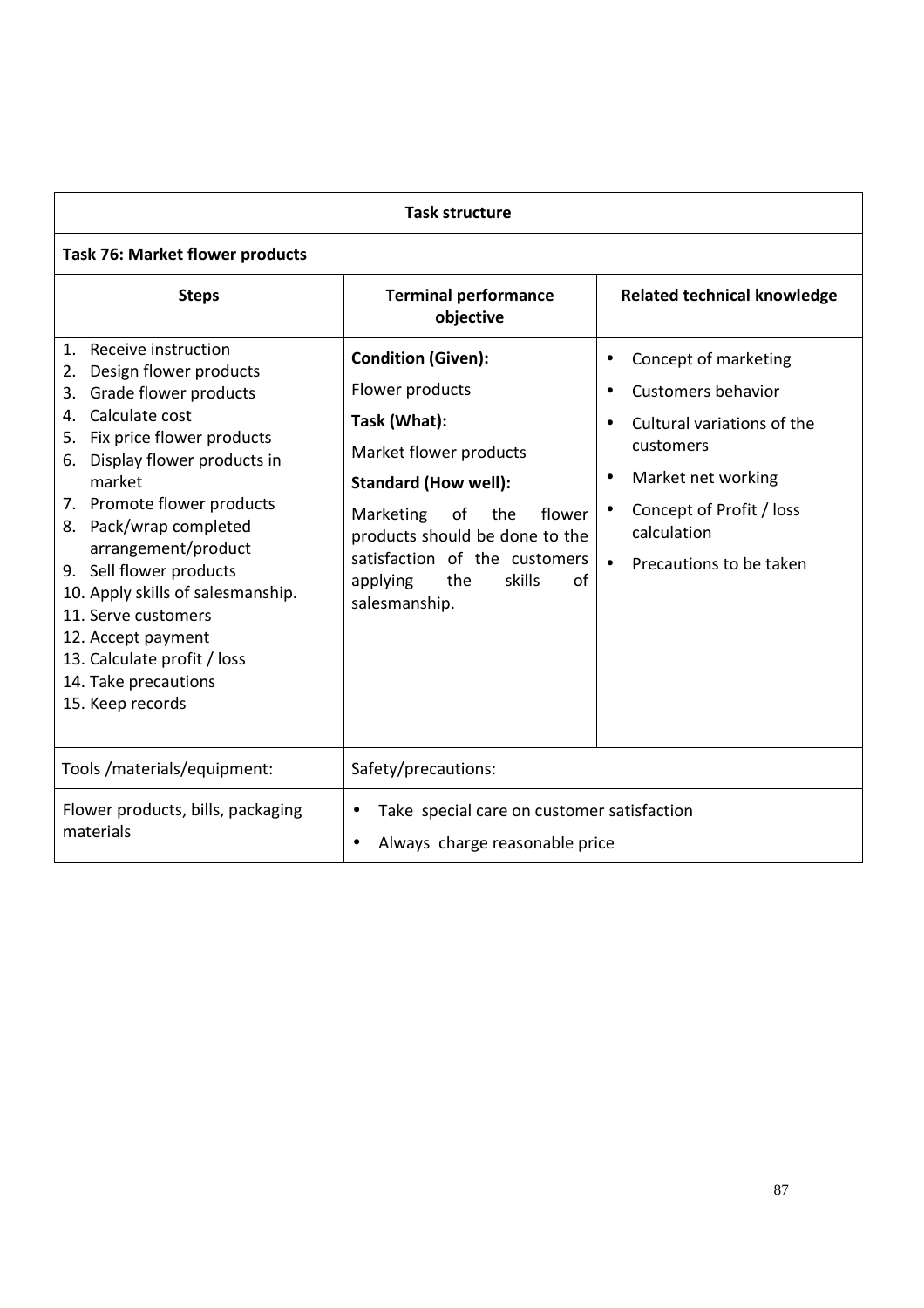| Task structure | | |
|---|---|---|
| **Task 76: Market flower products** | | |
| **Steps** | **Terminal performance objective** | **Related technical knowledge** |
| 1. Receive instruction<br>2. Design flower products<br>3. Grade flower products<br>4. Calculate cost<br>5. Fix price flower products<br>6. Display flower products in market<br>7. Promote flower products<br>8. Pack/wrap completed arrangement/product<br>9. Sell flower products<br>10. Apply skills of salesmanship.<br>11. Serve customers<br>12. Accept payment<br>13. Calculate profit / loss<br>14. Take precautions<br>15. Keep records | **Condition (Given):**<br>Flower products<br>**Task (What):**<br>Market flower products<br>**Standard (How well):**<br>Marketing of the flower products should be done to the satisfaction of the customers applying the skills of salesmanship. | • Concept of marketing<br>• Customers behavior<br>• Cultural variations of the customers<br>• Market net working<br>• Concept of Profit / loss calculation<br>• Precautions to be taken |
| Tools /materials/equipment: | Safety/precautions: | |
| Flower products, bills, packaging materials | • Take special care on customer satisfaction<br>• Always charge reasonable price | |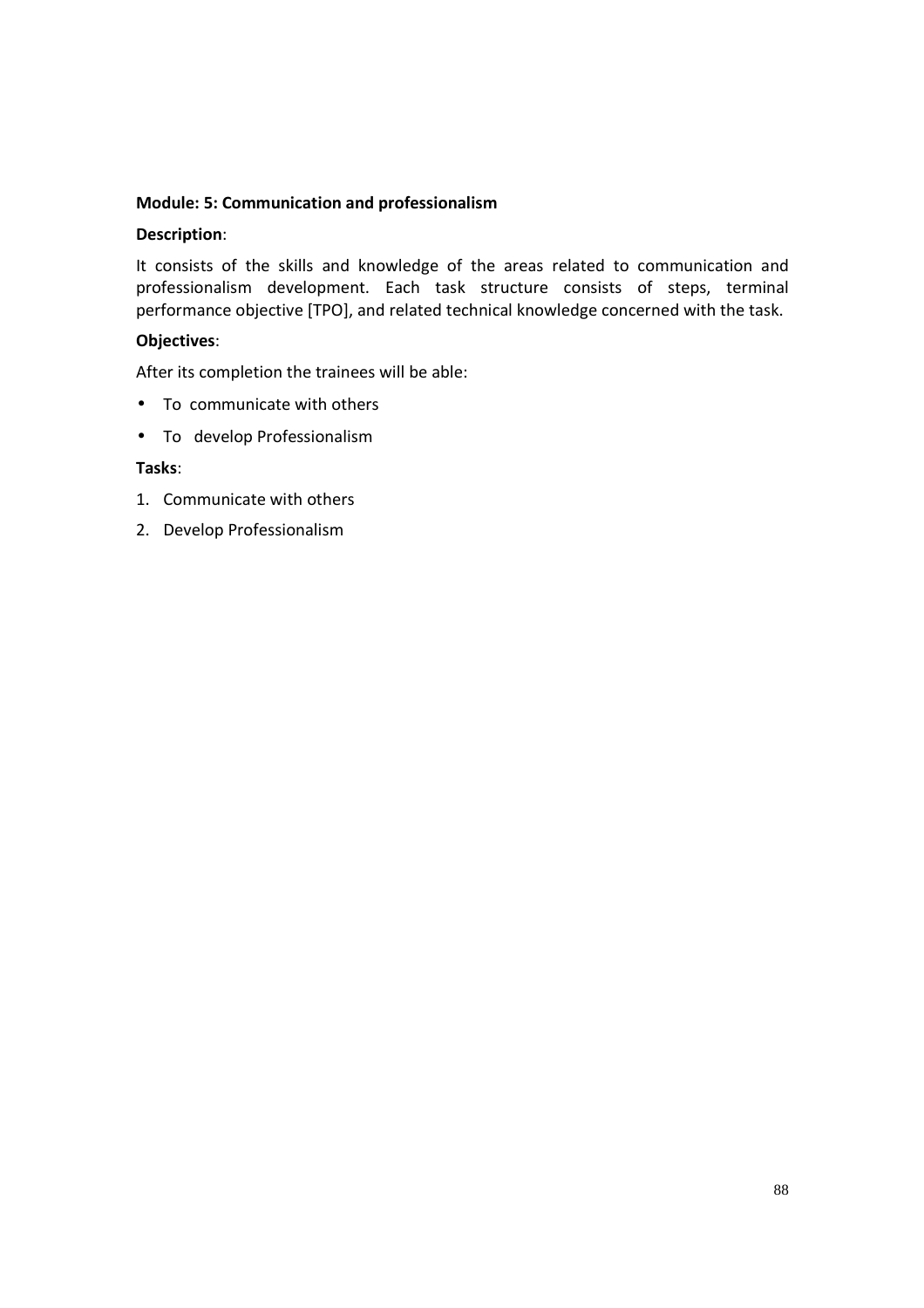**Module: 5: Communication and professionalism**

**Description**:

It consists of the skills and knowledge of the areas related to communication and professionalism development. Each task structure consists of steps, terminal performance objective [TPO], and related technical knowledge concerned with the task.

**Objectives**:

After its completion the trainees will be able:

- To communicate with others
- To develop Professionalism

**Tasks**:

1. Communicate with others
2. Develop Professionalism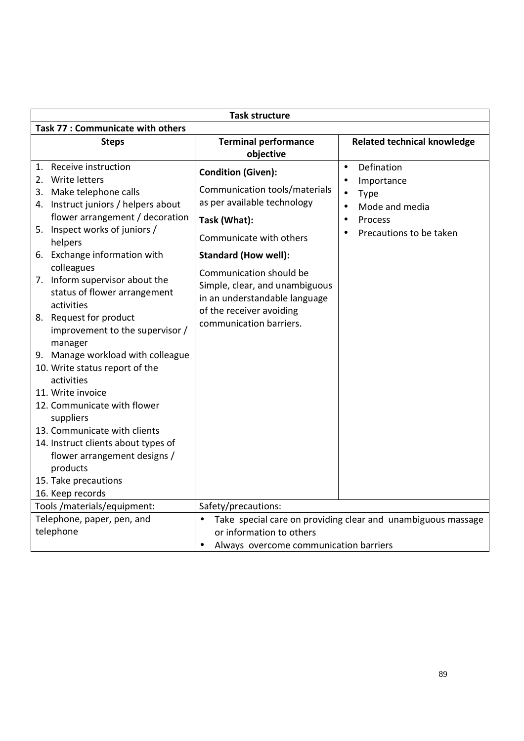| Task structure | | |
|---|---|---|
| **Task 77 : Communicate with others** | | |
| **Steps** | **Terminal performance objective** | **Related technical knowledge** |
| 1. Receive instruction<br>2. Write letters<br>3. Make telephone calls<br>4. Instruct juniors / helpers about flower arrangement / decoration<br>5. Inspect works of juniors / helpers<br>6. Exchange information with colleagues<br>7. Inform supervisor about the status of flower arrangement activities<br>8. Request for product improvement to the supervisor / manager<br>9. Manage workload with colleague<br>10. Write status report of the activities<br>11. Write invoice<br>12. Communicate with flower suppliers<br>13. Communicate with clients<br>14. Instruct clients about types of flower arrangement designs / products<br>15. Take precautions<br>16. Keep records | **Condition (Given):**<br>Communication tools/materials as per available technology<br>**Task (What):**<br>Communicate with others<br>**Standard (How well):**<br>Communication should be Simple, clear, and unambiguous in an understandable language of the receiver avoiding communication barriers. | • Defination<br>• Importance<br>• Type<br>• Mode and media<br>• Process<br>• Precautions to be taken |
| Tools /materials/equipment: | Safety/precautions: | |
| Telephone, paper, pen, and telephone | • Take special care on providing clear and unambiguous massage or information to others<br>• Always overcome communication barriers | |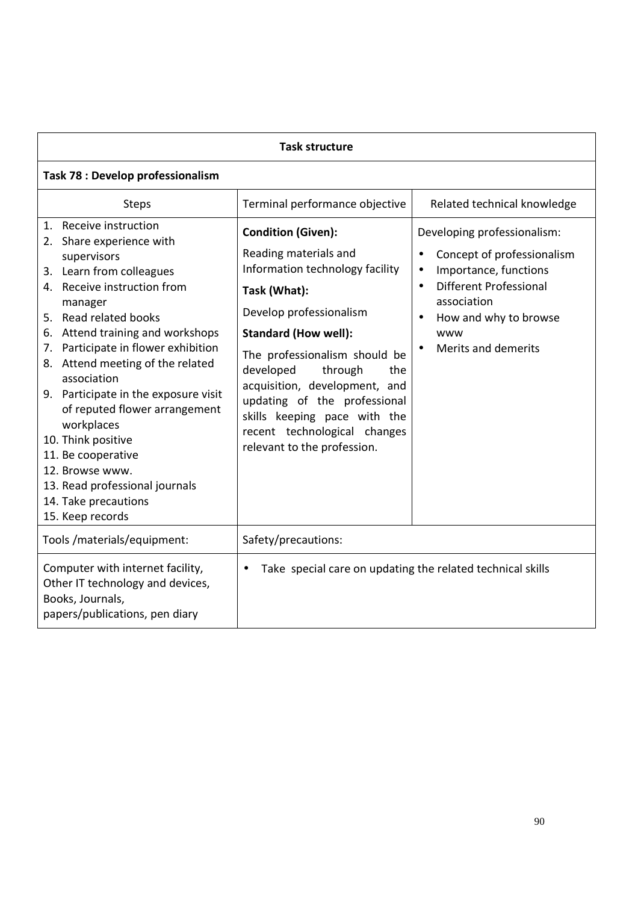| Task structure | | |
|---|---|---|
| **Task 78 : Develop professionalism** | | |
| Steps | Terminal performance objective | Related technical knowledge |
| 1. Receive instruction<br>2. Share experience with supervisors<br>3. Learn from colleagues<br>4. Receive instruction from manager<br>5. Read related books<br>6. Attend training and workshops<br>7. Participate in flower exhibition<br>8. Attend meeting of the related association<br>9. Participate in the exposure visit of reputed flower arrangement workplaces<br>10. Think positive<br>11. Be cooperative<br>12. Browse www.<br>13. Read professional journals<br>14. Take precautions<br>15. Keep records | **Condition (Given):**<br>Reading materials and Information technology facility<br>**Task (What):**<br>Develop professionalism<br>**Standard (How well):**<br>The professionalism should be developed through the acquisition, development, and updating of the professional skills keeping pace with the recent technological changes relevant to the profession. | Developing professionalism:<br>• Concept of professionalism<br>• Importance, functions<br>• Different Professional association<br>• How and why to browse www<br>• Merits and demerits |
| Tools /materials/equipment: | Safety/precautions: | |
| Computer with internet facility,<br>Other IT technology and devices,<br>Books, Journals,<br>papers/publications, pen diary | • Take special care on updating the related technical skills | |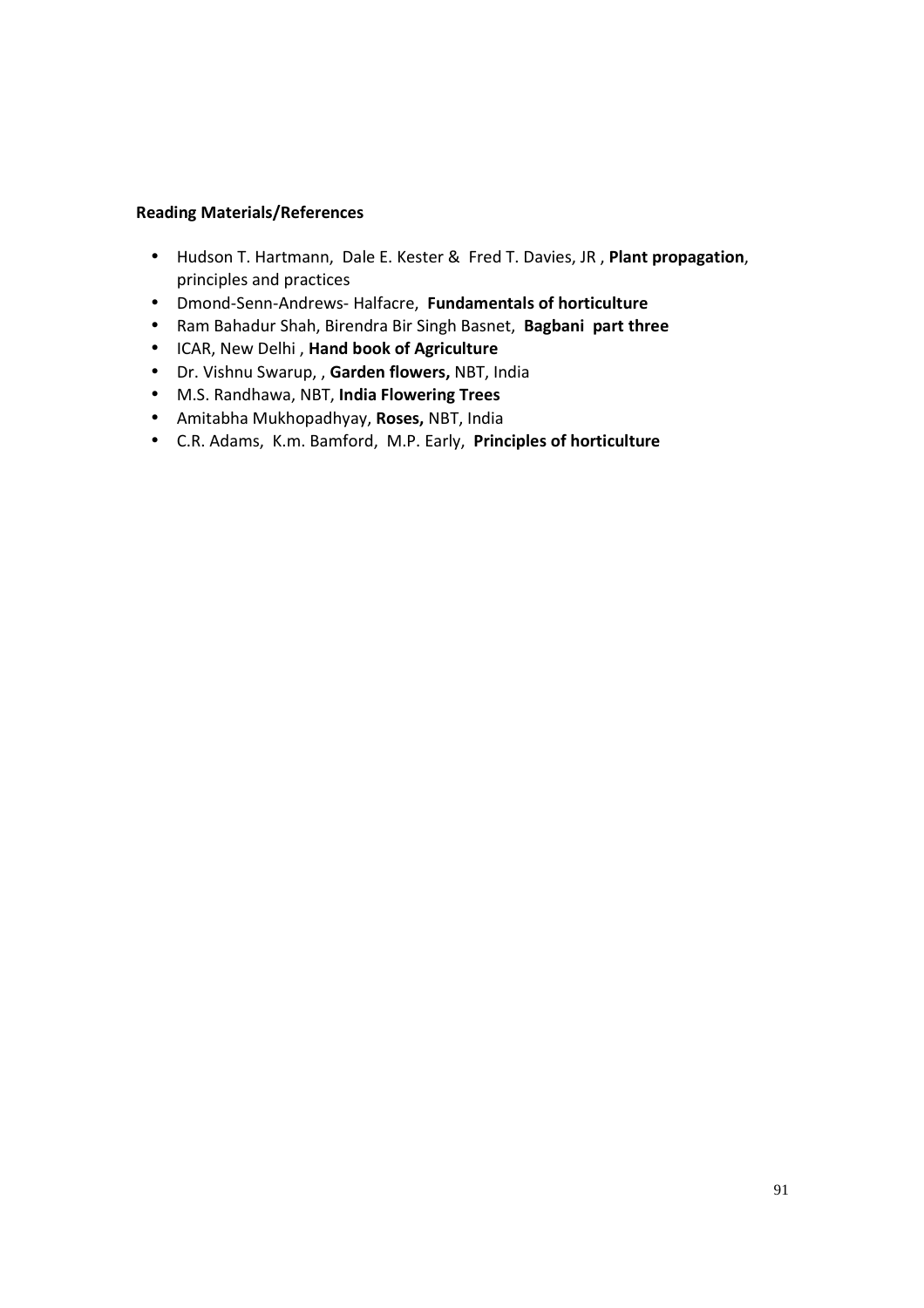**Reading Materials/References**

- Hudson T. Hartmann, Dale E. Kester & Fred T. Davies, JR , **Plant propagation**, principles and practices
- Dmond-Senn-Andrews- Halfacre, **Fundamentals of horticulture**
- Ram Bahadur Shah, Birendra Bir Singh Basnet, **Bagbani part three**
- ICAR, New Delhi , **Hand book of Agriculture**
- Dr. Vishnu Swarup, , **Garden flowers,** NBT, India
- M.S. Randhawa, NBT, **India Flowering Trees**
- Amitabha Mukhopadhyay, **Roses,** NBT, India
- C.R. Adams, K.m. Bamford, M.P. Early, **Principles of horticulture**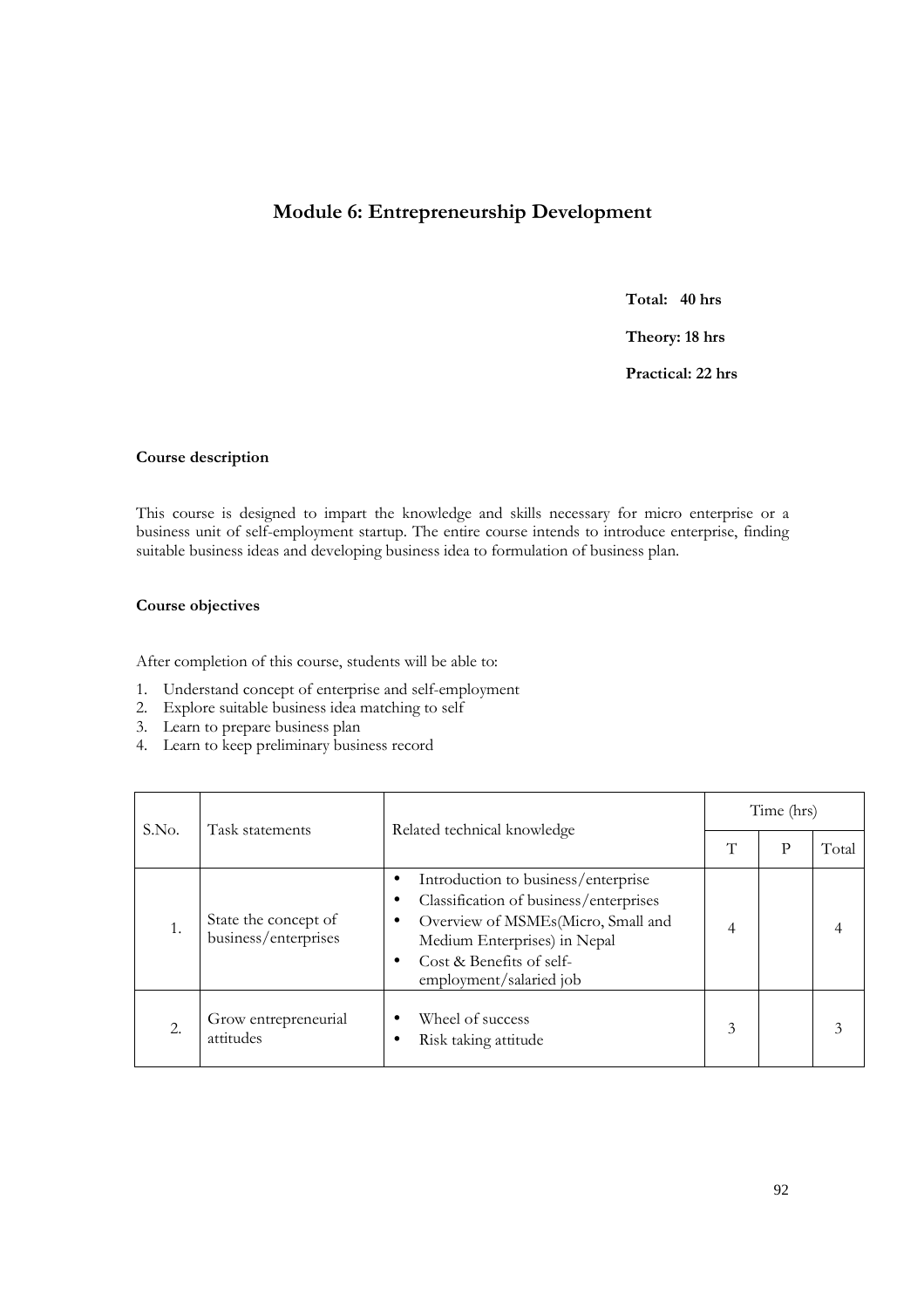# Module 6: Entrepreneurship Development

**Total: 40 hrs**

**Theory: 18 hrs**

**Practical: 22 hrs**

**Course description**

This course is designed to impart the knowledge and skills necessary for micro enterprise or a business unit of self-employment startup. The entire course intends to introduce enterprise, finding suitable business ideas and developing business idea to formulation of business plan.

**Course objectives**

After completion of this course, students will be able to:

1. Understand concept of enterprise and self-employment
2. Explore suitable business idea matching to self
3. Learn to prepare business plan
4. Learn to keep preliminary business record

| S.No. | Task statements | Related technical knowledge | Time (hrs) | | |
|---|---|---|---|---|---|
| | | | T | P | Total |
| 1. | State the concept of business/enterprises | • Introduction to business/enterprise<br>• Classification of business/enterprises<br>• Overview of MSMEs(Micro, Small and Medium Enterprises) in Nepal<br>• Cost & Benefits of self-employment/salaried job | 4 | | 4 |
| 2. | Grow entrepreneurial attitudes | • Wheel of success<br>• Risk taking attitude | 3 | | 3 |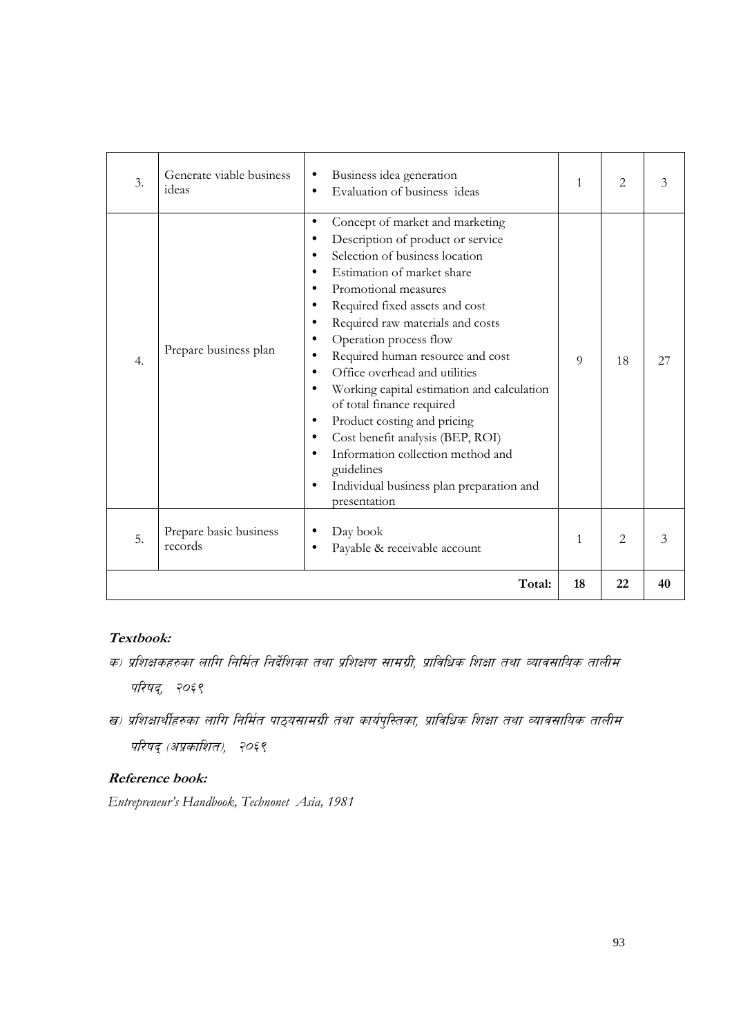| 3. | Generate viable business ideas | • Business idea generation<br>• Evaluation of business ideas | 1 | 2 | 3 |
|---|---|---|---|---|---|
| 4. | Prepare business plan | • Concept of market and marketing<br>• Description of product or service<br>• Selection of business location<br>• Estimation of market share<br>• Promotional measures<br>• Required fixed assets and cost<br>• Required raw materials and costs<br>• Operation process flow<br>• Required human resource and cost<br>• Office overhead and utilities<br>• Working capital estimation and calculation of total finance required<br>• Product costing and pricing<br>• Cost benefit analysis (BEP, ROI)<br>• Information collection method and guidelines<br>• Individual business plan preparation and presentation | 9 | 18 | 27 |
| 5. | Prepare basic business records | • Day book<br>• Payable & receivable account | 1 | 2 | 3 |
| | | **Total:** | **18** | **22** | **40** |

**Textbook:**

*क) प्रशिक्षकहरुका लागि निर्मित निर्देशिका तथा प्रशिक्षण सामग्री, प्राविधिक शिक्षा तथा व्यावसायिक तालीम परिषद्, २०६९*

*ख) प्रशिक्षार्थीहरुका लागि निर्मित पाठ्यसामग्री तथा कार्यपुस्तिका, प्राविधिक शिक्षा तथा व्यावसायिक तालीम परिषद् (अप्रकाशित), २०६९*

**Reference book:**

*Entrepreneur's Handbook, Technonet Asia, 1981*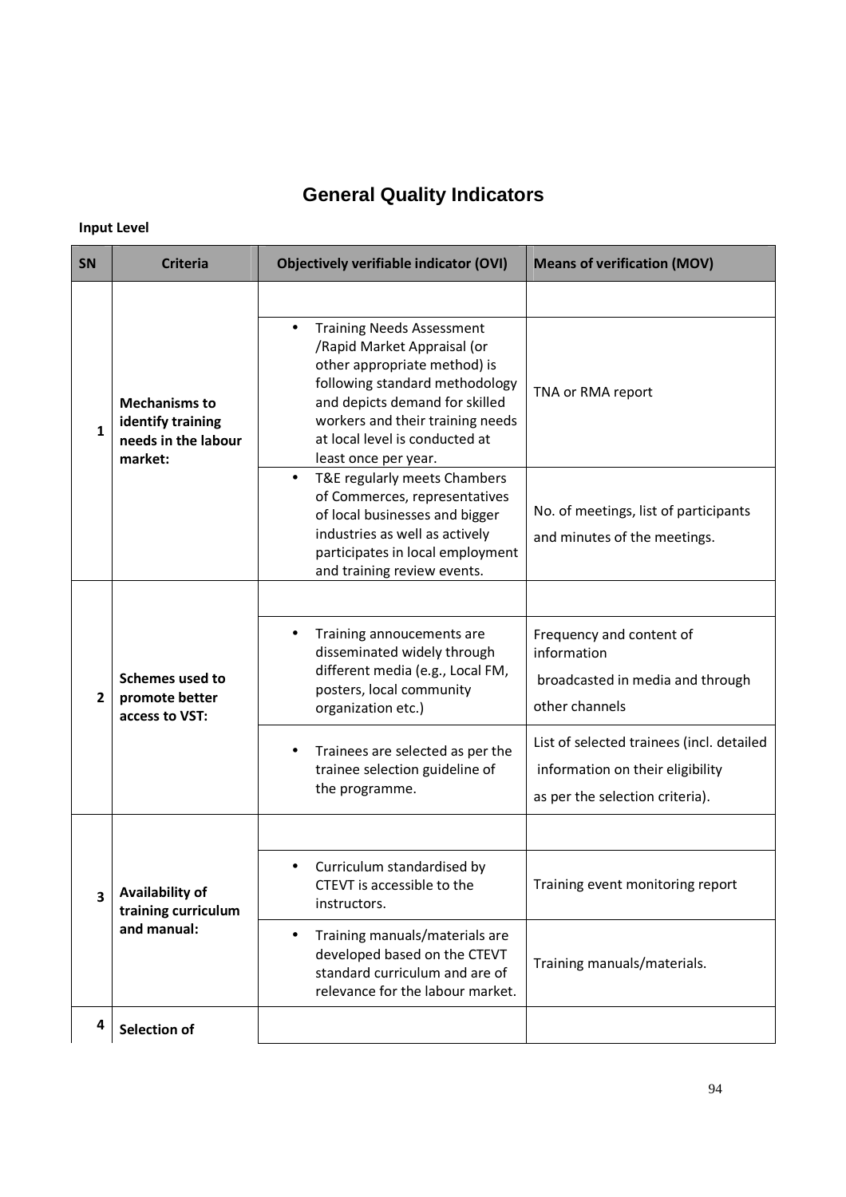# General Quality Indicators

**Input Level**

| SN | Criteria | Objectively verifiable indicator (OVI) | Means of verification (MOV) |
|---|---|---|---|
| 1 | **Mechanisms to identify training needs in the labour market:** | | |
| | | • Training Needs Assessment /Rapid Market Appraisal (or other appropriate method) is following standard methodology and depicts demand for skilled workers and their training needs at local level is conducted at least once per year. | TNA or RMA report |
| | | • T&E regularly meets Chambers of Commerces, representatives of local businesses and bigger industries as well as actively participates in local employment and training review events. | No. of meetings, list of participants and minutes of the meetings. |
| 2 | **Schemes used to promote better access to VST:** | | |
| | | • Training annoucements are disseminated widely through different media (e.g., Local FM, posters, local community organization etc.) | Frequency and content of information broadcasted in media and through other channels |
| | | • Trainees are selected as per the trainee selection guideline of the programme. | List of selected trainees (incl. detailed information on their eligibility as per the selection criteria). |
| 3 | **Availability of training curriculum and manual:** | | |
| | | • Curriculum standardised by CTEVT is accessible to the instructors. | Training event monitoring report |
| | | • Training manuals/materials are developed based on the CTEVT standard curriculum and are of relevance for the labour market. | Training manuals/materials. |
| 4 | **Selection of** | | |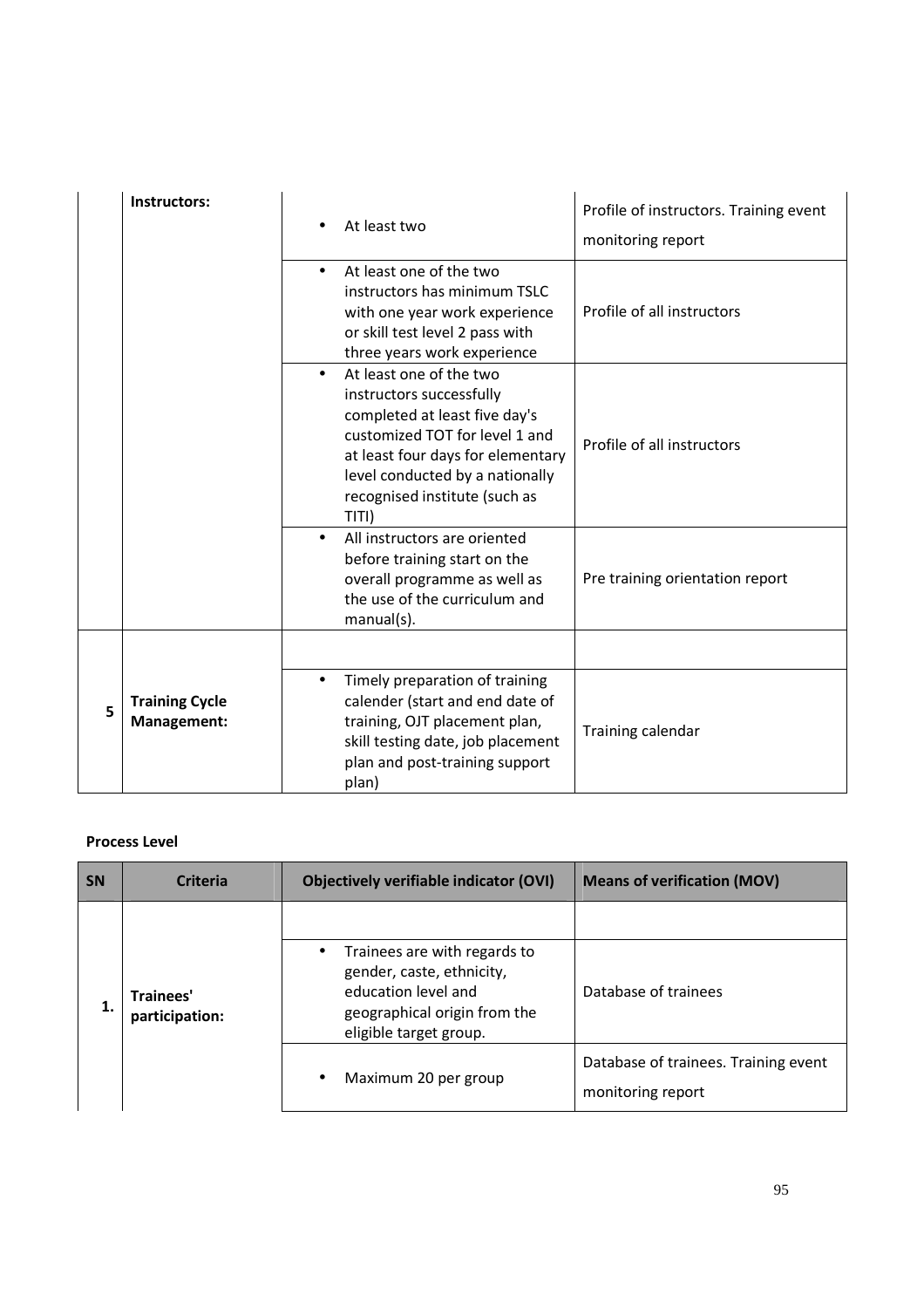| | | | |
|---|---|---|---|
| | **Instructors:** | • At least two | Profile of instructors. Training event monitoring report |
| | | • At least one of the two instructors has minimum TSLC with one year work experience or skill test level 2 pass with three years work experience | Profile of all instructors |
| | | • At least one of the two instructors successfully completed at least five day's customized TOT for level 1 and at least four days for elementary level conducted by a nationally recognised institute (such as TITI) | Profile of all instructors |
| | | • All instructors are oriented before training start on the overall programme as well as the use of the curriculum and manual(s). | Pre training orientation report |
| **5** | **Training Cycle Management:** | | |
| | | • Timely preparation of training calender (start and end date of training, OJT placement plan, skill testing date, job placement plan and post-training support plan) | Training calendar |

**Process Level**

| SN | Criteria | Objectively verifiable indicator (OVI) | Means of verification (MOV) |
|---|---|---|---|
| **1.** | **Trainees' participation:** | | |
| | | • Trainees are with regards to gender, caste, ethnicity, education level and geographical origin from the eligible target group. | Database of trainees |
| | | • Maximum 20 per group | Database of trainees. Training event monitoring report |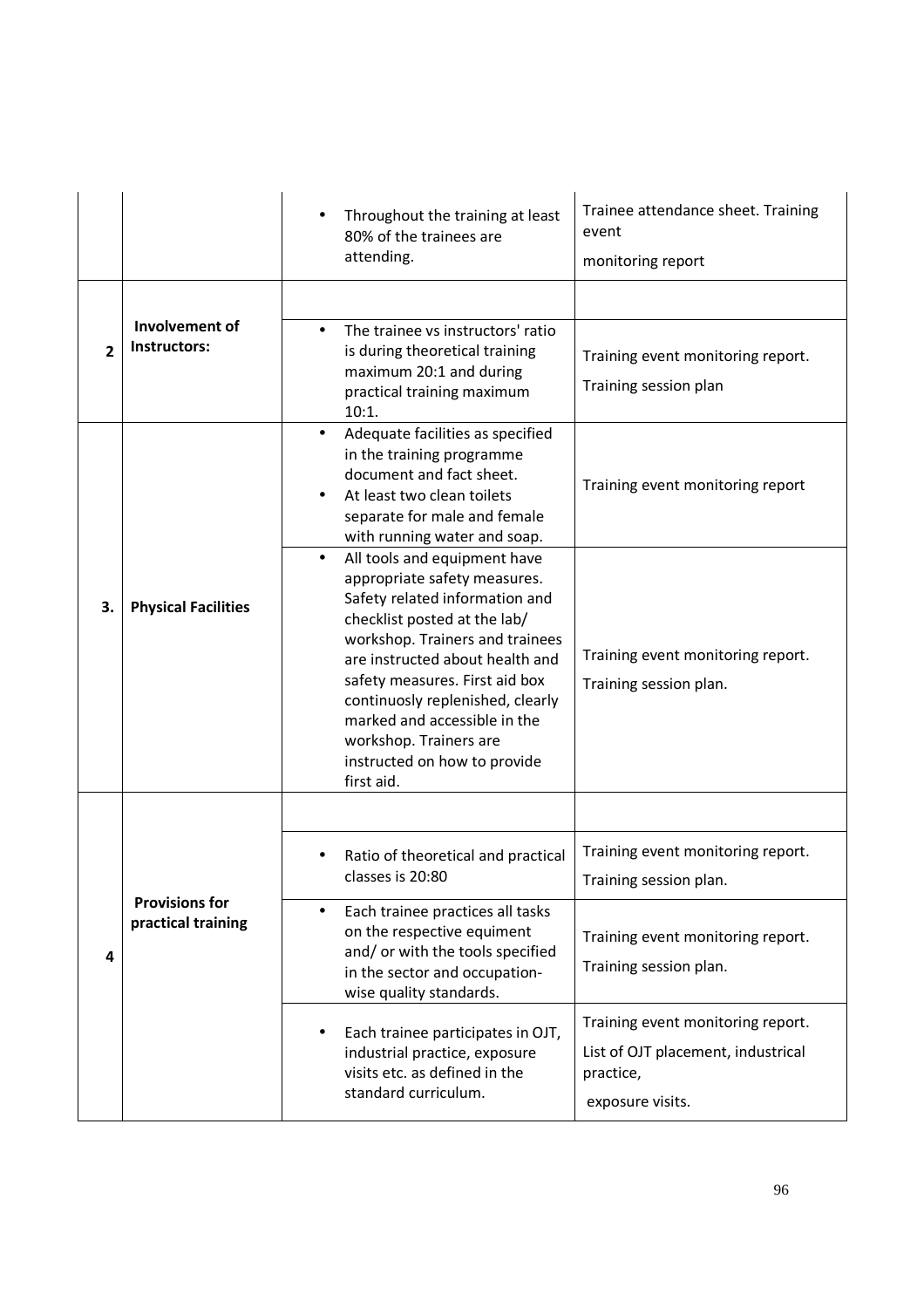| | | | |
|---|---|---|---|
| | | • Throughout the training at least 80% of the trainees are attending. | Trainee attendance sheet. Training event<br><br>monitoring report |
| | | | |
| **2** | **Involvement of Instructors:** | • The trainee vs instructors' ratio is during theoretical training maximum 20:1 and during practical training maximum 10:1. | Training event monitoring report.<br><br>Training session plan |
| **3.** | **Physical Facilities** | • Adequate facilities as specified in the training programme document and fact sheet.<br>• At least two clean toilets separate for male and female with running water and soap. | Training event monitoring report |
| | | • All tools and equipment have appropriate safety measures. Safety related information and checklist posted at the lab/ workshop. Trainers and trainees are instructed about health and safety measures. First aid box continuously replenished, clearly marked and accessible in the workshop. Trainers are instructed on how to provide first aid. | Training event monitoring report.<br><br>Training session plan. |
| **4** | **Provisions for practical training** | | |
| | | • Ratio of theoretical and practical classes is 20:80 | Training event monitoring report.<br><br>Training session plan. |
| | | • Each trainee practices all tasks on the respective equiment and/ or with the tools specified in the sector and occupation-wise quality standards. | Training event monitoring report.<br><br>Training session plan. |
| | | • Each trainee participates in OJT, industrial practice, exposure visits etc. as defined in the standard curriculum. | Training event monitoring report.<br><br>List of OJT placement, industrial practice,<br><br>exposure visits. |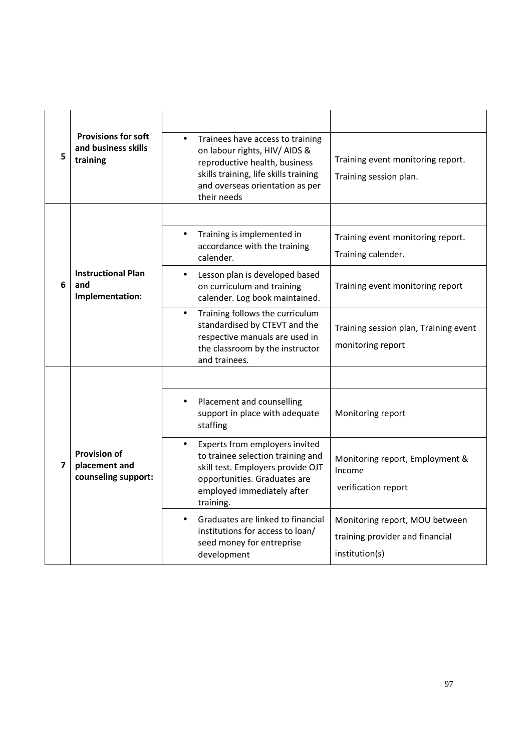| | | | |
|---|---|---|---|
| 5 | **Provisions for soft and business skills training** | • Trainees have access to training on labour rights, HIV/ AIDS & reproductive health, business skills training, life skills training and overseas orientation as per their needs | Training event monitoring report. Training session plan. |
| 6 | **Instructional Plan and Implementation:** | • Training is implemented in accordance with the training calender. | Training event monitoring report. Training calender. |
| | | • Lesson plan is developed based on curriculum and training calender. Log book maintained. | Training event monitoring report |
| | | • Training follows the curriculum standardised by CTEVT and the respective manuals are used in the classroom by the instructor and trainees. | Training session plan, Training event monitoring report |
| 7 | **Provision of placement and counseling support:** | • Placement and counselling support in place with adequate staffing | Monitoring report |
| | | • Experts from employers invited to trainee selection training and skill test. Employers provide OJT opportunities. Graduates are employed immediately after training. | Monitoring report, Employment & Income verification report |
| | | • Graduates are linked to financial institutions for access to loan/ seed money for entreprise development | Monitoring report, MOU between training provider and financial institution(s) |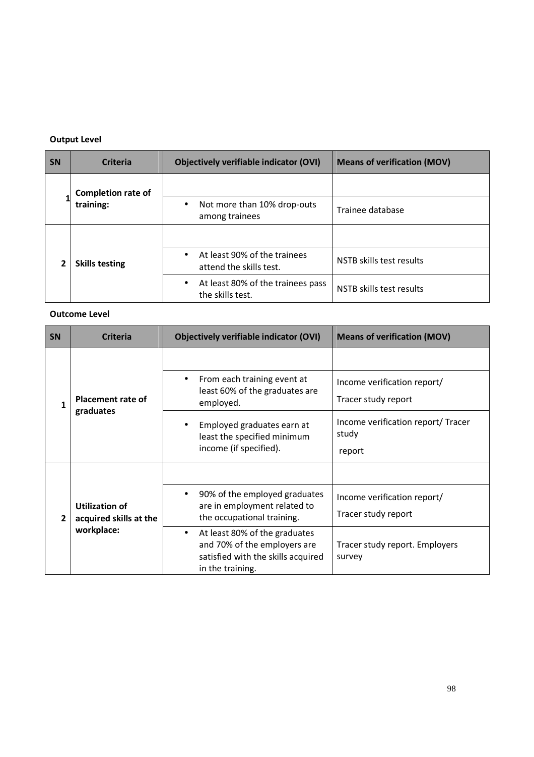**Output Level**

| SN | Criteria | Objectively verifiable indicator (OVI) | Means of verification (MOV) |
|---|---|---|---|
| 1 | **Completion rate of training:** | | |
| | | • Not more than 10% drop-outs among trainees | Trainee database |
| 2 | **Skills testing** | | |
| | | • At least 90% of the trainees attend the skills test. | NSTB skills test results |
| | | • At least 80% of the trainees pass the skills test. | NSTB skills test results |

**Outcome Level**

| SN | Criteria | Objectively verifiable indicator (OVI) | Means of verification (MOV) |
|---|---|---|---|
| 1 | **Placement rate of graduates** | | |
| | | • From each training event at least 60% of the graduates are employed. | Income verification report/ Tracer study report |
| | | • Employed graduates earn at least the specified minimum income (if specified). | Income verification report/ Tracer study report |
| 2 | **Utilization of acquired skills at the workplace:** | | |
| | | • 90% of the employed graduates are in employment related to the occupational training. | Income verification report/ Tracer study report |
| | | • At least 80% of the graduates and 70% of the employers are satisfied with the skills acquired in the training. | Tracer study report. Employers survey |